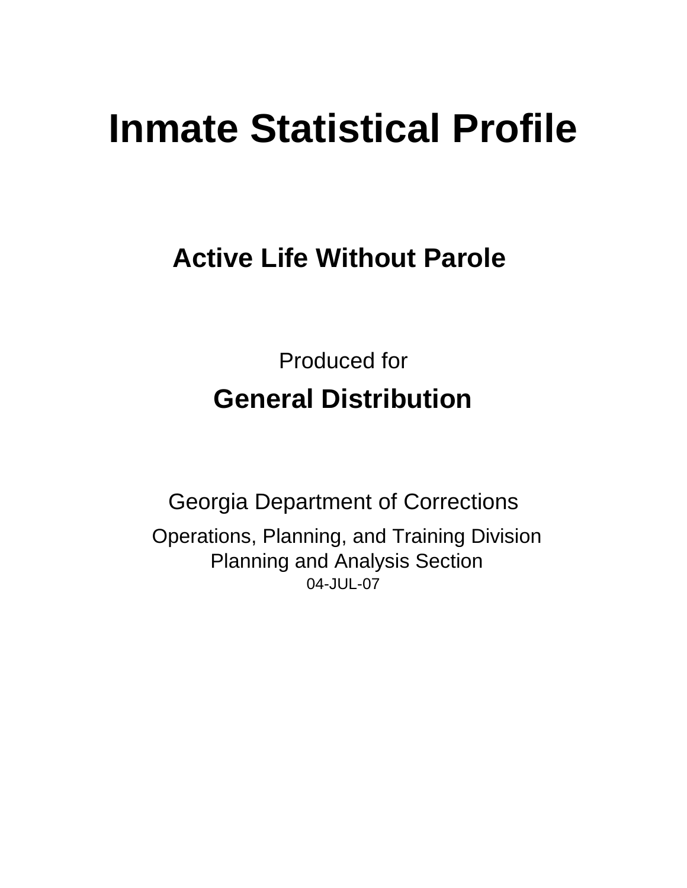# Inmate Statistical Profile

## Active Life Without Parole

Produced for

## General Distribution

Georgia Department of Corrections

Operations, Planning, and Training Division
Planning and Analysis Section
04-JUL-07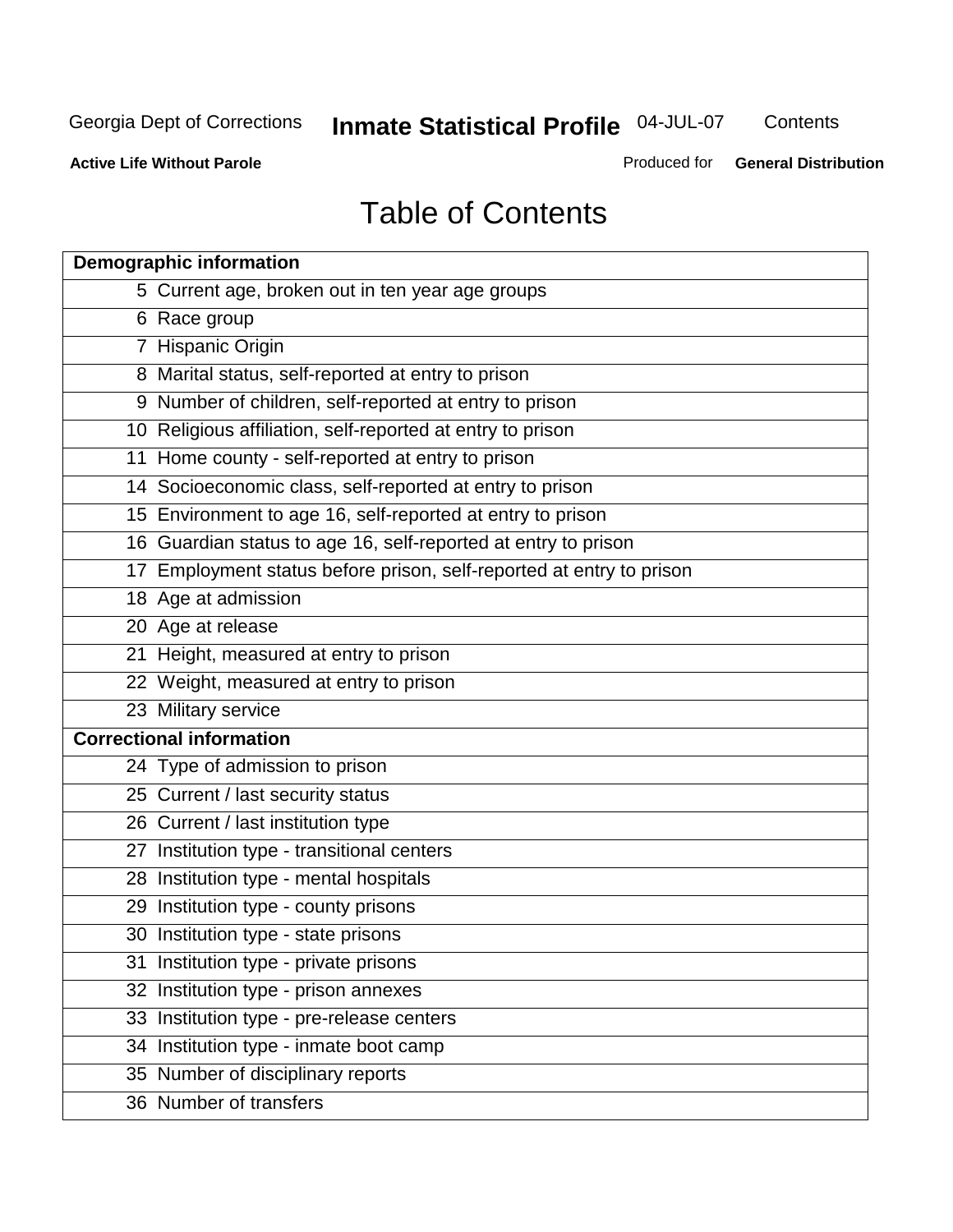# Table of Contents

| Demographic information | |
|---|---|
| 5 | Current age, broken out in ten year age groups |
| 6 | Race group |
| 7 | Hispanic Origin |
| 8 | Marital status, self-reported at entry to prison |
| 9 | Number of children, self-reported at entry to prison |
| 10 | Religious affiliation, self-reported at entry to prison |
| 11 | Home county - self-reported at entry to prison |
| 14 | Socioeconomic class, self-reported at entry to prison |
| 15 | Environment to age 16, self-reported at entry to prison |
| 16 | Guardian status to age 16, self-reported at entry to prison |
| 17 | Employment status before prison, self-reported at entry to prison |
| 18 | Age at admission |
| 20 | Age at release |
| 21 | Height, measured at entry to prison |
| 22 | Weight, measured at entry to prison |
| 23 | Military service |
| **Correctional information** | |
| 24 | Type of admission to prison |
| 25 | Current / last security status |
| 26 | Current / last institution type |
| 27 | Institution type - transitional centers |
| 28 | Institution type - mental hospitals |
| 29 | Institution type - county prisons |
| 30 | Institution type - state prisons |
| 31 | Institution type - private prisons |
| 32 | Institution type - prison annexes |
| 33 | Institution type - pre-release centers |
| 34 | Institution type - inmate boot camp |
| 35 | Number of disciplinary reports |
| 36 | Number of transfers |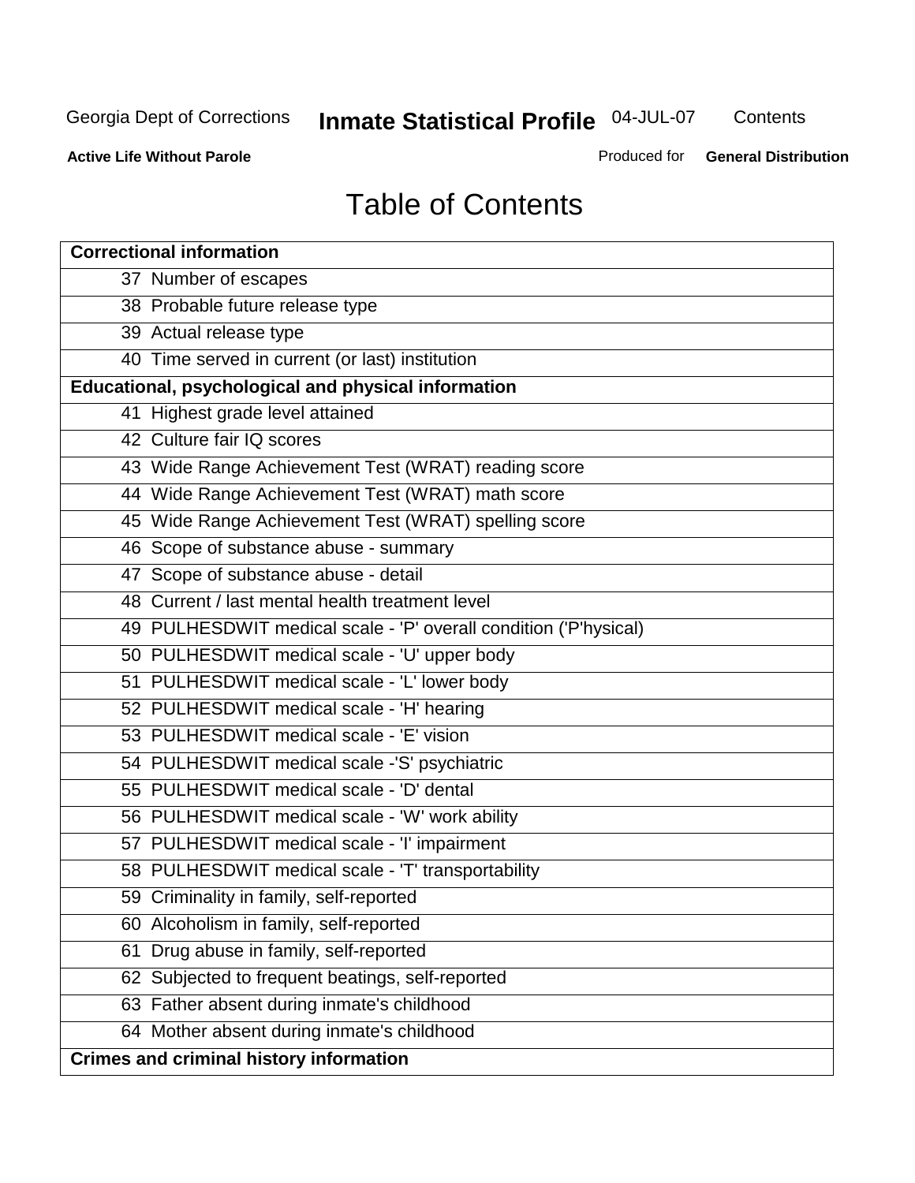Georgia Dept of Corrections **Inmate Statistical Profile** 04-JUL-07 Contents

**Active Life Without Parole** Produced for **General Distribution**

# Table of Contents

| **Correctional information** |
|---|
| 37 Number of escapes |
| 38 Probable future release type |
| 39 Actual release type |
| 40 Time served in current (or last) institution |
| **Educational, psychological and physical information** |
| 41 Highest grade level attained |
| 42 Culture fair IQ scores |
| 43 Wide Range Achievement Test (WRAT) reading score |
| 44 Wide Range Achievement Test (WRAT) math score |
| 45 Wide Range Achievement Test (WRAT) spelling score |
| 46 Scope of substance abuse - summary |
| 47 Scope of substance abuse - detail |
| 48 Current / last mental health treatment level |
| 49 PULHESDWIT medical scale - 'P' overall condition ('P'hysical) |
| 50 PULHESDWIT medical scale - 'U' upper body |
| 51 PULHESDWIT medical scale - 'L' lower body |
| 52 PULHESDWIT medical scale - 'H' hearing |
| 53 PULHESDWIT medical scale - 'E' vision |
| 54 PULHESDWIT medical scale -'S' psychiatric |
| 55 PULHESDWIT medical scale - 'D' dental |
| 56 PULHESDWIT medical scale - 'W' work ability |
| 57 PULHESDWIT medical scale - 'I' impairment |
| 58 PULHESDWIT medical scale - 'T' transportability |
| 59 Criminality in family, self-reported |
| 60 Alcoholism in family, self-reported |
| 61 Drug abuse in family, self-reported |
| 62 Subjected to frequent beatings, self-reported |
| 63 Father absent during inmate's childhood |
| 64 Mother absent during inmate's childhood |
| **Crimes and criminal history information** |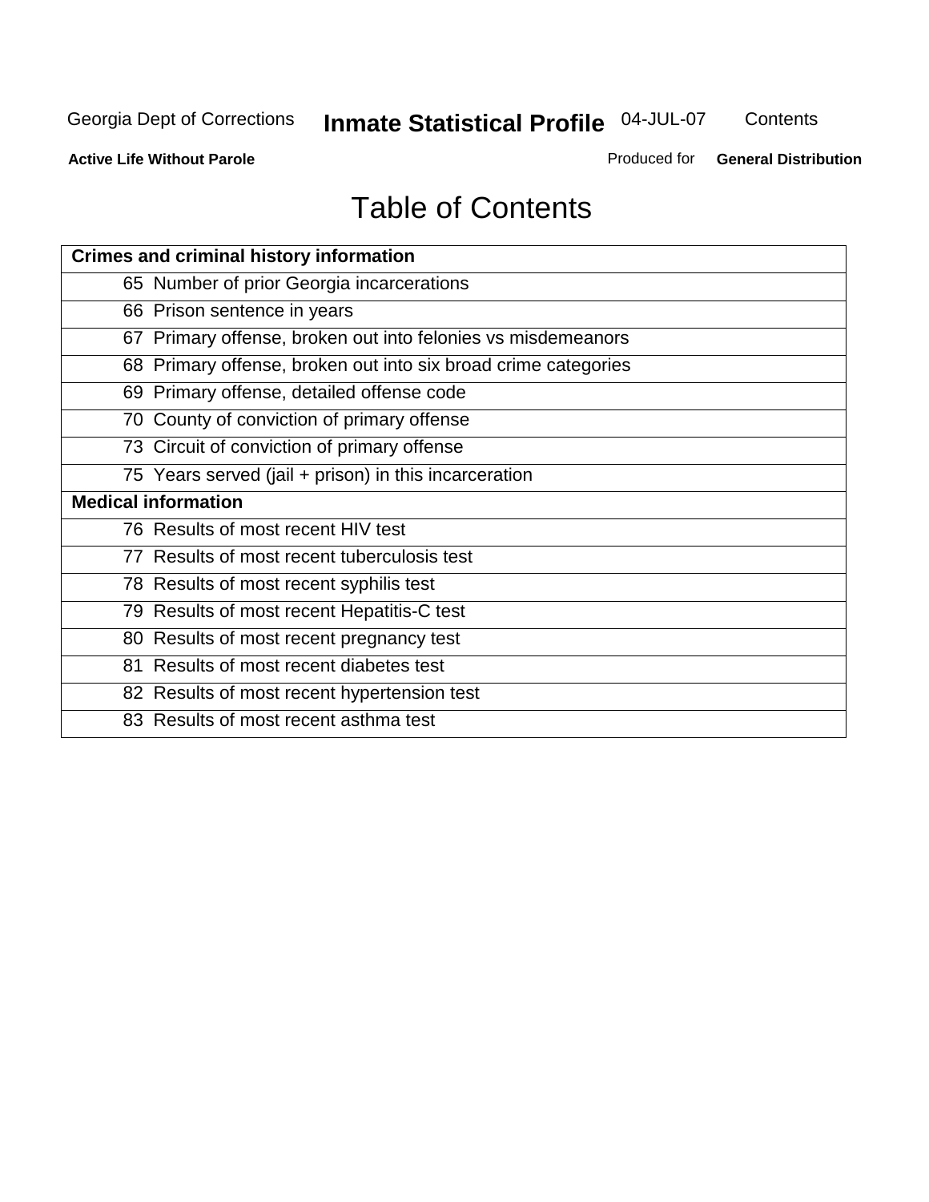# Table of Contents

| Crimes and criminal history information |
|---|
| 65 Number of prior Georgia incarcerations |
| 66 Prison sentence in years |
| 67 Primary offense, broken out into felonies vs misdemeanors |
| 68 Primary offense, broken out into six broad crime categories |
| 69 Primary offense, detailed offense code |
| 70 County of conviction of primary offense |
| 73 Circuit of conviction of primary offense |
| 75 Years served (jail + prison) in this incarceration |
| **Medical information** |
| 76 Results of most recent HIV test |
| 77 Results of most recent tuberculosis test |
| 78 Results of most recent syphilis test |
| 79 Results of most recent Hepatitis-C test |
| 80 Results of most recent pregnancy test |
| 81 Results of most recent diabetes test |
| 82 Results of most recent hypertension test |
| 83 Results of most recent asthma test |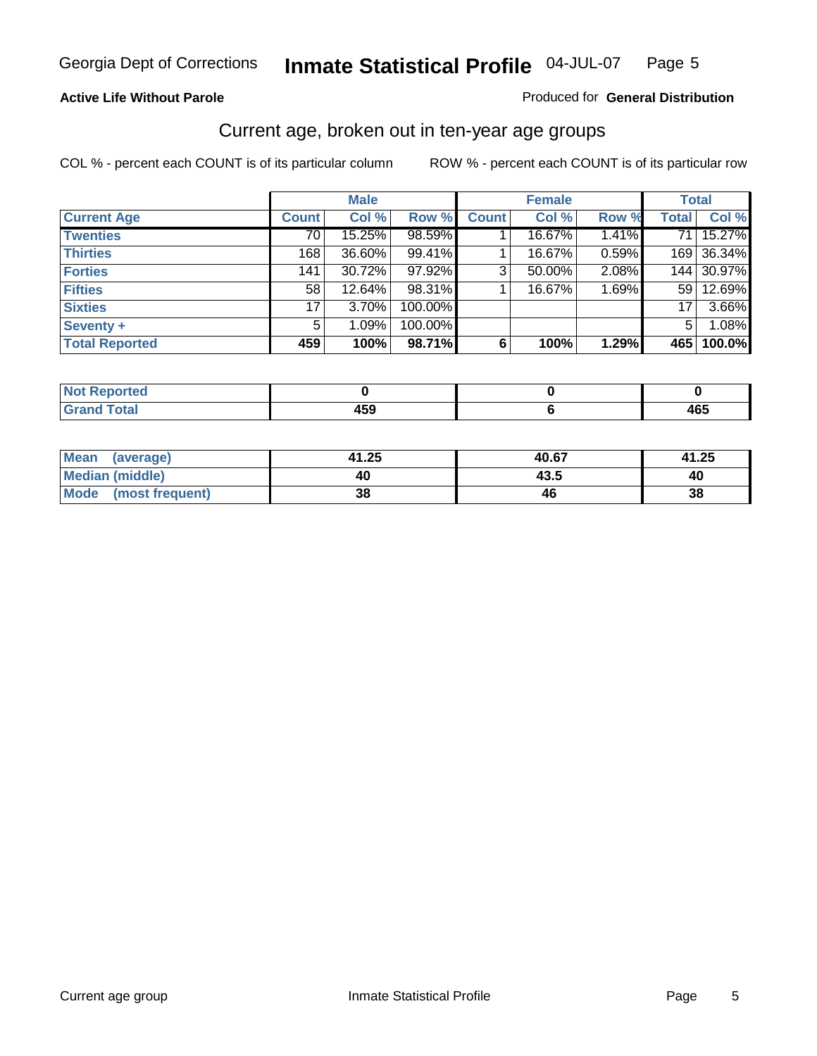**Active Life Without Parole**

Produced for **General Distribution**

## Current age, broken out in ten-year age groups

COL % - percent each COUNT is of its particular column

ROW % - percent each COUNT is of its particular row

| | Male | | | Female | | | Total | |
|---|---|---|---|---|---|---|---|---|
| **Current Age** | **Count** | **Col %** | **Row %** | **Count** | **Col %** | **Row %** | **Total** | **Col %** |
| **Twenties** | 70 | 15.25% | 98.59% | 1 | 16.67% | 1.41% | 71 | 15.27% |
| **Thirties** | 168 | 36.60% | 99.41% | 1 | 16.67% | 0.59% | 169 | 36.34% |
| **Forties** | 141 | 30.72% | 97.92% | 3 | 50.00% | 2.08% | 144 | 30.97% |
| **Fifties** | 58 | 12.64% | 98.31% | 1 | 16.67% | 1.69% | 59 | 12.69% |
| **Sixties** | 17 | 3.70% | 100.00% | | | | 17 | 3.66% |
| **Seventy +** | 5 | 1.09% | 100.00% | | | | 5 | 1.08% |
| **Total Reported** | **459** | **100%** | **98.71%** | **6** | **100%** | **1.29%** | **465** | **100.0%** |

| | Male | Female | Total |
|---|---|---|---|
| **Not Reported** | **0** | **0** | **0** |
| **Grand Total** | **459** | **6** | **465** |

| | Male | Female | Total |
|---|---|---|---|
| **Mean (average)** | **41.25** | **40.67** | **41.25** |
| **Median (middle)** | **40** | **43.5** | **40** |
| **Mode (most frequent)** | **38** | **46** | **38** |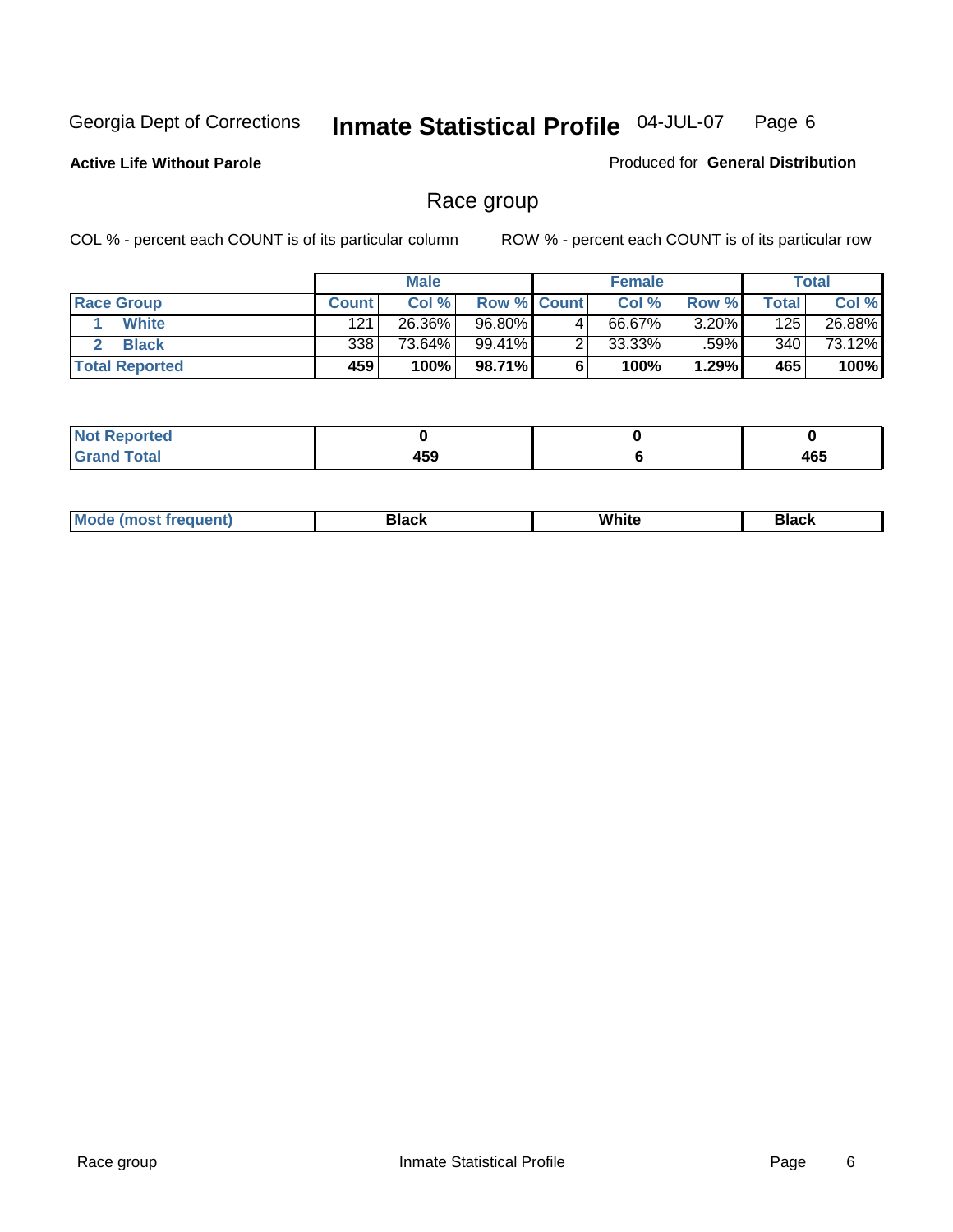Georgia Dept of Corrections **Inmate Statistical Profile** 04-JUL-07

**Active Life Without Parole**

Produced for **General Distribution**

## Race group

COL % - percent each COUNT is of its particular column ROW % - percent each COUNT is of its particular row

| | Male | | | Female | | | Total | |
|---|---|---|---|---|---|---|---|---|
| **Race Group** | **Count** | **Col %** | **Row %** | **Count** | **Col %** | **Row %** | **Total** | **Col %** |
| 1 **White** | 121 | 26.36% | 96.80% | 4 | 66.67% | 3.20% | 125 | 26.88% |
| 2 **Black** | 338 | 73.64% | 99.41% | 2 | 33.33% | .59% | 340 | 73.12% |
| **Total Reported** | **459** | **100%** | **98.71%** | **6** | **100%** | **1.29%** | **465** | **100%** |

| | Male | Female | Total |
|---|---|---|---|
| **Not Reported** | **0** | **0** | **0** |
| **Grand Total** | **459** | **6** | **465** |

| | Male | Female | Total |
|---|---|---|---|
| **Mode (most frequent)** | **Black** | **White** | **Black** |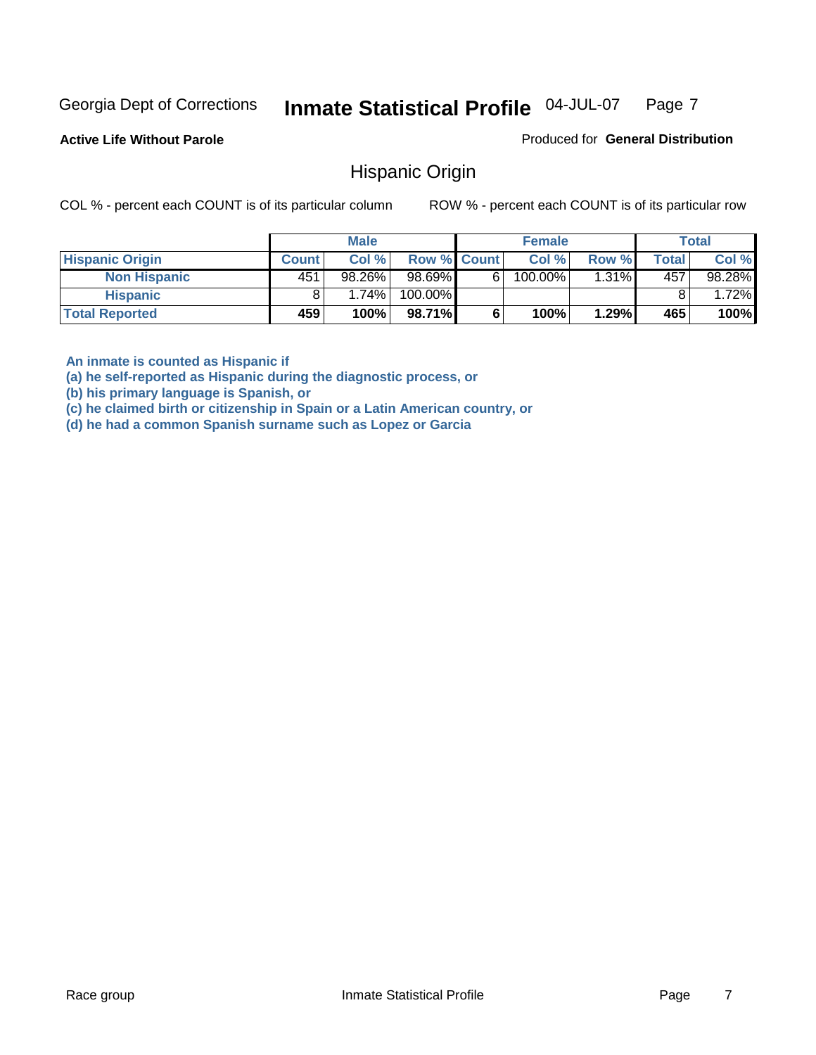Georgia Dept of Corrections **Inmate Statistical Profile** 04-JUL-07

**Active Life Without Parole**

Produced for **General Distribution**

## Hispanic Origin

COL % - percent each COUNT is of its particular column

ROW % - percent each COUNT is of its particular row

| | Male | | | Female | | | Total | |
|---|---|---|---|---|---|---|---|---|
| **Hispanic Origin** | **Count** | **Col %** | **Row %** | **Count** | **Col %** | **Row %** | **Total** | **Col %** |
| **Non Hispanic** | 451 | 98.26% | 98.69% | 6 | 100.00% | 1.31% | 457 | 98.28% |
| **Hispanic** | 8 | 1.74% | 100.00% | | | | 8 | 1.72% |
| **Total Reported** | **459** | **100%** | **98.71%** | **6** | **100%** | **1.29%** | **465** | **100%** |

**An inmate is counted as Hispanic if**
**(a) he self-reported as Hispanic during the diagnostic process, or**
**(b) his primary language is Spanish, or**
**(c) he claimed birth or citizenship in Spain or a Latin American country, or**
**(d) he had a common Spanish surname such as Lopez or Garcia**

Race group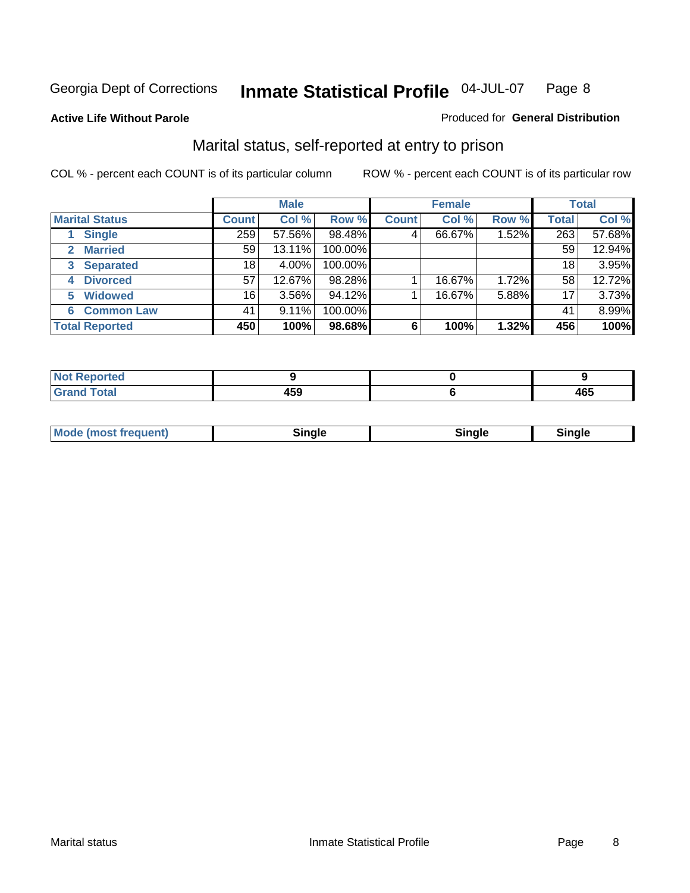Georgia Dept of Corrections **Inmate Statistical Profile** 04-JUL-07

**Active Life Without Parole**

Produced for **General Distribution**

## Marital status, self-reported at entry to prison

COL % - percent each COUNT is of its particular column ROW % - percent each COUNT is of its particular row

| | Male | | | Female | | | Total | |
|---|---|---|---|---|---|---|---|---|
| **Marital Status** | **Count** | **Col %** | **Row %** | **Count** | **Col %** | **Row %** | **Total** | **Col %** |
| 1 **Single** | 259 | 57.56% | 98.48% | 4 | 66.67% | 1.52% | 263 | 57.68% |
| 2 **Married** | 59 | 13.11% | 100.00% | | | | 59 | 12.94% |
| 3 **Separated** | 18 | 4.00% | 100.00% | | | | 18 | 3.95% |
| 4 **Divorced** | 57 | 12.67% | 98.28% | 1 | 16.67% | 1.72% | 58 | 12.72% |
| 5 **Widowed** | 16 | 3.56% | 94.12% | 1 | 16.67% | 5.88% | 17 | 3.73% |
| 6 **Common Law** | 41 | 9.11% | 100.00% | | | | 41 | 8.99% |
| **Total Reported** | **450** | **100%** | **98.68%** | **6** | **100%** | **1.32%** | **456** | **100%** |

| | Male | Female | Total |
|---|---|---|---|
| **Not Reported** | **9** | **0** | **9** |
| **Grand Total** | **459** | **6** | **465** |

| | Male | Female | Total |
|---|---|---|---|
| **Mode (most frequent)** | **Single** | **Single** | **Single** |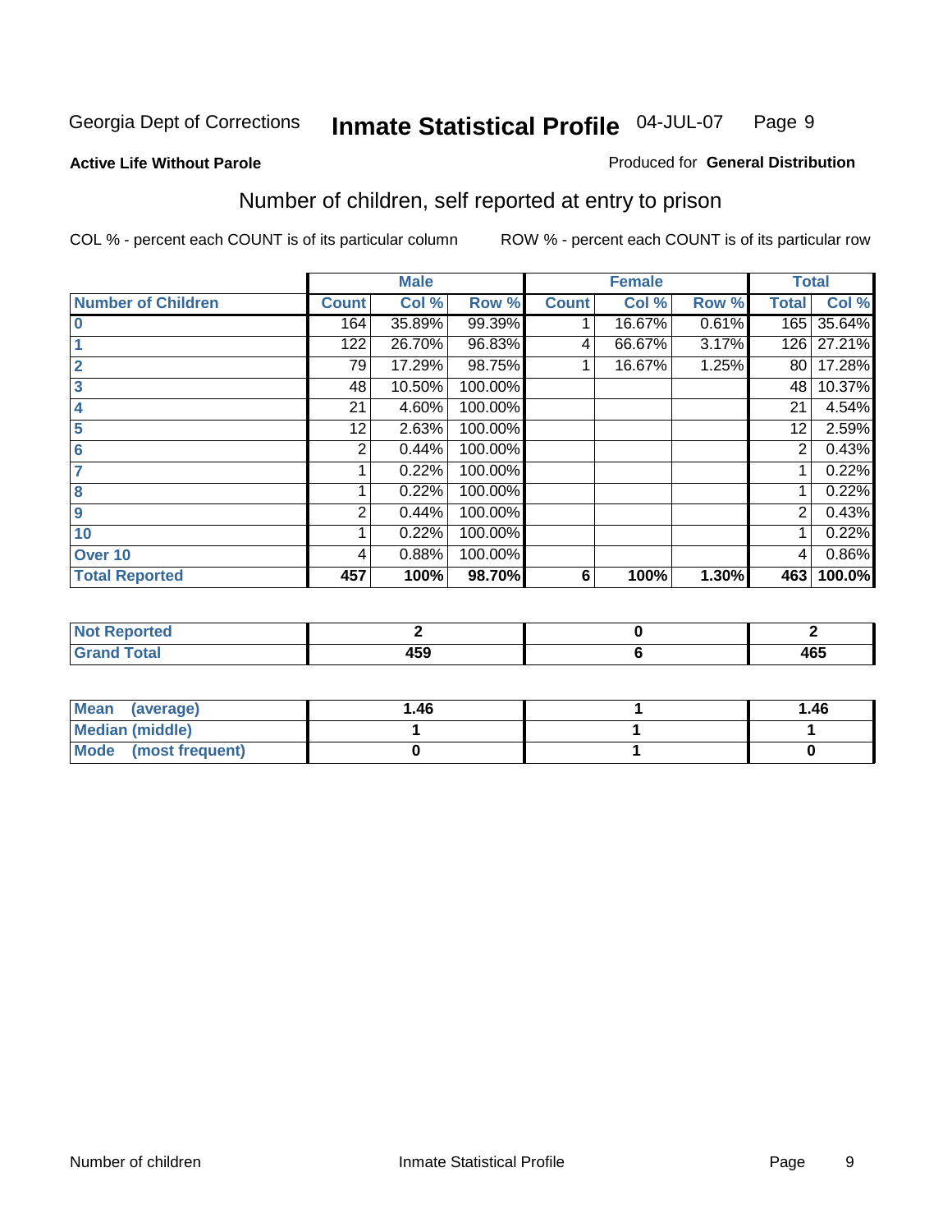Georgia Dept of Corrections **Inmate Statistical Profile** 04-JUL-07

**Active Life Without Parole**

Produced for **General Distribution**

## Number of children, self reported at entry to prison

COL % - percent each COUNT is of its particular column

ROW % - percent each COUNT is of its particular row

| | Male | | | Female | | | Total | |
|---|---|---|---|---|---|---|---|---|
| **Number of Children** | **Count** | **Col %** | **Row %** | **Count** | **Col %** | **Row %** | **Total** | **Col %** |
| **0** | 164 | 35.89% | 99.39% | 1 | 16.67% | 0.61% | 165 | 35.64% |
| **1** | 122 | 26.70% | 96.83% | 4 | 66.67% | 3.17% | 126 | 27.21% |
| **2** | 79 | 17.29% | 98.75% | 1 | 16.67% | 1.25% | 80 | 17.28% |
| **3** | 48 | 10.50% | 100.00% | | | | 48 | 10.37% |
| **4** | 21 | 4.60% | 100.00% | | | | 21 | 4.54% |
| **5** | 12 | 2.63% | 100.00% | | | | 12 | 2.59% |
| **6** | 2 | 0.44% | 100.00% | | | | 2 | 0.43% |
| **7** | 1 | 0.22% | 100.00% | | | | 1 | 0.22% |
| **8** | 1 | 0.22% | 100.00% | | | | 1 | 0.22% |
| **9** | 2 | 0.44% | 100.00% | | | | 2 | 0.43% |
| **10** | 1 | 0.22% | 100.00% | | | | 1 | 0.22% |
| **Over 10** | 4 | 0.88% | 100.00% | | | | 4 | 0.86% |
| **Total Reported** | **457** | **100%** | **98.70%** | **6** | **100%** | **1.30%** | **463** | **100.0%** |

| | Male | Female | Total |
|---|---|---|---|
| **Not Reported** | **2** | **0** | **2** |
| **Grand Total** | **459** | **6** | **465** |

| | Male | Female | Total |
|---|---|---|---|
| **Mean (average)** | **1.46** | **1** | **1.46** |
| **Median (middle)** | **1** | **1** | **1** |
| **Mode (most frequent)** | **0** | **1** | **0** |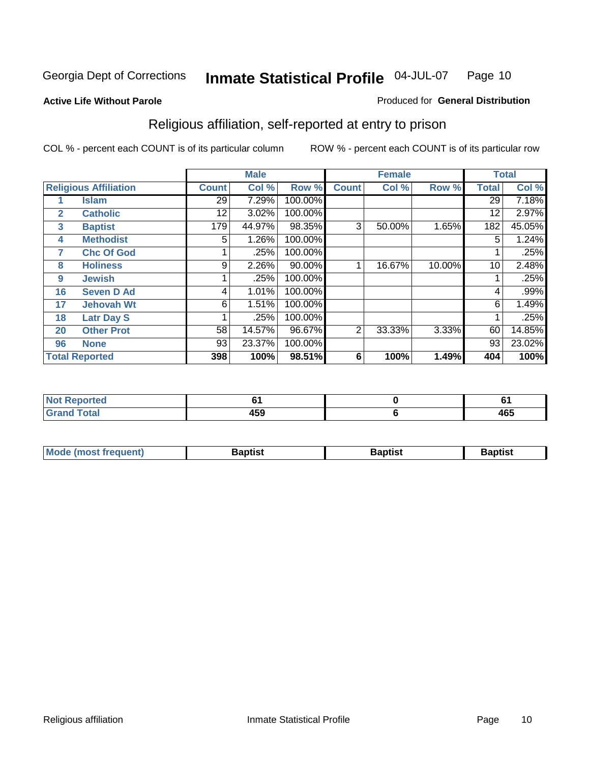Georgia Dept of Corrections **Inmate Statistical Profile** 04-JUL-07

**Active Life Without Parole**

Produced for **General Distribution**

## Religious affiliation, self-reported at entry to prison

COL % - percent each COUNT is of its particular column

ROW % - percent each COUNT is of its particular row

| | | Male | | | Female | | | Total | |
|---|---|---|---|---|---|---|---|---|---|
| **Religious Affiliation** | | **Count** | **Col %** | **Row %** | **Count** | **Col %** | **Row %** | **Total** | **Col %** |
| 1 | Islam | 29 | 7.29% | 100.00% | | | | 29 | 7.18% |
| 2 | Catholic | 12 | 3.02% | 100.00% | | | | 12 | 2.97% |
| 3 | Baptist | 179 | 44.97% | 98.35% | 3 | 50.00% | 1.65% | 182 | 45.05% |
| 4 | Methodist | 5 | 1.26% | 100.00% | | | | 5 | 1.24% |
| 7 | Chc Of God | 1 | .25% | 100.00% | | | | 1 | .25% |
| 8 | Holiness | 9 | 2.26% | 90.00% | 1 | 16.67% | 10.00% | 10 | 2.48% |
| 9 | Jewish | 1 | .25% | 100.00% | | | | 1 | .25% |
| 16 | Seven D Ad | 4 | 1.01% | 100.00% | | | | 4 | .99% |
| 17 | Jehovah Wt | 6 | 1.51% | 100.00% | | | | 6 | 1.49% |
| 18 | Latr Day S | 1 | .25% | 100.00% | | | | 1 | .25% |
| 20 | Other Prot | 58 | 14.57% | 96.67% | 2 | 33.33% | 3.33% | 60 | 14.85% |
| 96 | None | 93 | 23.37% | 100.00% | | | | 93 | 23.02% |
| **Total Reported** | | **398** | **100%** | **98.51%** | **6** | **100%** | **1.49%** | **404** | **100%** |

| | Male | Female | Total |
|---|---|---|---|
| **Not Reported** | **61** | **0** | **61** |
| **Grand Total** | **459** | **6** | **465** |

| | Male | Female | Total |
|---|---|---|---|
| **Mode (most frequent)** | **Baptist** | **Baptist** | **Baptist** |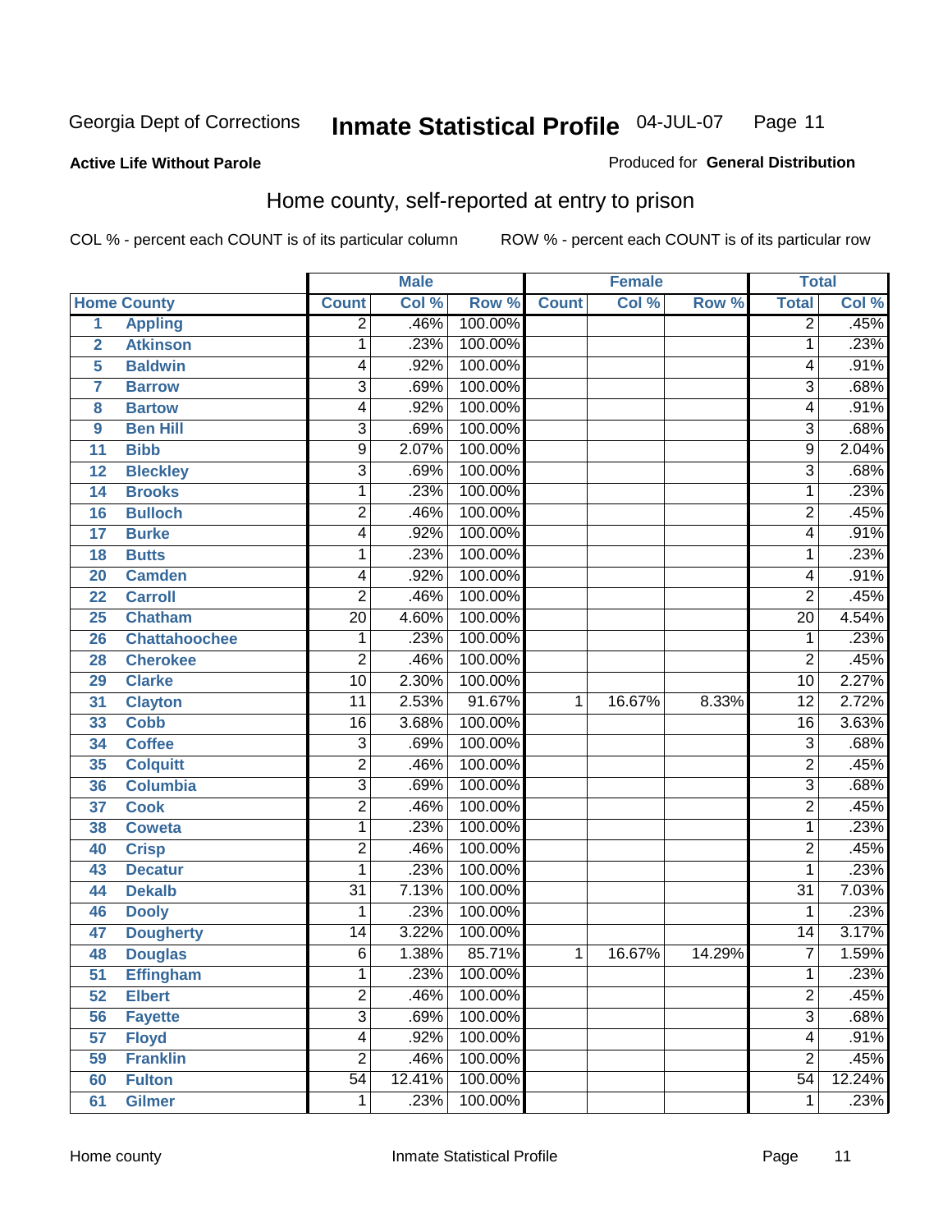Georgia Dept of Corrections **Inmate Statistical Profile** 04-JUL-07

**Active Life Without Parole**

Produced for **General Distribution**

## Home county, self-reported at entry to prison

COL % - percent each COUNT is of its particular column ROW % - percent each COUNT is of its particular row

| Home County | | Male | | | Female | | | Total | |
|---|---|---|---|---|---|---|---|---|---|
| | | Count | Col % | Row % | Count | Col % | Row % | Total | Col % |
| 1 | Appling | 2 | .46% | 100.00% | | | | 2 | .45% |
| 2 | Atkinson | 1 | .23% | 100.00% | | | | 1 | .23% |
| 5 | Baldwin | 4 | .92% | 100.00% | | | | 4 | .91% |
| 7 | Barrow | 3 | .69% | 100.00% | | | | 3 | .68% |
| 8 | Bartow | 4 | .92% | 100.00% | | | | 4 | .91% |
| 9 | Ben Hill | 3 | .69% | 100.00% | | | | 3 | .68% |
| 11 | Bibb | 9 | 2.07% | 100.00% | | | | 9 | 2.04% |
| 12 | Bleckley | 3 | .69% | 100.00% | | | | 3 | .68% |
| 14 | Brooks | 1 | .23% | 100.00% | | | | 1 | .23% |
| 16 | Bulloch | 2 | .46% | 100.00% | | | | 2 | .45% |
| 17 | Burke | 4 | .92% | 100.00% | | | | 4 | .91% |
| 18 | Butts | 1 | .23% | 100.00% | | | | 1 | .23% |
| 20 | Camden | 4 | .92% | 100.00% | | | | 4 | .91% |
| 22 | Carroll | 2 | .46% | 100.00% | | | | 2 | .45% |
| 25 | Chatham | 20 | 4.60% | 100.00% | | | | 20 | 4.54% |
| 26 | Chattahoochee | 1 | .23% | 100.00% | | | | 1 | .23% |
| 28 | Cherokee | 2 | .46% | 100.00% | | | | 2 | .45% |
| 29 | Clarke | 10 | 2.30% | 100.00% | | | | 10 | 2.27% |
| 31 | Clayton | 11 | 2.53% | 91.67% | 1 | 16.67% | 8.33% | 12 | 2.72% |
| 33 | Cobb | 16 | 3.68% | 100.00% | | | | 16 | 3.63% |
| 34 | Coffee | 3 | .69% | 100.00% | | | | 3 | .68% |
| 35 | Colquitt | 2 | .46% | 100.00% | | | | 2 | .45% |
| 36 | Columbia | 3 | .69% | 100.00% | | | | 3 | .68% |
| 37 | Cook | 2 | .46% | 100.00% | | | | 2 | .45% |
| 38 | Coweta | 1 | .23% | 100.00% | | | | 1 | .23% |
| 40 | Crisp | 2 | .46% | 100.00% | | | | 2 | .45% |
| 43 | Decatur | 1 | .23% | 100.00% | | | | 1 | .23% |
| 44 | Dekalb | 31 | 7.13% | 100.00% | | | | 31 | 7.03% |
| 46 | Dooly | 1 | .23% | 100.00% | | | | 1 | .23% |
| 47 | Dougherty | 14 | 3.22% | 100.00% | | | | 14 | 3.17% |
| 48 | Douglas | 6 | 1.38% | 85.71% | 1 | 16.67% | 14.29% | 7 | 1.59% |
| 51 | Effingham | 1 | .23% | 100.00% | | | | 1 | .23% |
| 52 | Elbert | 2 | .46% | 100.00% | | | | 2 | .45% |
| 56 | Fayette | 3 | .69% | 100.00% | | | | 3 | .68% |
| 57 | Floyd | 4 | .92% | 100.00% | | | | 4 | .91% |
| 59 | Franklin | 2 | .46% | 100.00% | | | | 2 | .45% |
| 60 | Fulton | 54 | 12.41% | 100.00% | | | | 54 | 12.24% |
| 61 | Gilmer | 1 | .23% | 100.00% | | | | 1 | .23% |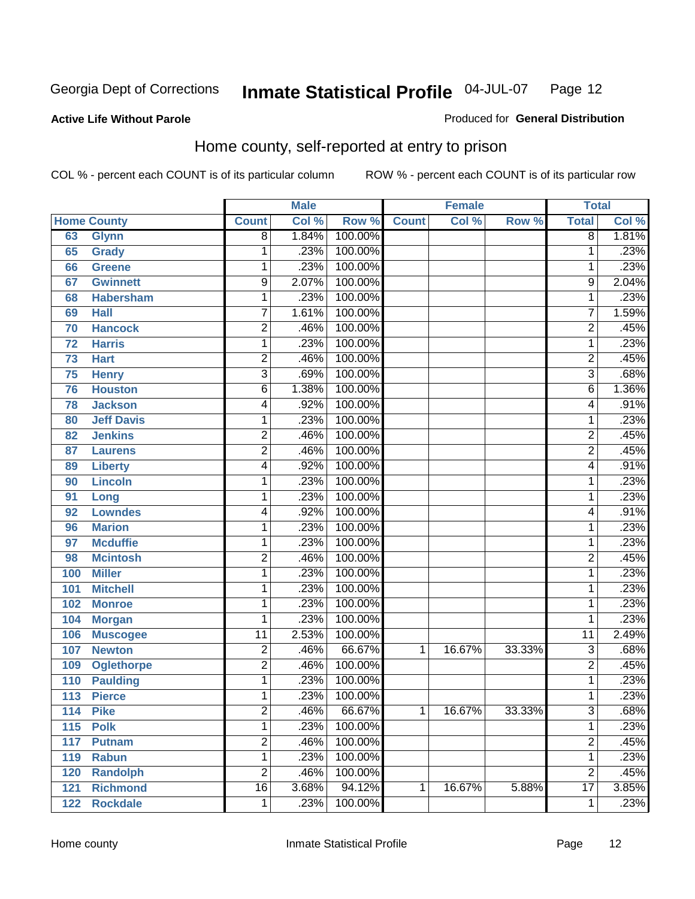Georgia Dept of Corrections

# Inmate Statistical Profile

04-JUL-07

**Active Life Without Parole**

Produced for **General Distribution**

## Home county, self-reported at entry to prison

COL % - percent each COUNT is of its particular column

ROW % - percent each COUNT is of its particular row

| Home County | | Male | | | Female | | | Total | |
|---|---|---|---|---|---|---|---|---|---|
| | | Count | Col % | Row % | Count | Col % | Row % | Total | Col % |
| 63 | Glynn | 8 | 1.84% | 100.00% | | | | 8 | 1.81% |
| 65 | Grady | 1 | .23% | 100.00% | | | | 1 | .23% |
| 66 | Greene | 1 | .23% | 100.00% | | | | 1 | .23% |
| 67 | Gwinnett | 9 | 2.07% | 100.00% | | | | 9 | 2.04% |
| 68 | Habersham | 1 | .23% | 100.00% | | | | 1 | .23% |
| 69 | Hall | 7 | 1.61% | 100.00% | | | | 7 | 1.59% |
| 70 | Hancock | 2 | .46% | 100.00% | | | | 2 | .45% |
| 72 | Harris | 1 | .23% | 100.00% | | | | 1 | .23% |
| 73 | Hart | 2 | .46% | 100.00% | | | | 2 | .45% |
| 75 | Henry | 3 | .69% | 100.00% | | | | 3 | .68% |
| 76 | Houston | 6 | 1.38% | 100.00% | | | | 6 | 1.36% |
| 78 | Jackson | 4 | .92% | 100.00% | | | | 4 | .91% |
| 80 | Jeff Davis | 1 | .23% | 100.00% | | | | 1 | .23% |
| 82 | Jenkins | 2 | .46% | 100.00% | | | | 2 | .45% |
| 87 | Laurens | 2 | .46% | 100.00% | | | | 2 | .45% |
| 89 | Liberty | 4 | .92% | 100.00% | | | | 4 | .91% |
| 90 | Lincoln | 1 | .23% | 100.00% | | | | 1 | .23% |
| 91 | Long | 1 | .23% | 100.00% | | | | 1 | .23% |
| 92 | Lowndes | 4 | .92% | 100.00% | | | | 4 | .91% |
| 96 | Marion | 1 | .23% | 100.00% | | | | 1 | .23% |
| 97 | Mcduffie | 1 | .23% | 100.00% | | | | 1 | .23% |
| 98 | Mcintosh | 2 | .46% | 100.00% | | | | 2 | .45% |
| 100 | Miller | 1 | .23% | 100.00% | | | | 1 | .23% |
| 101 | Mitchell | 1 | .23% | 100.00% | | | | 1 | .23% |
| 102 | Monroe | 1 | .23% | 100.00% | | | | 1 | .23% |
| 104 | Morgan | 1 | .23% | 100.00% | | | | 1 | .23% |
| 106 | Muscogee | 11 | 2.53% | 100.00% | | | | 11 | 2.49% |
| 107 | Newton | 2 | .46% | 66.67% | 1 | 16.67% | 33.33% | 3 | .68% |
| 109 | Oglethorpe | 2 | .46% | 100.00% | | | | 2 | .45% |
| 110 | Paulding | 1 | .23% | 100.00% | | | | 1 | .23% |
| 113 | Pierce | 1 | .23% | 100.00% | | | | 1 | .23% |
| 114 | Pike | 2 | .46% | 66.67% | 1 | 16.67% | 33.33% | 3 | .68% |
| 115 | Polk | 1 | .23% | 100.00% | | | | 1 | .23% |
| 117 | Putnam | 2 | .46% | 100.00% | | | | 2 | .45% |
| 119 | Rabun | 1 | .23% | 100.00% | | | | 1 | .23% |
| 120 | Randolph | 2 | .46% | 100.00% | | | | 2 | .45% |
| 121 | Richmond | 16 | 3.68% | 94.12% | 1 | 16.67% | 5.88% | 17 | 3.85% |
| 122 | Rockdale | 1 | .23% | 100.00% | | | | 1 | .23% |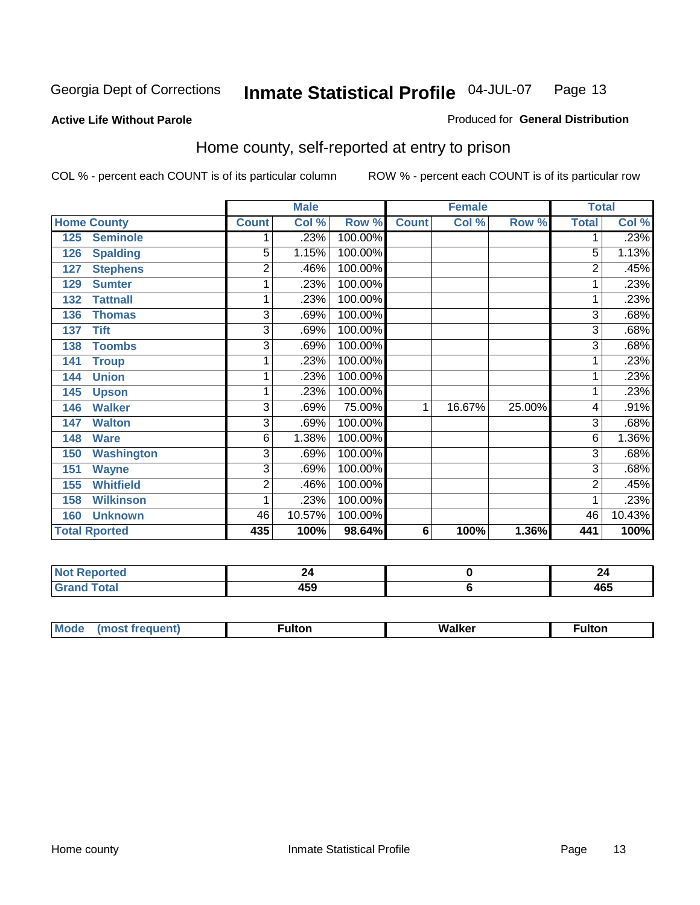Georgia Dept of Corrections **Inmate Statistical Profile** 04-JUL-07

**Active Life Without Parole**

Produced for **General Distribution**

## Home county, self-reported at entry to prison

COL % - percent each COUNT is of its particular column     ROW % - percent each COUNT is of its particular row

| Home County | | Male | | | Female | | | Total | |
|---|---|---|---|---|---|---|---|---|---|
| | | Count | Col % | Row % | Count | Col % | Row % | Total | Col % |
| 125 | Seminole | 1 | .23% | 100.00% | | | | 1 | .23% |
| 126 | Spalding | 5 | 1.15% | 100.00% | | | | 5 | 1.13% |
| 127 | Stephens | 2 | .46% | 100.00% | | | | 2 | .45% |
| 129 | Sumter | 1 | .23% | 100.00% | | | | 1 | .23% |
| 132 | Tattnall | 1 | .23% | 100.00% | | | | 1 | .23% |
| 136 | Thomas | 3 | .69% | 100.00% | | | | 3 | .68% |
| 137 | Tift | 3 | .69% | 100.00% | | | | 3 | .68% |
| 138 | Toombs | 3 | .69% | 100.00% | | | | 3 | .68% |
| 141 | Troup | 1 | .23% | 100.00% | | | | 1 | .23% |
| 144 | Union | 1 | .23% | 100.00% | | | | 1 | .23% |
| 145 | Upson | 1 | .23% | 100.00% | | | | 1 | .23% |
| 146 | Walker | 3 | .69% | 75.00% | 1 | 16.67% | 25.00% | 4 | .91% |
| 147 | Walton | 3 | .69% | 100.00% | | | | 3 | .68% |
| 148 | Ware | 6 | 1.38% | 100.00% | | | | 6 | 1.36% |
| 150 | Washington | 3 | .69% | 100.00% | | | | 3 | .68% |
| 151 | Wayne | 3 | .69% | 100.00% | | | | 3 | .68% |
| 155 | Whitfield | 2 | .46% | 100.00% | | | | 2 | .45% |
| 158 | Wilkinson | 1 | .23% | 100.00% | | | | 1 | .23% |
| 160 | Unknown | 46 | 10.57% | 100.00% | | | | 46 | 10.43% |
| **Total Rported** | | **435** | **100%** | **98.64%** | **6** | **100%** | **1.36%** | **441** | **100%** |

| | Male | Female | Total |
|---|---|---|---|
| Not Reported | 24 | 0 | 24 |
| Grand Total | 459 | 6 | 465 |

| | Male | Female | Total |
|---|---|---|---|
| Mode (most frequent) | Fulton | Walker | Fulton |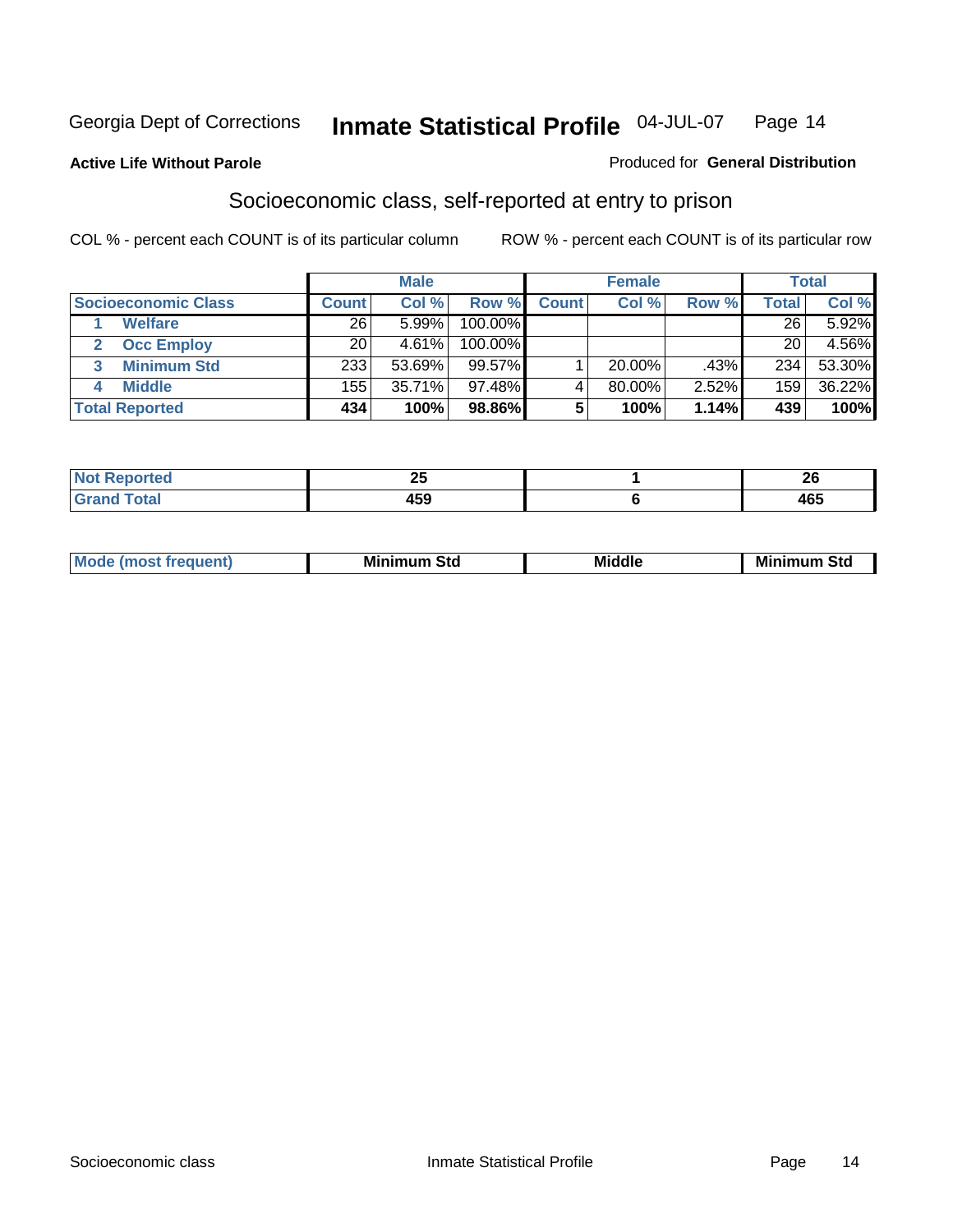Georgia Dept of Corrections **Inmate Statistical Profile** 04-JUL-07

**Active Life Without Parole**

Produced for **General Distribution**

## Socioeconomic class, self-reported at entry to prison

COL % - percent each COUNT is of its particular column

ROW % - percent each COUNT is of its particular row

| | Male | | | Female | | | Total | |
|---|---|---|---|---|---|---|---|---|
| **Socioeconomic Class** | **Count** | **Col %** | **Row %** | **Count** | **Col %** | **Row %** | **Total** | **Col %** |
| 1 Welfare | 26 | 5.99% | 100.00% | | | | 26 | 5.92% |
| 2 Occ Employ | 20 | 4.61% | 100.00% | | | | 20 | 4.56% |
| 3 Minimum Std | 233 | 53.69% | 99.57% | 1 | 20.00% | .43% | 234 | 53.30% |
| 4 Middle | 155 | 35.71% | 97.48% | 4 | 80.00% | 2.52% | 159 | 36.22% |
| **Total Reported** | **434** | **100%** | **98.86%** | **5** | **100%** | **1.14%** | **439** | **100%** |

| | Male | Female | Total |
|---|---|---|---|
| **Not Reported** | **25** | **1** | **26** |
| **Grand Total** | **459** | **6** | **465** |

| | Male | Female | Total |
|---|---|---|---|
| **Mode (most frequent)** | **Minimum Std** | **Middle** | **Minimum Std** |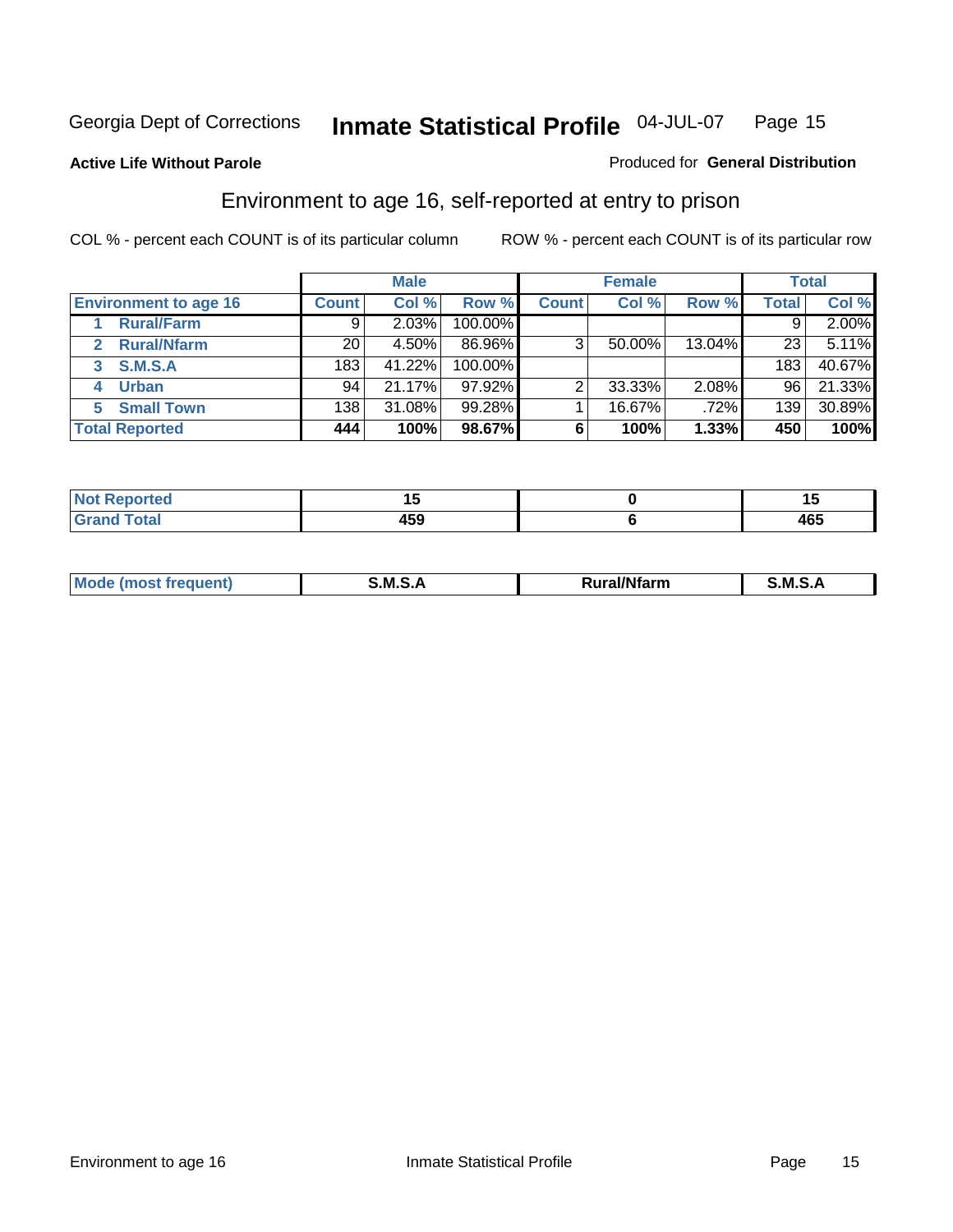Georgia Dept of Corrections **Inmate Statistical Profile** 04-JUL-07

**Active Life Without Parole**

Produced for **General Distribution**

## Environment to age 16, self-reported at entry to prison

COL % - percent each COUNT is of its particular column    ROW % - percent each COUNT is of its particular row

| | Male | | | Female | | | Total | |
|---|---|---|---|---|---|---|---|---|
| **Environment to age 16** | **Count** | **Col %** | **Row %** | **Count** | **Col %** | **Row %** | **Total** | **Col %** |
| 1 **Rural/Farm** | 9 | 2.03% | 100.00% | | | | 9 | 2.00% |
| 2 **Rural/Nfarm** | 20 | 4.50% | 86.96% | 3 | 50.00% | 13.04% | 23 | 5.11% |
| 3 **S.M.S.A** | 183 | 41.22% | 100.00% | | | | 183 | 40.67% |
| 4 **Urban** | 94 | 21.17% | 97.92% | 2 | 33.33% | 2.08% | 96 | 21.33% |
| 5 **Small Town** | 138 | 31.08% | 99.28% | 1 | 16.67% | .72% | 139 | 30.89% |
| **Total Reported** | **444** | **100%** | **98.67%** | **6** | **100%** | **1.33%** | **450** | **100%** |

| | Male | Female | Total |
|---|---|---|---|
| **Not Reported** | **15** | **0** | **15** |
| **Grand Total** | **459** | **6** | **465** |

| | Male | Female | Total |
|---|---|---|---|
| **Mode (most frequent)** | **S.M.S.A** | **Rural/Nfarm** | **S.M.S.A** |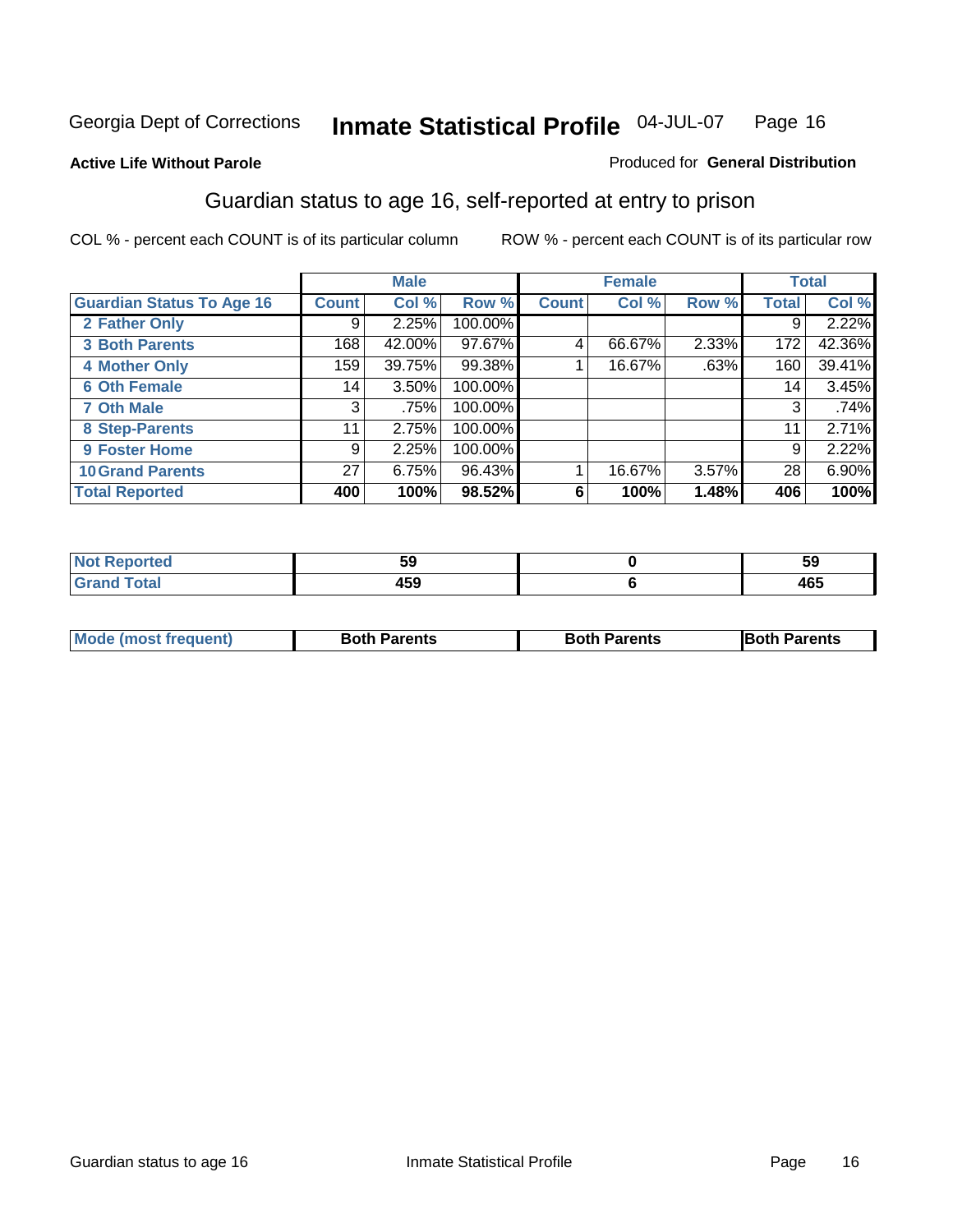Georgia Dept of Corrections **Inmate Statistical Profile** 04-JUL-07 Page 16

**Active Life Without Parole**

Produced for **General Distribution**

## Guardian status to age 16, self-reported at entry to prison

COL % - percent each COUNT is of its particular column

ROW % - percent each COUNT is of its particular row

| | Male | | | Female | | | Total | |
|---|---|---|---|---|---|---|---|---|
| **Guardian Status To Age 16** | **Count** | **Col %** | **Row %** | **Count** | **Col %** | **Row %** | **Total** | **Col %** |
| **2 Father Only** | 9 | 2.25% | 100.00% | | | | 9 | 2.22% |
| **3 Both Parents** | 168 | 42.00% | 97.67% | 4 | 66.67% | 2.33% | 172 | 42.36% |
| **4 Mother Only** | 159 | 39.75% | 99.38% | 1 | 16.67% | .63% | 160 | 39.41% |
| **6 Oth Female** | 14 | 3.50% | 100.00% | | | | 14 | 3.45% |
| **7 Oth Male** | 3 | .75% | 100.00% | | | | 3 | .74% |
| **8 Step-Parents** | 11 | 2.75% | 100.00% | | | | 11 | 2.71% |
| **9 Foster Home** | 9 | 2.25% | 100.00% | | | | 9 | 2.22% |
| **10 Grand Parents** | 27 | 6.75% | 96.43% | 1 | 16.67% | 3.57% | 28 | 6.90% |
| **Total Reported** | **400** | **100%** | **98.52%** | **6** | **100%** | **1.48%** | **406** | **100%** |

| | Male | Female | Total |
|---|---|---|---|
| **Not Reported** | **59** | **0** | **59** |
| **Grand Total** | **459** | **6** | **465** |

| | Male | Female | Total |
|---|---|---|---|
| **Mode (most frequent)** | **Both Parents** | **Both Parents** | **Both Parents** |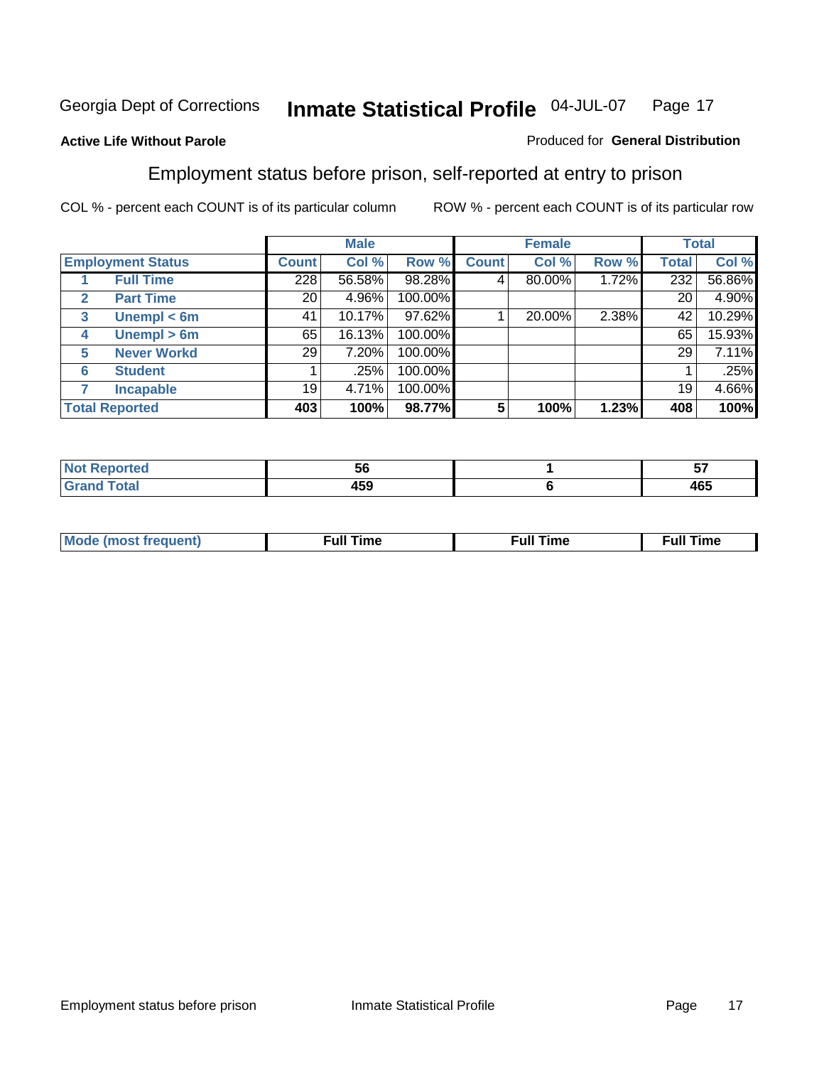Georgia Dept of Corrections **Inmate Statistical Profile** 04-JUL-07

**Active Life Without Parole**

Produced for **General Distribution**

## Employment status before prison, self-reported at entry to prison

COL % - percent each COUNT is of its particular column

ROW % - percent each COUNT is of its particular row

| | | Male | | | Female | | | Total | |
|---|---|---|---|---|---|---|---|---|---|
| **Employment Status** | | **Count** | **Col %** | **Row %** | **Count** | **Col %** | **Row %** | **Total** | **Col %** |
| 1 | **Full Time** | 228 | 56.58% | 98.28% | 4 | 80.00% | 1.72% | 232 | 56.86% |
| 2 | **Part Time** | 20 | 4.96% | 100.00% | | | | 20 | 4.90% |
| 3 | **Unempl < 6m** | 41 | 10.17% | 97.62% | 1 | 20.00% | 2.38% | 42 | 10.29% |
| 4 | **Unempl > 6m** | 65 | 16.13% | 100.00% | | | | 65 | 15.93% |
| 5 | **Never Workd** | 29 | 7.20% | 100.00% | | | | 29 | 7.11% |
| 6 | **Student** | 1 | .25% | 100.00% | | | | 1 | .25% |
| 7 | **Incapable** | 19 | 4.71% | 100.00% | | | | 19 | 4.66% |
| **Total Reported** | | **403** | **100%** | **98.77%** | **5** | **100%** | **1.23%** | **408** | **100%** |

| | Male | Female | Total |
|---|---|---|---|
| **Not Reported** | **56** | **1** | **57** |
| **Grand Total** | **459** | **6** | **465** |

| | Male | Female | Total |
|---|---|---|---|
| **Mode (most frequent)** | **Full Time** | **Full Time** | **Full Time** |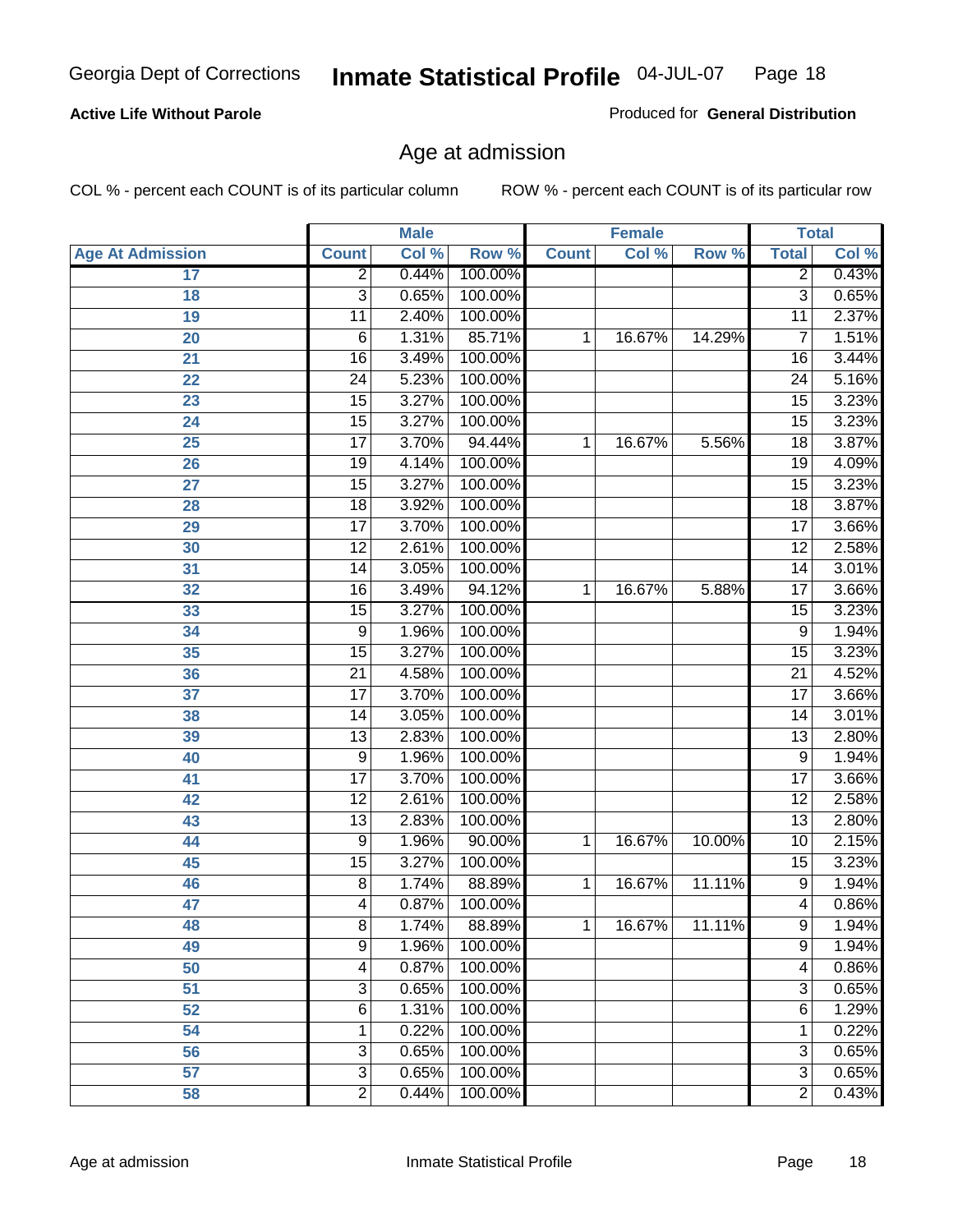Georgia Dept of Corrections **Inmate Statistical Profile** 04-JUL-07

**Active Life Without Parole**

Produced for **General Distribution**

## Age at admission

COL % - percent each COUNT is of its particular column

ROW % - percent each COUNT is of its particular row

| | Male | | | Female | | | Total | |
|---|---|---|---|---|---|---|---|---|
| **Age At Admission** | **Count** | **Col %** | **Row %** | **Count** | **Col %** | **Row %** | **Total** | **Col %** |
| 17 | 2 | 0.44% | 100.00% | | | | 2 | 0.43% |
| 18 | 3 | 0.65% | 100.00% | | | | 3 | 0.65% |
| 19 | 11 | 2.40% | 100.00% | | | | 11 | 2.37% |
| 20 | 6 | 1.31% | 85.71% | 1 | 16.67% | 14.29% | 7 | 1.51% |
| 21 | 16 | 3.49% | 100.00% | | | | 16 | 3.44% |
| 22 | 24 | 5.23% | 100.00% | | | | 24 | 5.16% |
| 23 | 15 | 3.27% | 100.00% | | | | 15 | 3.23% |
| 24 | 15 | 3.27% | 100.00% | | | | 15 | 3.23% |
| 25 | 17 | 3.70% | 94.44% | 1 | 16.67% | 5.56% | 18 | 3.87% |
| 26 | 19 | 4.14% | 100.00% | | | | 19 | 4.09% |
| 27 | 15 | 3.27% | 100.00% | | | | 15 | 3.23% |
| 28 | 18 | 3.92% | 100.00% | | | | 18 | 3.87% |
| 29 | 17 | 3.70% | 100.00% | | | | 17 | 3.66% |
| 30 | 12 | 2.61% | 100.00% | | | | 12 | 2.58% |
| 31 | 14 | 3.05% | 100.00% | | | | 14 | 3.01% |
| 32 | 16 | 3.49% | 94.12% | 1 | 16.67% | 5.88% | 17 | 3.66% |
| 33 | 15 | 3.27% | 100.00% | | | | 15 | 3.23% |
| 34 | 9 | 1.96% | 100.00% | | | | 9 | 1.94% |
| 35 | 15 | 3.27% | 100.00% | | | | 15 | 3.23% |
| 36 | 21 | 4.58% | 100.00% | | | | 21 | 4.52% |
| 37 | 17 | 3.70% | 100.00% | | | | 17 | 3.66% |
| 38 | 14 | 3.05% | 100.00% | | | | 14 | 3.01% |
| 39 | 13 | 2.83% | 100.00% | | | | 13 | 2.80% |
| 40 | 9 | 1.96% | 100.00% | | | | 9 | 1.94% |
| 41 | 17 | 3.70% | 100.00% | | | | 17 | 3.66% |
| 42 | 12 | 2.61% | 100.00% | | | | 12 | 2.58% |
| 43 | 13 | 2.83% | 100.00% | | | | 13 | 2.80% |
| 44 | 9 | 1.96% | 90.00% | 1 | 16.67% | 10.00% | 10 | 2.15% |
| 45 | 15 | 3.27% | 100.00% | | | | 15 | 3.23% |
| 46 | 8 | 1.74% | 88.89% | 1 | 16.67% | 11.11% | 9 | 1.94% |
| 47 | 4 | 0.87% | 100.00% | | | | 4 | 0.86% |
| 48 | 8 | 1.74% | 88.89% | 1 | 16.67% | 11.11% | 9 | 1.94% |
| 49 | 9 | 1.96% | 100.00% | | | | 9 | 1.94% |
| 50 | 4 | 0.87% | 100.00% | | | | 4 | 0.86% |
| 51 | 3 | 0.65% | 100.00% | | | | 3 | 0.65% |
| 52 | 6 | 1.31% | 100.00% | | | | 6 | 1.29% |
| 54 | 1 | 0.22% | 100.00% | | | | 1 | 0.22% |
| 56 | 3 | 0.65% | 100.00% | | | | 3 | 0.65% |
| 57 | 3 | 0.65% | 100.00% | | | | 3 | 0.65% |
| 58 | 2 | 0.44% | 100.00% | | | | 2 | 0.43% |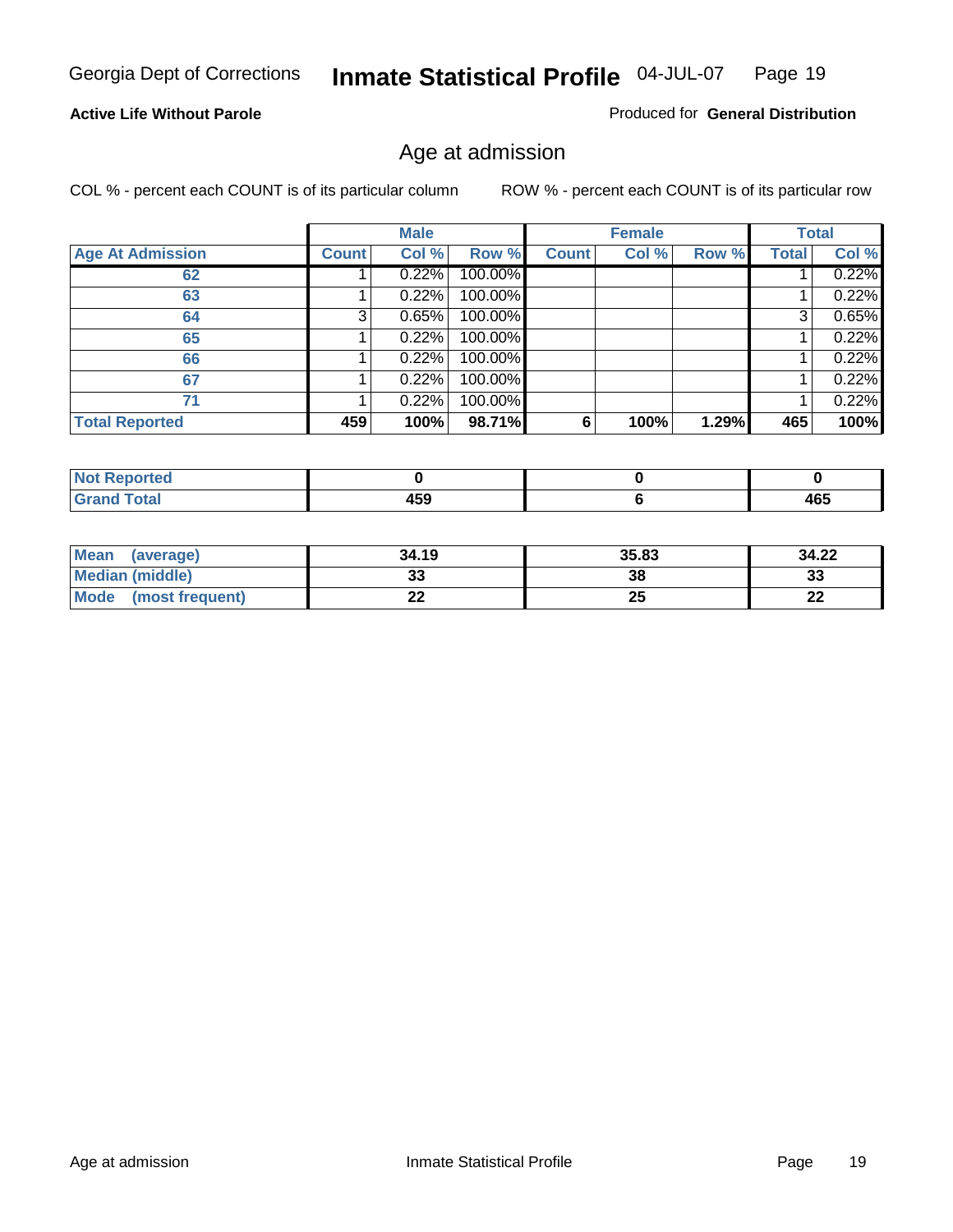Georgia Dept of Corrections **Inmate Statistical Profile** 04-JUL-07

**Active Life Without Parole**

Produced for **General Distribution**

## Age at admission

COL % - percent each COUNT is of its particular column ROW % - percent each COUNT is of its particular row

| | Male | | | Female | | | Total | |
|---|---|---|---|---|---|---|---|---|
| **Age At Admission** | **Count** | **Col %** | **Row %** | **Count** | **Col %** | **Row %** | **Total** | **Col %** |
| **62** | 1 | 0.22% | 100.00% | | | | 1 | 0.22% |
| **63** | 1 | 0.22% | 100.00% | | | | 1 | 0.22% |
| **64** | 3 | 0.65% | 100.00% | | | | 3 | 0.65% |
| **65** | 1 | 0.22% | 100.00% | | | | 1 | 0.22% |
| **66** | 1 | 0.22% | 100.00% | | | | 1 | 0.22% |
| **67** | 1 | 0.22% | 100.00% | | | | 1 | 0.22% |
| **71** | 1 | 0.22% | 100.00% | | | | 1 | 0.22% |
| **Total Reported** | **459** | **100%** | **98.71%** | **6** | **100%** | **1.29%** | **465** | **100%** |

| | Male | Female | Total |
|---|---|---|---|
| **Not Reported** | **0** | **0** | **0** |
| **Grand Total** | **459** | **6** | **465** |

| | Male | Female | Total |
|---|---|---|---|
| **Mean (average)** | **34.19** | **35.83** | **34.22** |
| **Median (middle)** | **33** | **38** | **33** |
| **Mode (most frequent)** | **22** | **25** | **22** |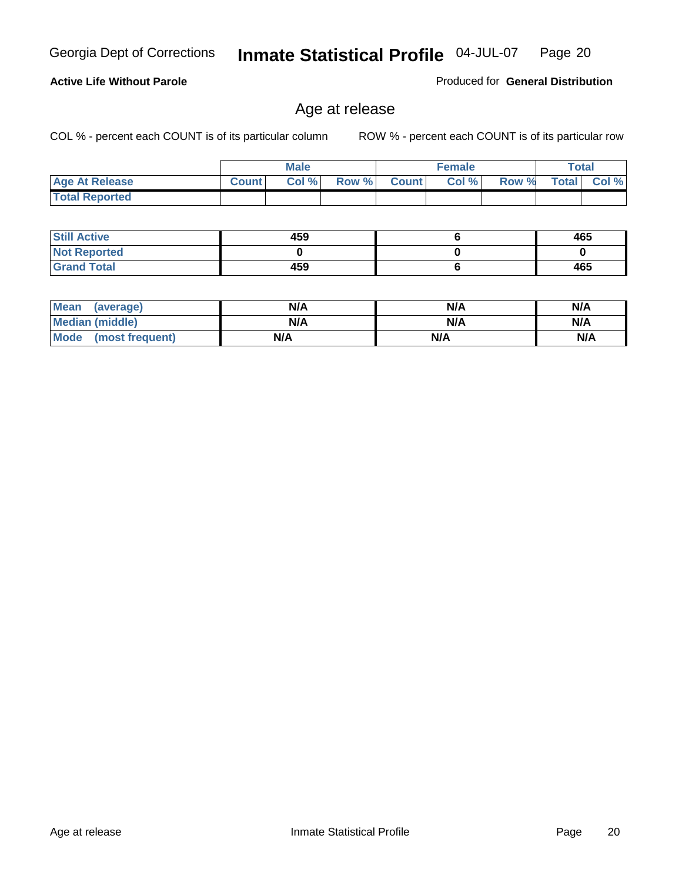**Active Life Without Parole**

Produced for **General Distribution**

## Age at release

COL % - percent each COUNT is of its particular column

ROW % - percent each COUNT is of its particular row

| | Male | | | Female | | | Total | |
|---|---|---|---|---|---|---|---|---|
| **Age At Release** | **Count** | **Col %** | **Row %** | **Count** | **Col %** | **Row %** | **Total** | **Col %** |
| **Total Reported** | | | | | | | | |

| | Male | Female | Total |
|---|---|---|---|
| **Still Active** | 459 | 6 | 465 |
| **Not Reported** | 0 | 0 | 0 |
| **Grand Total** | 459 | 6 | 465 |

| | Male | Female | Total |
|---|---|---|---|
| **Mean (average)** | N/A | N/A | N/A |
| **Median (middle)** | N/A | N/A | N/A |
| **Mode (most frequent)** | N/A | N/A | N/A |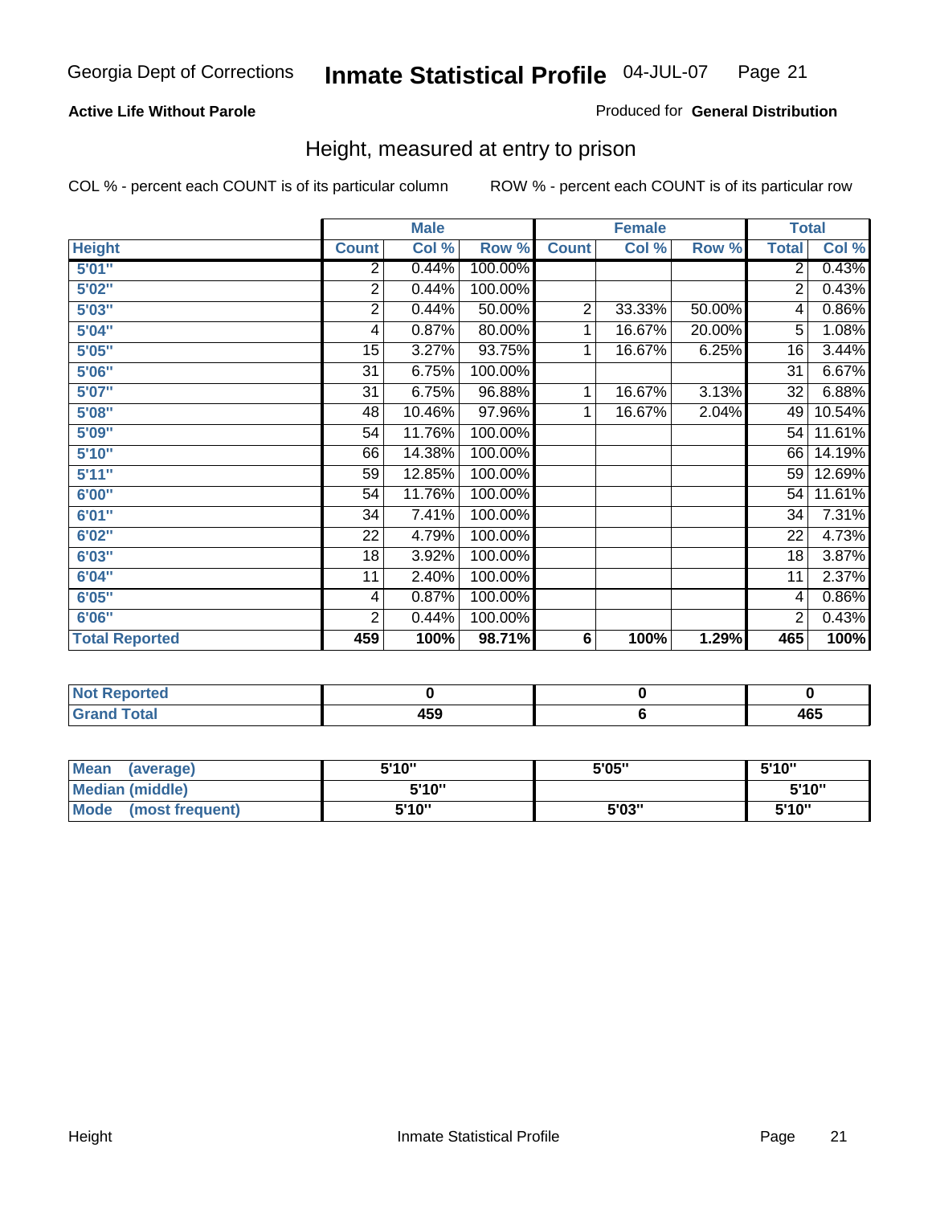Georgia Dept of Corrections **Inmate Statistical Profile** 04-JUL-07

**Active Life Without Parole**

Produced for **General Distribution**

## Height, measured at entry to prison

COL % - percent each COUNT is of its particular column

ROW % - percent each COUNT is of its particular row

| | Male | | | Female | | | Total | |
|---|---|---|---|---|---|---|---|---|
| **Height** | **Count** | **Col %** | **Row %** | **Count** | **Col %** | **Row %** | **Total** | **Col %** |
| 5'01" | 2 | 0.44% | 100.00% | | | | 2 | 0.43% |
| 5'02" | 2 | 0.44% | 100.00% | | | | 2 | 0.43% |
| 5'03" | 2 | 0.44% | 50.00% | 2 | 33.33% | 50.00% | 4 | 0.86% |
| 5'04" | 4 | 0.87% | 80.00% | 1 | 16.67% | 20.00% | 5 | 1.08% |
| 5'05" | 15 | 3.27% | 93.75% | 1 | 16.67% | 6.25% | 16 | 3.44% |
| 5'06" | 31 | 6.75% | 100.00% | | | | 31 | 6.67% |
| 5'07" | 31 | 6.75% | 96.88% | 1 | 16.67% | 3.13% | 32 | 6.88% |
| 5'08" | 48 | 10.46% | 97.96% | 1 | 16.67% | 2.04% | 49 | 10.54% |
| 5'09" | 54 | 11.76% | 100.00% | | | | 54 | 11.61% |
| 5'10" | 66 | 14.38% | 100.00% | | | | 66 | 14.19% |
| 5'11" | 59 | 12.85% | 100.00% | | | | 59 | 12.69% |
| 6'00" | 54 | 11.76% | 100.00% | | | | 54 | 11.61% |
| 6'01" | 34 | 7.41% | 100.00% | | | | 34 | 7.31% |
| 6'02" | 22 | 4.79% | 100.00% | | | | 22 | 4.73% |
| 6'03" | 18 | 3.92% | 100.00% | | | | 18 | 3.87% |
| 6'04" | 11 | 2.40% | 100.00% | | | | 11 | 2.37% |
| 6'05" | 4 | 0.87% | 100.00% | | | | 4 | 0.86% |
| 6'06" | 2 | 0.44% | 100.00% | | | | 2 | 0.43% |
| **Total Reported** | **459** | **100%** | **98.71%** | **6** | **100%** | **1.29%** | **465** | **100%** |

| | Male | Female | Total |
|---|---|---|---|
| **Not Reported** | 0 | 0 | 0 |
| **Grand Total** | 459 | 6 | 465 |

| | Male | Female | Total |
|---|---|---|---|
| **Mean (average)** | 5'10" | 5'05" | 5'10" |
| **Median (middle)** | 5'10" | | 5'10" |
| **Mode (most frequent)** | 5'10" | 5'03" | 5'10" |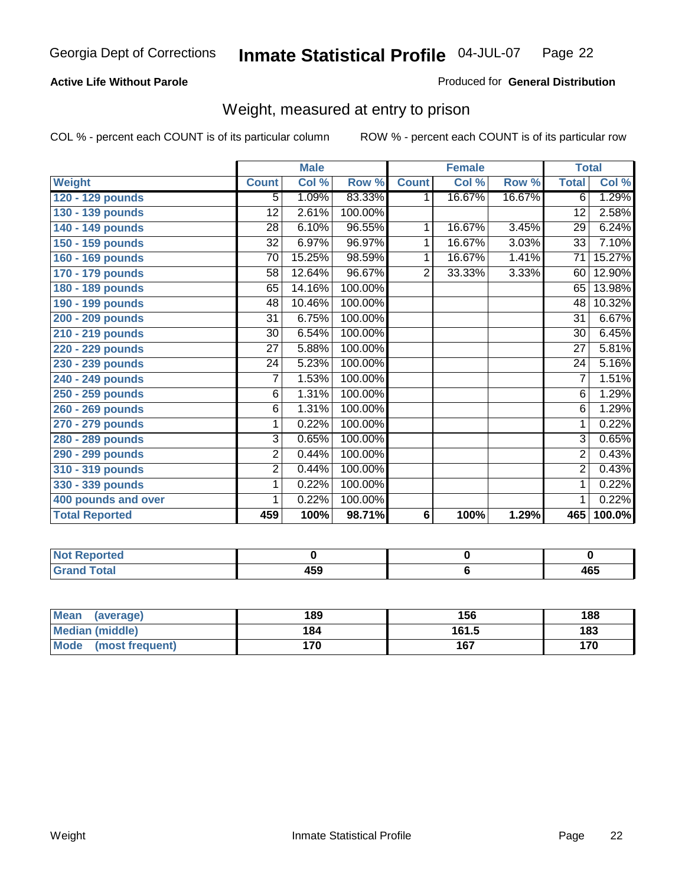Georgia Dept of Corrections **Inmate Statistical Profile** 04-JUL-07

**Active Life Without Parole**

Produced for **General Distribution**

## Weight, measured at entry to prison

COL % - percent each COUNT is of its particular column

ROW % - percent each COUNT is of its particular row

| | Male | | | Female | | | Total | |
|---|---|---|---|---|---|---|---|---|
| **Weight** | **Count** | **Col %** | **Row %** | **Count** | **Col %** | **Row %** | **Total** | **Col %** |
| **120 - 129 pounds** | 5 | 1.09% | 83.33% | 1 | 16.67% | 16.67% | 6 | 1.29% |
| **130 - 139 pounds** | 12 | 2.61% | 100.00% | | | | 12 | 2.58% |
| **140 - 149 pounds** | 28 | 6.10% | 96.55% | 1 | 16.67% | 3.45% | 29 | 6.24% |
| **150 - 159 pounds** | 32 | 6.97% | 96.97% | 1 | 16.67% | 3.03% | 33 | 7.10% |
| **160 - 169 pounds** | 70 | 15.25% | 98.59% | 1 | 16.67% | 1.41% | 71 | 15.27% |
| **170 - 179 pounds** | 58 | 12.64% | 96.67% | 2 | 33.33% | 3.33% | 60 | 12.90% |
| **180 - 189 pounds** | 65 | 14.16% | 100.00% | | | | 65 | 13.98% |
| **190 - 199 pounds** | 48 | 10.46% | 100.00% | | | | 48 | 10.32% |
| **200 - 209 pounds** | 31 | 6.75% | 100.00% | | | | 31 | 6.67% |
| **210 - 219 pounds** | 30 | 6.54% | 100.00% | | | | 30 | 6.45% |
| **220 - 229 pounds** | 27 | 5.88% | 100.00% | | | | 27 | 5.81% |
| **230 - 239 pounds** | 24 | 5.23% | 100.00% | | | | 24 | 5.16% |
| **240 - 249 pounds** | 7 | 1.53% | 100.00% | | | | 7 | 1.51% |
| **250 - 259 pounds** | 6 | 1.31% | 100.00% | | | | 6 | 1.29% |
| **260 - 269 pounds** | 6 | 1.31% | 100.00% | | | | 6 | 1.29% |
| **270 - 279 pounds** | 1 | 0.22% | 100.00% | | | | 1 | 0.22% |
| **280 - 289 pounds** | 3 | 0.65% | 100.00% | | | | 3 | 0.65% |
| **290 - 299 pounds** | 2 | 0.44% | 100.00% | | | | 2 | 0.43% |
| **310 - 319 pounds** | 2 | 0.44% | 100.00% | | | | 2 | 0.43% |
| **330 - 339 pounds** | 1 | 0.22% | 100.00% | | | | 1 | 0.22% |
| **400 pounds and over** | 1 | 0.22% | 100.00% | | | | 1 | 0.22% |
| **Total Reported** | **459** | **100%** | **98.71%** | **6** | **100%** | **1.29%** | **465** | **100.0%** |

| | Male | Female | Total |
|---|---|---|---|
| **Not Reported** | **0** | **0** | **0** |
| **Grand Total** | **459** | **6** | **465** |

| | Male | Female | Total |
|---|---|---|---|
| **Mean (average)** | **189** | **156** | **188** |
| **Median (middle)** | **184** | **161.5** | **183** |
| **Mode (most frequent)** | **170** | **167** | **170** |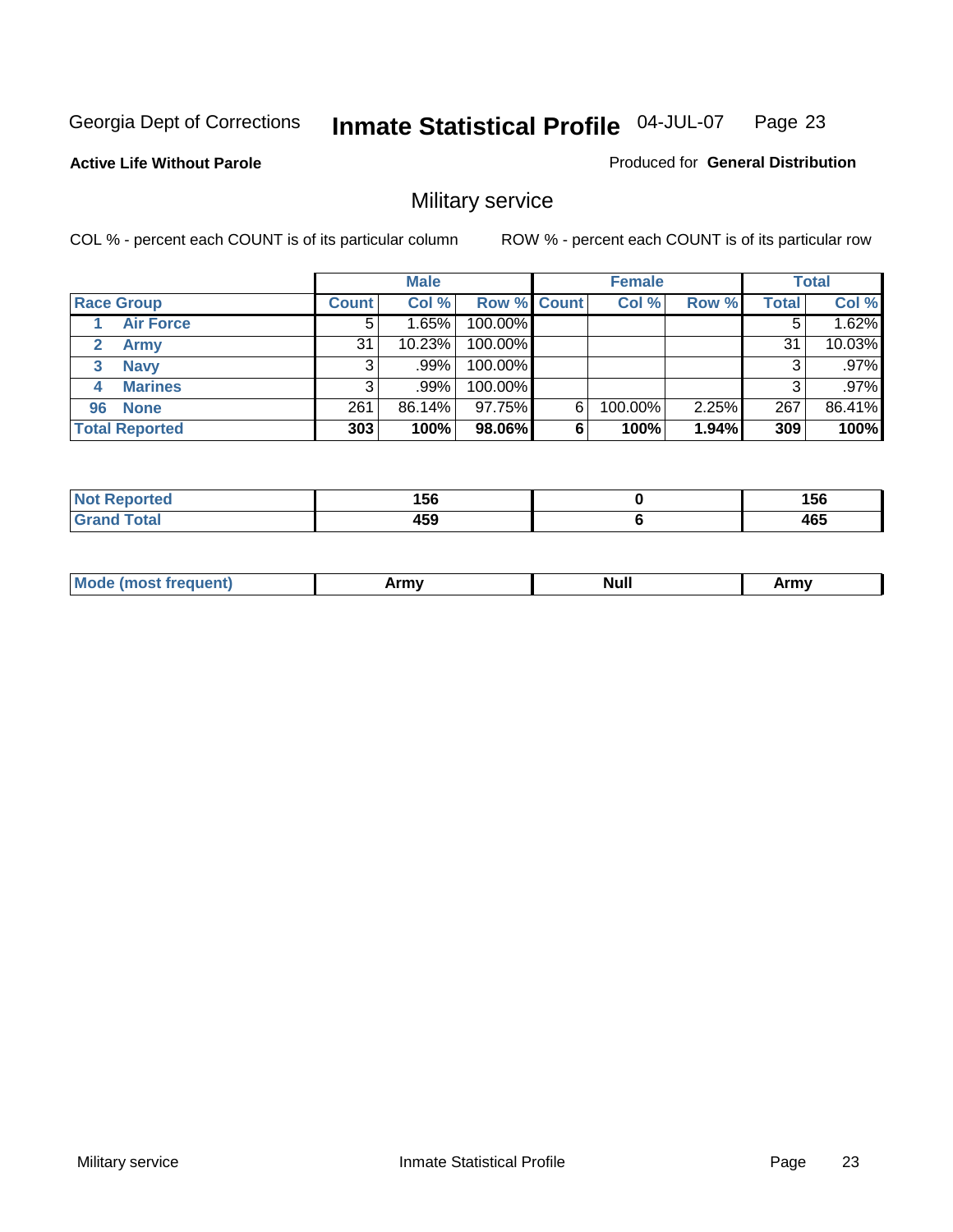Georgia Dept of Corrections

# Inmate Statistical Profile

04-JUL-07

**Active Life Without Parole**

Produced for **General Distribution**

## Military service

COL % - percent each COUNT is of its particular column

ROW % - percent each COUNT is of its particular row

| | Male | | | Female | | | Total | |
|---|---|---|---|---|---|---|---|---|
| **Race Group** | **Count** | **Col %** | **Row %** | **Count** | **Col %** | **Row %** | **Total** | **Col %** |
| 1 **Air Force** | 5 | 1.65% | 100.00% | | | | 5 | 1.62% |
| 2 **Army** | 31 | 10.23% | 100.00% | | | | 31 | 10.03% |
| 3 **Navy** | 3 | .99% | 100.00% | | | | 3 | .97% |
| 4 **Marines** | 3 | .99% | 100.00% | | | | 3 | .97% |
| 96 **None** | 261 | 86.14% | 97.75% | 6 | 100.00% | 2.25% | 267 | 86.41% |
| **Total Reported** | **303** | **100%** | **98.06%** | **6** | **100%** | **1.94%** | **309** | **100%** |

| | Male | Female | Total |
|---|---|---|---|
| **Not Reported** | **156** | **0** | **156** |
| **Grand Total** | **459** | **6** | **465** |

| | Male | Female | Total |
|---|---|---|---|
| **Mode (most frequent)** | **Army** | **Null** | **Army** |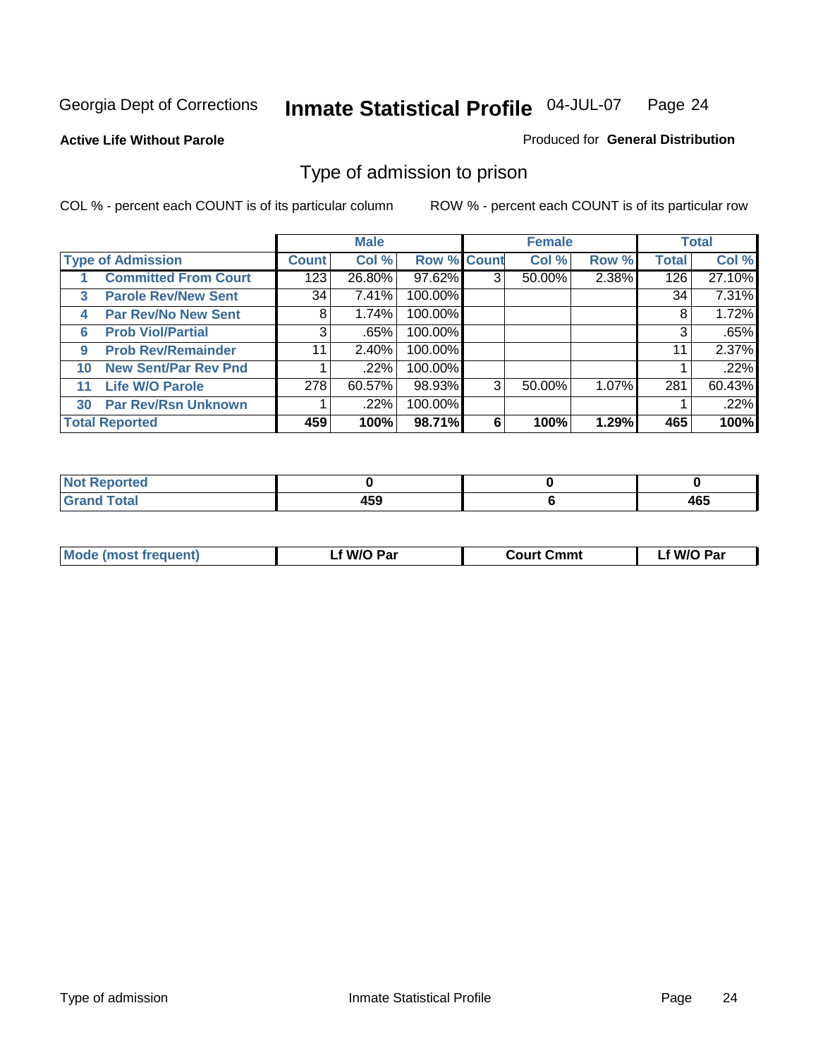Georgia Dept of Corrections **Inmate Statistical Profile** 04-JUL-07

**Active Life Without Parole**

Produced for **General Distribution**

## Type of admission to prison

COL % - percent each COUNT is of its particular column ROW % - percent each COUNT is of its particular row

| Type of Admission | Male | | | Female | | | Total | |
|---|---|---|---|---|---|---|---|---|
| | Count | Col % | Row % | Count | Col % | Row % | Total | Col % |
| 1 Committed From Court | 123 | 26.80% | 97.62% | 3 | 50.00% | 2.38% | 126 | 27.10% |
| 3 Parole Rev/New Sent | 34 | 7.41% | 100.00% | | | | 34 | 7.31% |
| 4 Par Rev/No New Sent | 8 | 1.74% | 100.00% | | | | 8 | 1.72% |
| 6 Prob Viol/Partial | 3 | .65% | 100.00% | | | | 3 | .65% |
| 9 Prob Rev/Remainder | 11 | 2.40% | 100.00% | | | | 11 | 2.37% |
| 10 New Sent/Par Rev Pnd | 1 | .22% | 100.00% | | | | 1 | .22% |
| 11 Life W/O Parole | 278 | 60.57% | 98.93% | 3 | 50.00% | 1.07% | 281 | 60.43% |
| 30 Par Rev/Rsn Unknown | 1 | .22% | 100.00% | | | | 1 | .22% |
| **Total Reported** | **459** | **100%** | **98.71%** | **6** | **100%** | **1.29%** | **465** | **100%** |

| | Male | Female | Total |
|---|---|---|---|
| Not Reported | **0** | **0** | **0** |
| Grand Total | **459** | **6** | **465** |

| | Male | Female | Total |
|---|---|---|---|
| Mode (most frequent) | **Lf W/O Par** | **Court Cmmt** | **Lf W/O Par** |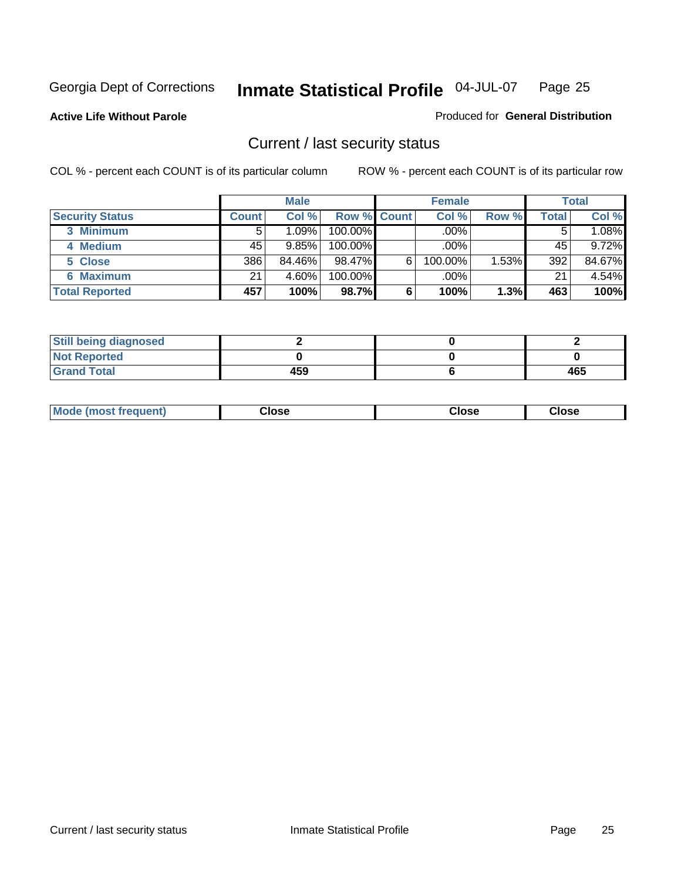Georgia Dept of Corrections **Inmate Statistical Profile** 04-JUL-07

**Active Life Without Parole**

Produced for **General Distribution**

## Current / last security status

COL % - percent each COUNT is of its particular column

ROW % - percent each COUNT is of its particular row

| | Male | | | Female | | | Total | |
|---|---|---|---|---|---|---|---|---|
| **Security Status** | **Count** | **Col %** | **Row %** | **Count** | **Col %** | **Row %** | **Total** | **Col %** |
| **3 Minimum** | 5 | 1.09% | 100.00% | | .00% | | 5 | 1.08% |
| **4 Medium** | 45 | 9.85% | 100.00% | | .00% | | 45 | 9.72% |
| **5 Close** | 386 | 84.46% | 98.47% | 6 | 100.00% | 1.53% | 392 | 84.67% |
| **6 Maximum** | 21 | 4.60% | 100.00% | | .00% | | 21 | 4.54% |
| **Total Reported** | **457** | **100%** | **98.7%** | **6** | **100%** | **1.3%** | **463** | **100%** |

| | Male | Female | Total |
|---|---|---|---|
| **Still being diagnosed** | **2** | **0** | **2** |
| **Not Reported** | **0** | **0** | **0** |
| **Grand Total** | **459** | **6** | **465** |

| | Male | Female | Total |
|---|---|---|---|
| **Mode (most frequent)** | **Close** | **Close** | **Close** |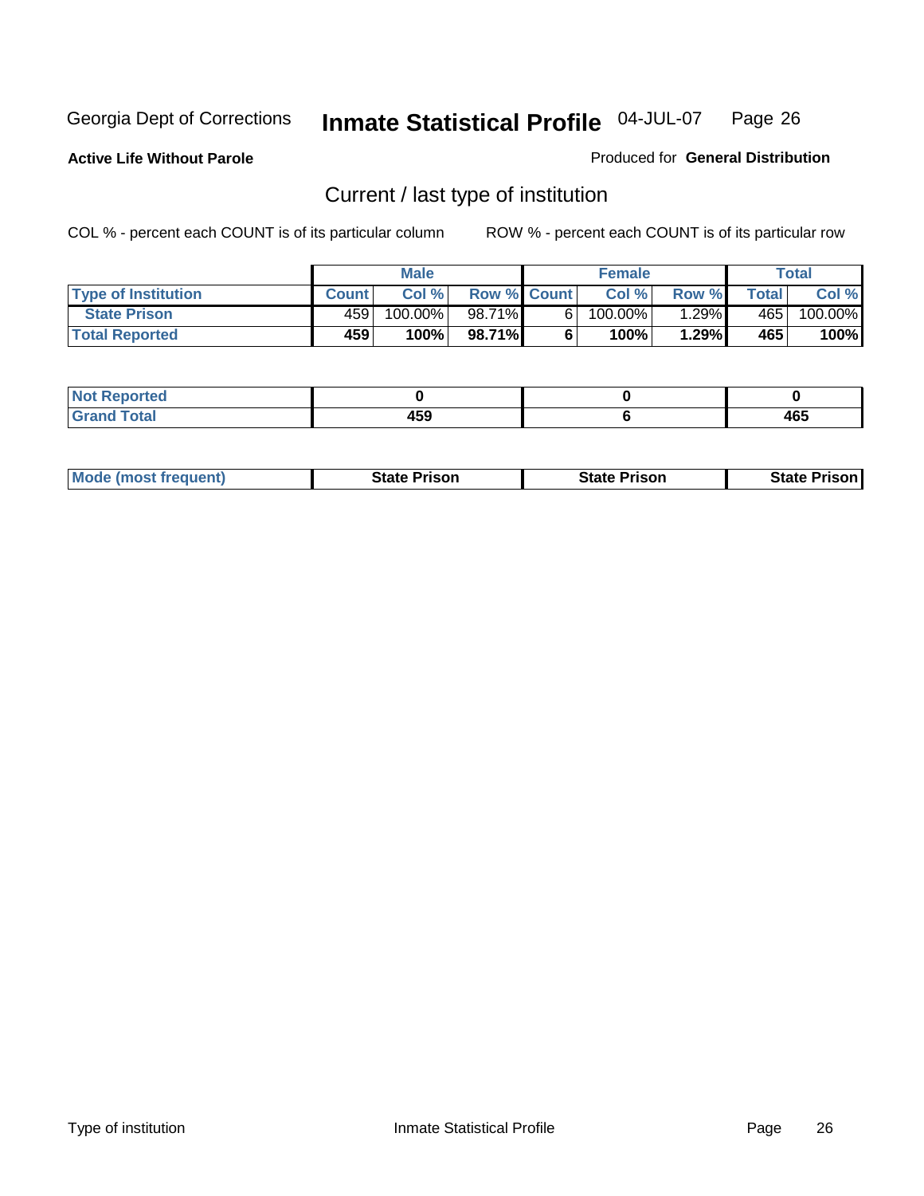Georgia Dept of Corrections **Inmate Statistical Profile** 04-JUL-07

**Active Life Without Parole**

Produced for **General Distribution**

## Current / last type of institution

COL % - percent each COUNT is of its particular column

ROW % - percent each COUNT is of its particular row

| | Male | | | Female | | | Total | |
|---|---|---|---|---|---|---|---|---|
| Type of Institution | Count | Col % | Row % | Count | Col % | Row % | Total | Col % |
| State Prison | 459 | 100.00% | 98.71% | 6 | 100.00% | 1.29% | 465 | 100.00% |
| **Total Reported** | **459** | **100%** | **98.71%** | **6** | **100%** | **1.29%** | **465** | **100%** |

| | Male | Female | Total |
|---|---|---|---|
| Not Reported | 0 | 0 | 0 |
| Grand Total | 459 | 6 | 465 |

| | Male | Female | Total |
|---|---|---|---|
| Mode (most frequent) | State Prison | State Prison | State Prison |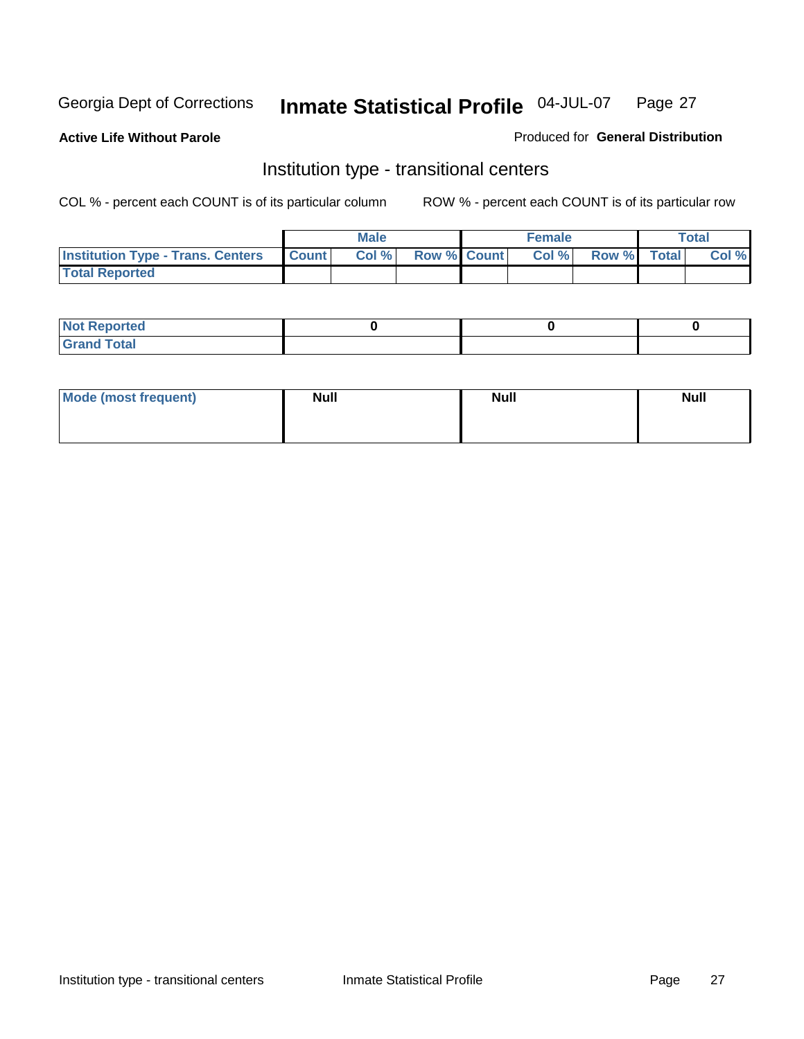Georgia Dept of Corrections **Inmate Statistical Profile** 04-JUL-07

**Active Life Without Parole**

Produced for **General Distribution**

## Institution type - transitional centers

COL % - percent each COUNT is of its particular column ROW % - percent each COUNT is of its particular row

| | Male | | | Female | | | Total | |
|---|---|---|---|---|---|---|---|---|
| **Institution Type - Trans. Centers** | **Count** | **Col %** | **Row %** | **Count** | **Col %** | **Row %** | **Total** | **Col %** |
| **Total Reported** | | | | | | | | |

| | Male | Female | Total |
|---|---|---|---|
| **Not Reported** | 0 | 0 | 0 |
| **Grand Total** | | | |

| | Male | Female | Total |
|---|---|---|---|
| **Mode (most frequent)** | **Null** | **Null** | **Null** |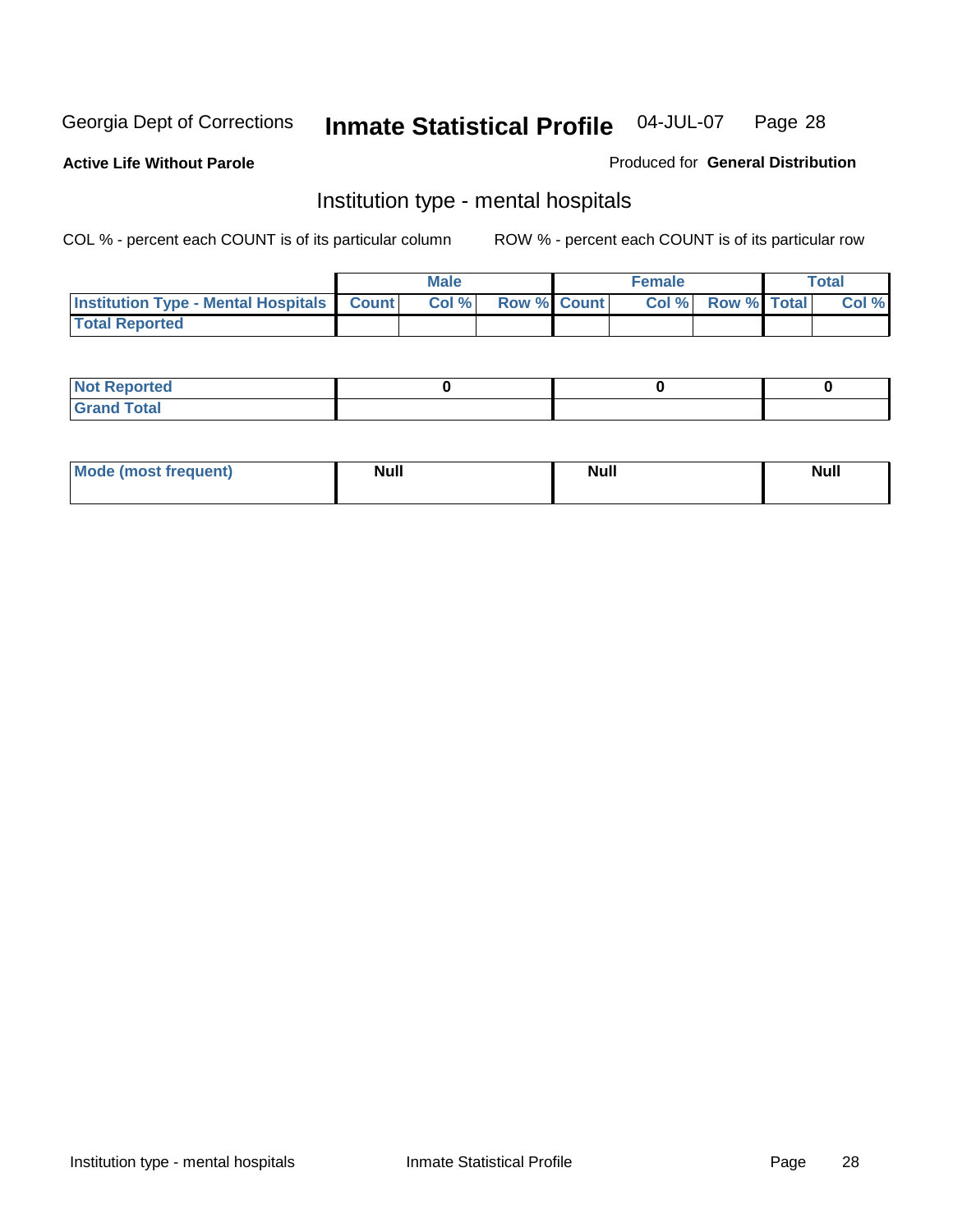Georgia Dept of Corrections **Inmate Statistical Profile** 04-JUL-07

**Active Life Without Parole**

Produced for **General Distribution**

## Institution type - mental hospitals

COL % - percent each COUNT is of its particular column

ROW % - percent each COUNT is of its particular row

| | Male | | | Female | | | Total | |
|---|---|---|---|---|---|---|---|---|
| **Institution Type - Mental Hospitals** | **Count** | **Col %** | **Row %** | **Count** | **Col %** | **Row %** | **Total** | **Col %** |
| **Total Reported** | | | | | | | | |

| | Male | Female | Total |
|---|---|---|---|
| **Not Reported** | 0 | 0 | 0 |
| **Grand Total** | | | |

| | Male | Female | Total |
|---|---|---|---|
| **Mode (most frequent)** | **Null** | **Null** | **Null** |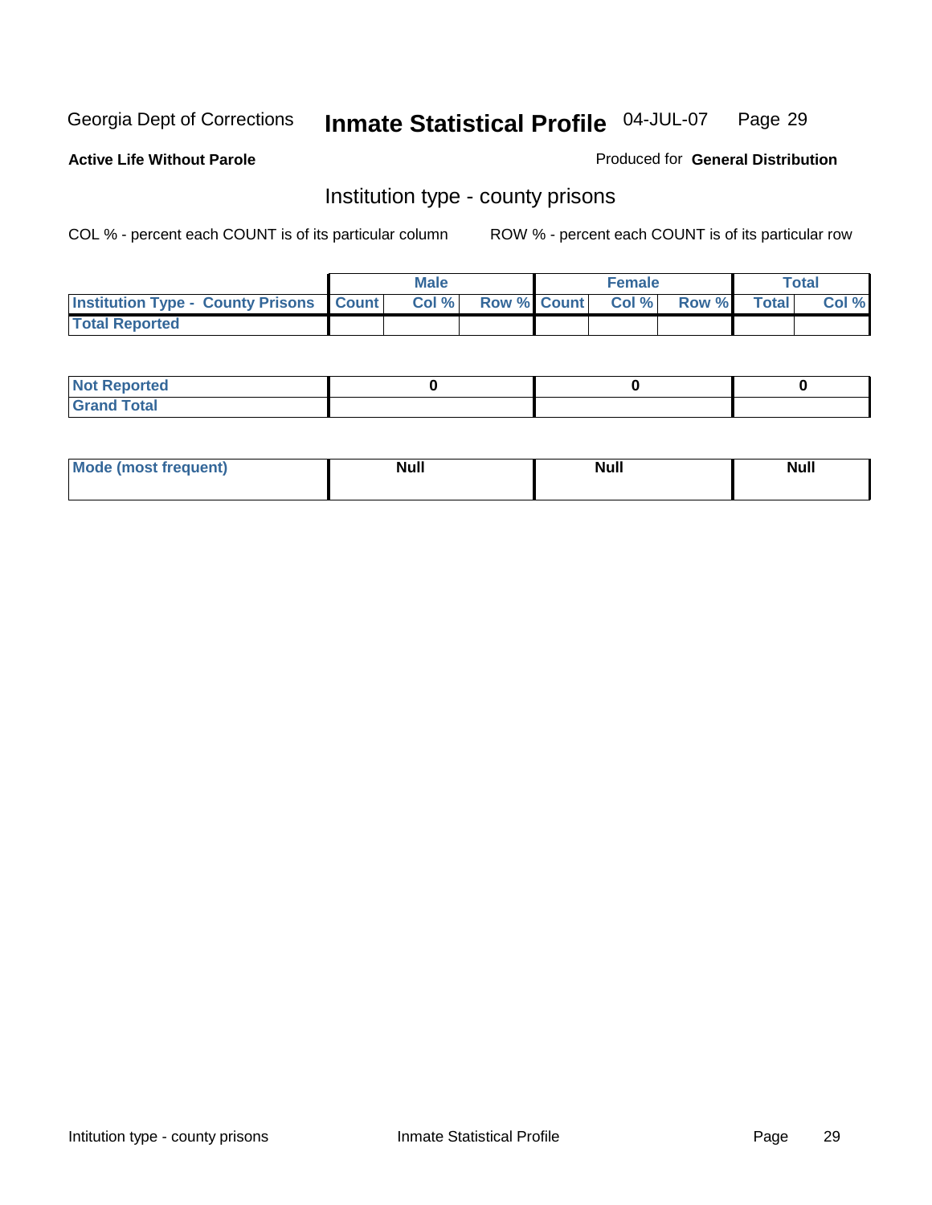Georgia Dept of Corrections **Inmate Statistical Profile** 04-JUL-07

**Active Life Without Parole**

Produced for **General Distribution**

## Institution type - county prisons

COL % - percent each COUNT is of its particular column

ROW % - percent each COUNT is of its particular row

| | Male | | | Female | | | Total | |
|---|---|---|---|---|---|---|---|---|
| **Institution Type - County Prisons** | **Count** | **Col %** | **Row %** | **Count** | **Col %** | **Row %** | **Total** | **Col %** |
| **Total Reported** | | | | | | | | |

| | Male | Female | Total |
|---|---|---|---|
| **Not Reported** | **0** | **0** | **0** |
| **Grand Total** | | | |

| | Male | Female | Total |
|---|---|---|---|
| **Mode (most frequent)** | **Null** | **Null** | **Null** |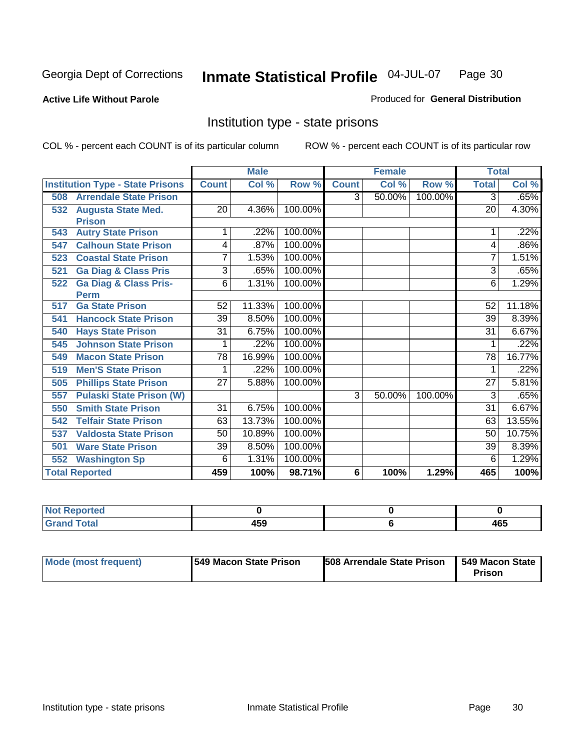Georgia Dept of Corrections **Inmate Statistical Profile** 04-JUL-07

**Active Life Without Parole**

Produced for **General Distribution**

## Institution type - state prisons

COL % - percent each COUNT is of its particular column

ROW % - percent each COUNT is of its particular row

| | Male | | | Female | | | Total | |
|---|---|---|---|---|---|---|---|---|
| **Institution Type - State Prisons** | **Count** | **Col %** | **Row %** | **Count** | **Col %** | **Row %** | **Total** | **Col %** |
| 508 Arrendale State Prison | | | | 3 | 50.00% | 100.00% | 3 | .65% |
| 532 Augusta State Med. Prison | 20 | 4.36% | 100.00% | | | | 20 | 4.30% |
| 543 Autry State Prison | 1 | .22% | 100.00% | | | | 1 | .22% |
| 547 Calhoun State Prison | 4 | .87% | 100.00% | | | | 4 | .86% |
| 523 Coastal State Prison | 7 | 1.53% | 100.00% | | | | 7 | 1.51% |
| 521 Ga Diag & Class Pris | 3 | .65% | 100.00% | | | | 3 | .65% |
| 522 Ga Diag & Class Pris-Perm | 6 | 1.31% | 100.00% | | | | 6 | 1.29% |
| 517 Ga State Prison | 52 | 11.33% | 100.00% | | | | 52 | 11.18% |
| 541 Hancock State Prison | 39 | 8.50% | 100.00% | | | | 39 | 8.39% |
| 540 Hays State Prison | 31 | 6.75% | 100.00% | | | | 31 | 6.67% |
| 545 Johnson State Prison | 1 | .22% | 100.00% | | | | 1 | .22% |
| 549 Macon State Prison | 78 | 16.99% | 100.00% | | | | 78 | 16.77% |
| 519 Men'S State Prison | 1 | .22% | 100.00% | | | | 1 | .22% |
| 505 Phillips State Prison | 27 | 5.88% | 100.00% | | | | 27 | 5.81% |
| 557 Pulaski State Prison (W) | | | | 3 | 50.00% | 100.00% | 3 | .65% |
| 550 Smith State Prison | 31 | 6.75% | 100.00% | | | | 31 | 6.67% |
| 542 Telfair State Prison | 63 | 13.73% | 100.00% | | | | 63 | 13.55% |
| 537 Valdosta State Prison | 50 | 10.89% | 100.00% | | | | 50 | 10.75% |
| 501 Ware State Prison | 39 | 8.50% | 100.00% | | | | 39 | 8.39% |
| 552 Washington Sp | 6 | 1.31% | 100.00% | | | | 6 | 1.29% |
| **Total Reported** | **459** | **100%** | **98.71%** | **6** | **100%** | **1.29%** | **465** | **100%** |

| | Male | Female | Total |
|---|---|---|---|
| **Not Reported** | **0** | **0** | **0** |
| **Grand Total** | **459** | **6** | **465** |

| | Male | Female | Total |
|---|---|---|---|
| **Mode (most frequent)** | **549 Macon State Prison** | **508 Arrendale State Prison** | **549 Macon State Prison** |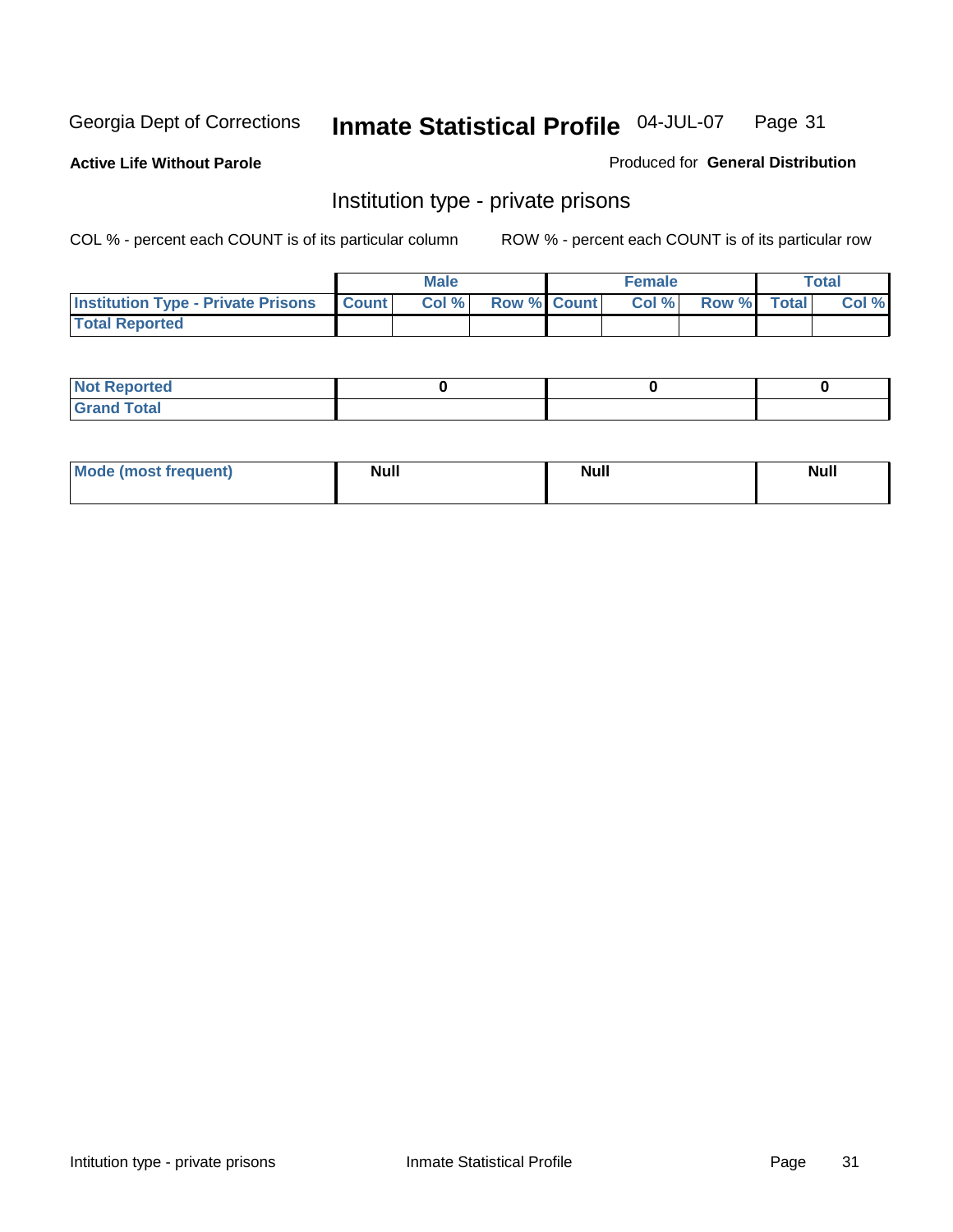Georgia Dept of Corrections **Inmate Statistical Profile** 04-JUL-07

**Active Life Without Parole**

Produced for **General Distribution**

## Institution type - private prisons

COL % - percent each COUNT is of its particular column

ROW % - percent each COUNT is of its particular row

| | Male | | | Female | | | Total | |
|---|---|---|---|---|---|---|---|---|
| **Institution Type - Private Prisons** | **Count** | **Col %** | **Row %** | **Count** | **Col %** | **Row %** | **Total** | **Col %** |
| **Total Reported** | | | | | | | | |

| | Male | Female | Total |
|---|---|---|---|
| **Not Reported** | 0 | 0 | 0 |
| **Grand Total** | | | |

| | Male | Female | Total |
|---|---|---|---|
| **Mode (most frequent)** | Null | Null | Null |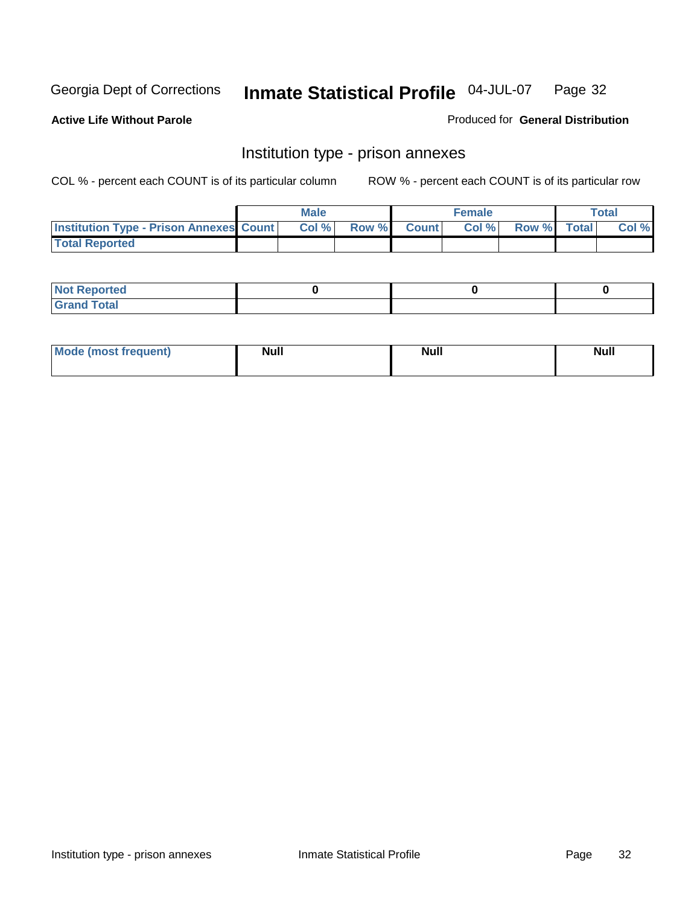Georgia Dept of Corrections **Inmate Statistical Profile** 04-JUL-07

**Active Life Without Parole**

Produced for **General Distribution**

## Institution type - prison annexes

COL % - percent each COUNT is of its particular column ROW % - percent each COUNT is of its particular row

| | Male | | | Female | | | Total | |
|---|---|---|---|---|---|---|---|---|
| **Institution Type - Prison Annexes** | **Count** | **Col %** | **Row %** | **Count** | **Col %** | **Row %** | **Total** | **Col %** |
| **Total Reported** | | | | | | | | |

| | Male | Female | Total |
|---|---|---|---|
| **Not Reported** | 0 | 0 | 0 |
| **Grand Total** | | | |

| | Male | Female | Total |
|---|---|---|---|
| **Mode (most frequent)** | Null | Null | Null |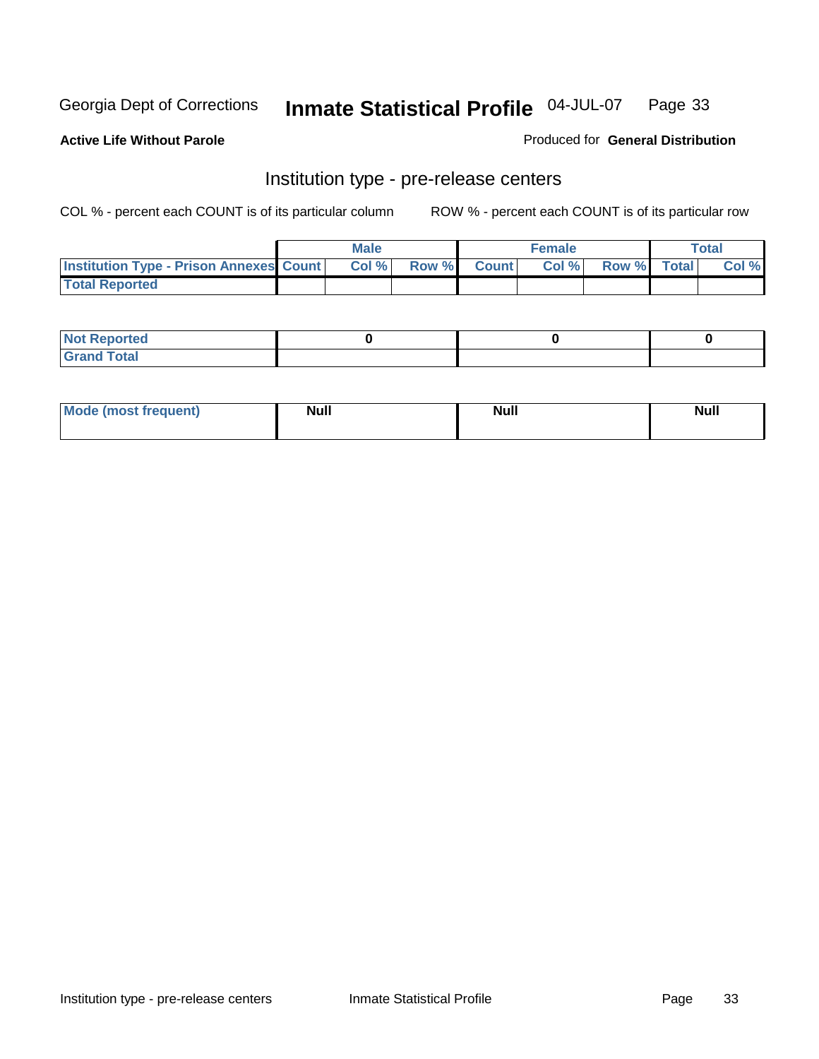Georgia Dept of Corrections **Inmate Statistical Profile** 04-JUL-07

**Active Life Without Parole**

Produced for **General Distribution**

## Institution type - pre-release centers

COL % - percent each COUNT is of its particular column    ROW % - percent each COUNT is of its particular row

| | Male | | | Female | | | Total | |
|---|---|---|---|---|---|---|---|---|
| **Institution Type - Prison Annexes** | **Count** | **Col %** | **Row %** | **Count** | **Col %** | **Row %** | **Total** | **Col %** |
| **Total Reported** | | | | | | | | |

| | Male | Female | Total |
|---|---|---|---|
| **Not Reported** | 0 | 0 | 0 |
| **Grand Total** | | | |

| | Male | Female | Total |
|---|---|---|---|
| **Mode (most frequent)** | Null | Null | Null |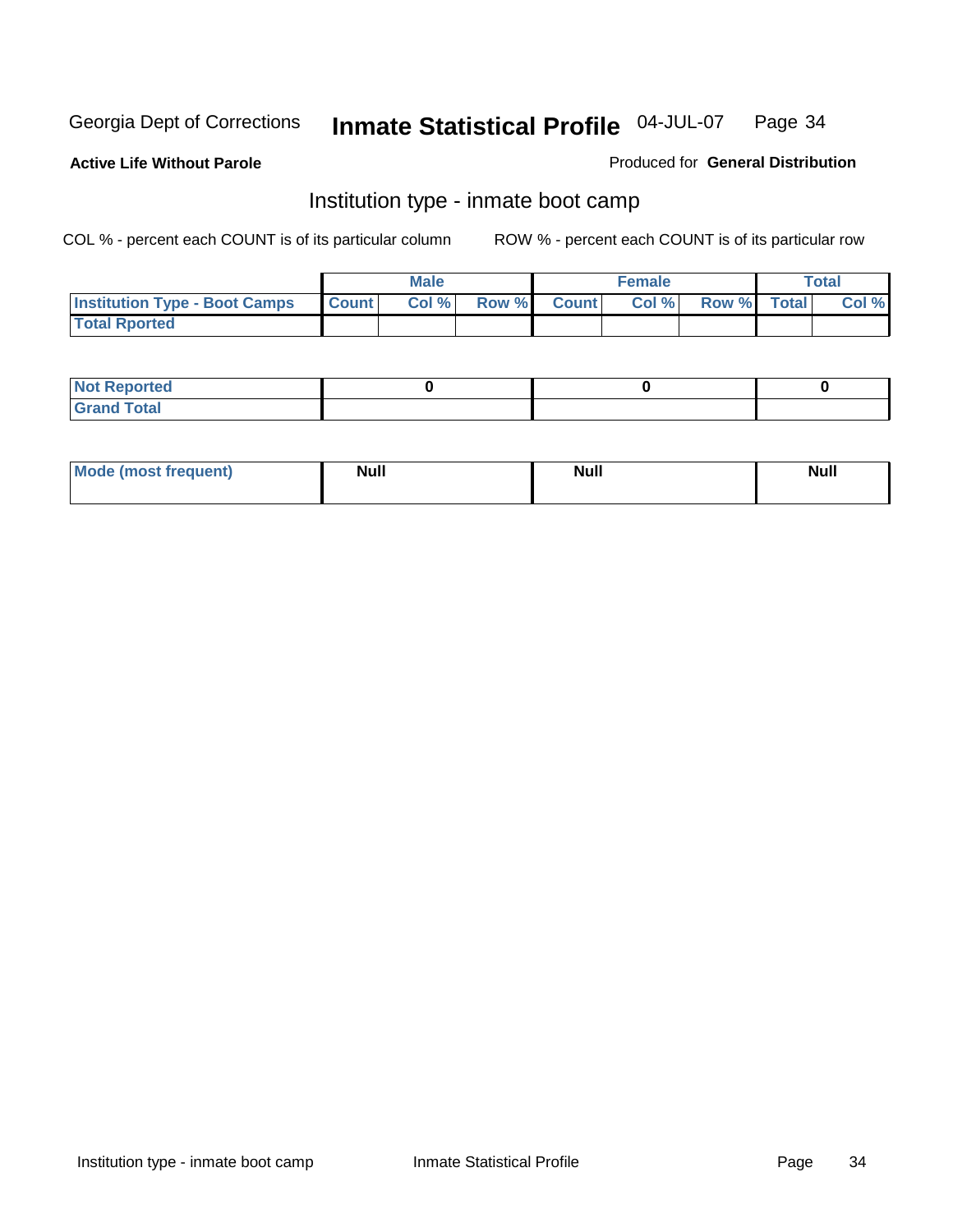Georgia Dept of Corrections **Inmate Statistical Profile** 04-JUL-07

**Active Life Without Parole**

Produced for **General Distribution**

## Institution type - inmate boot camp

COL % - percent each COUNT is of its particular column

ROW % - percent each COUNT is of its particular row

| | Male | | | Female | | | Total | |
|---|---|---|---|---|---|---|---|---|
| **Institution Type - Boot Camps** | **Count** | **Col %** | **Row %** | **Count** | **Col %** | **Row %** | **Total** | **Col %** |
| **Total Rported** | | | | | | | | |

| | Male | Female | Total |
|---|---|---|---|
| **Not Reported** | 0 | 0 | 0 |
| **Grand Total** | | | |

| | Male | Female | Total |
|---|---|---|---|
| **Mode (most frequent)** | Null | Null | Null |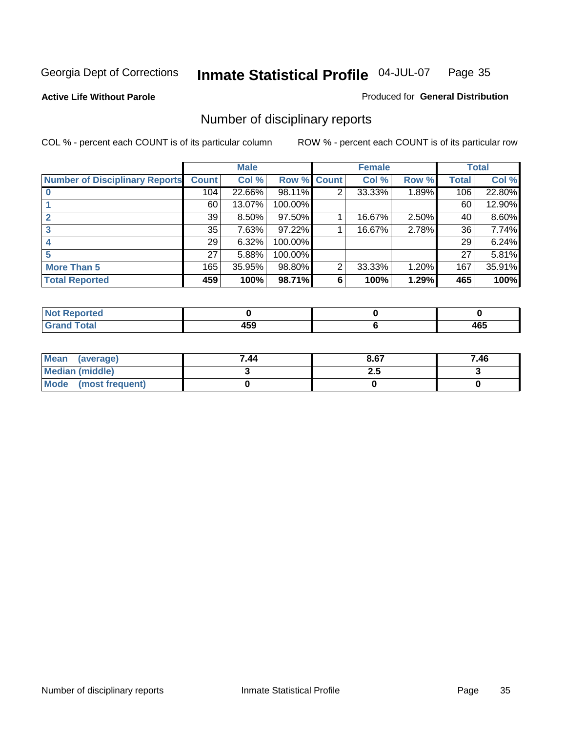Georgia Dept of Corrections **Inmate Statistical Profile** 04-JUL-07

**Active Life Without Parole**

Produced for **General Distribution**

## Number of disciplinary reports

COL % - percent each COUNT is of its particular column

ROW % - percent each COUNT is of its particular row

| | Male | | | Female | | | Total | |
|---|---|---|---|---|---|---|---|---|
| **Number of Disciplinary Reports** | **Count** | **Col %** | **Row %** | **Count** | **Col %** | **Row %** | **Total** | **Col %** |
| **0** | 104 | 22.66% | 98.11% | 2 | 33.33% | 1.89% | 106 | 22.80% |
| **1** | 60 | 13.07% | 100.00% | | | | 60 | 12.90% |
| **2** | 39 | 8.50% | 97.50% | 1 | 16.67% | 2.50% | 40 | 8.60% |
| **3** | 35 | 7.63% | 97.22% | 1 | 16.67% | 2.78% | 36 | 7.74% |
| **4** | 29 | 6.32% | 100.00% | | | | 29 | 6.24% |
| **5** | 27 | 5.88% | 100.00% | | | | 27 | 5.81% |
| **More Than 5** | 165 | 35.95% | 98.80% | 2 | 33.33% | 1.20% | 167 | 35.91% |
| **Total Reported** | **459** | **100%** | **98.71%** | **6** | **100%** | **1.29%** | **465** | **100%** |

| | Male | Female | Total |
|---|---|---|---|
| **Not Reported** | **0** | **0** | **0** |
| **Grand Total** | **459** | **6** | **465** |

| | Male | Female | Total |
|---|---|---|---|
| **Mean (average)** | **7.44** | **8.67** | **7.46** |
| **Median (middle)** | **3** | **2.5** | **3** |
| **Mode (most frequent)** | **0** | **0** | **0** |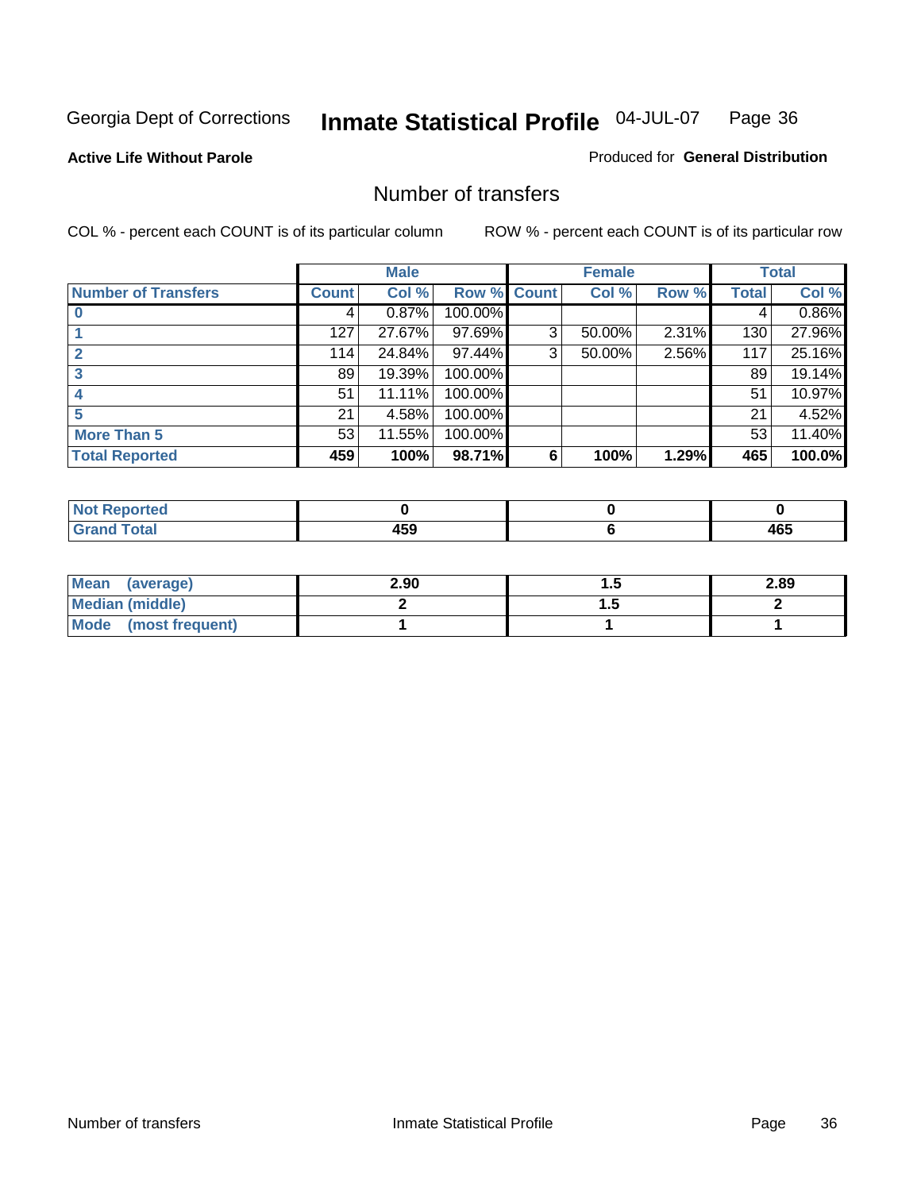Georgia Dept of Corrections **Inmate Statistical Profile** 04-JUL-07

**Active Life Without Parole**

Produced for **General Distribution**

## Number of transfers

COL % - percent each COUNT is of its particular column ROW % - percent each COUNT is of its particular row

| | Male | | | Female | | | Total | |
|---|---|---|---|---|---|---|---|---|
| **Number of Transfers** | **Count** | **Col %** | **Row %** | **Count** | **Col %** | **Row %** | **Total** | **Col %** |
| **0** | 4 | 0.87% | 100.00% | | | | 4 | 0.86% |
| **1** | 127 | 27.67% | 97.69% | 3 | 50.00% | 2.31% | 130 | 27.96% |
| **2** | 114 | 24.84% | 97.44% | 3 | 50.00% | 2.56% | 117 | 25.16% |
| **3** | 89 | 19.39% | 100.00% | | | | 89 | 19.14% |
| **4** | 51 | 11.11% | 100.00% | | | | 51 | 10.97% |
| **5** | 21 | 4.58% | 100.00% | | | | 21 | 4.52% |
| **More Than 5** | 53 | 11.55% | 100.00% | | | | 53 | 11.40% |
| **Total Reported** | **459** | **100%** | **98.71%** | **6** | **100%** | **1.29%** | **465** | **100.0%** |

| | Male | Female | Total |
|---|---|---|---|
| **Not Reported** | **0** | **0** | **0** |
| **Grand Total** | **459** | **6** | **465** |

| | Male | Female | Total |
|---|---|---|---|
| **Mean (average)** | **2.90** | **1.5** | **2.89** |
| **Median (middle)** | **2** | **1.5** | **2** |
| **Mode (most frequent)** | **1** | **1** | **1** |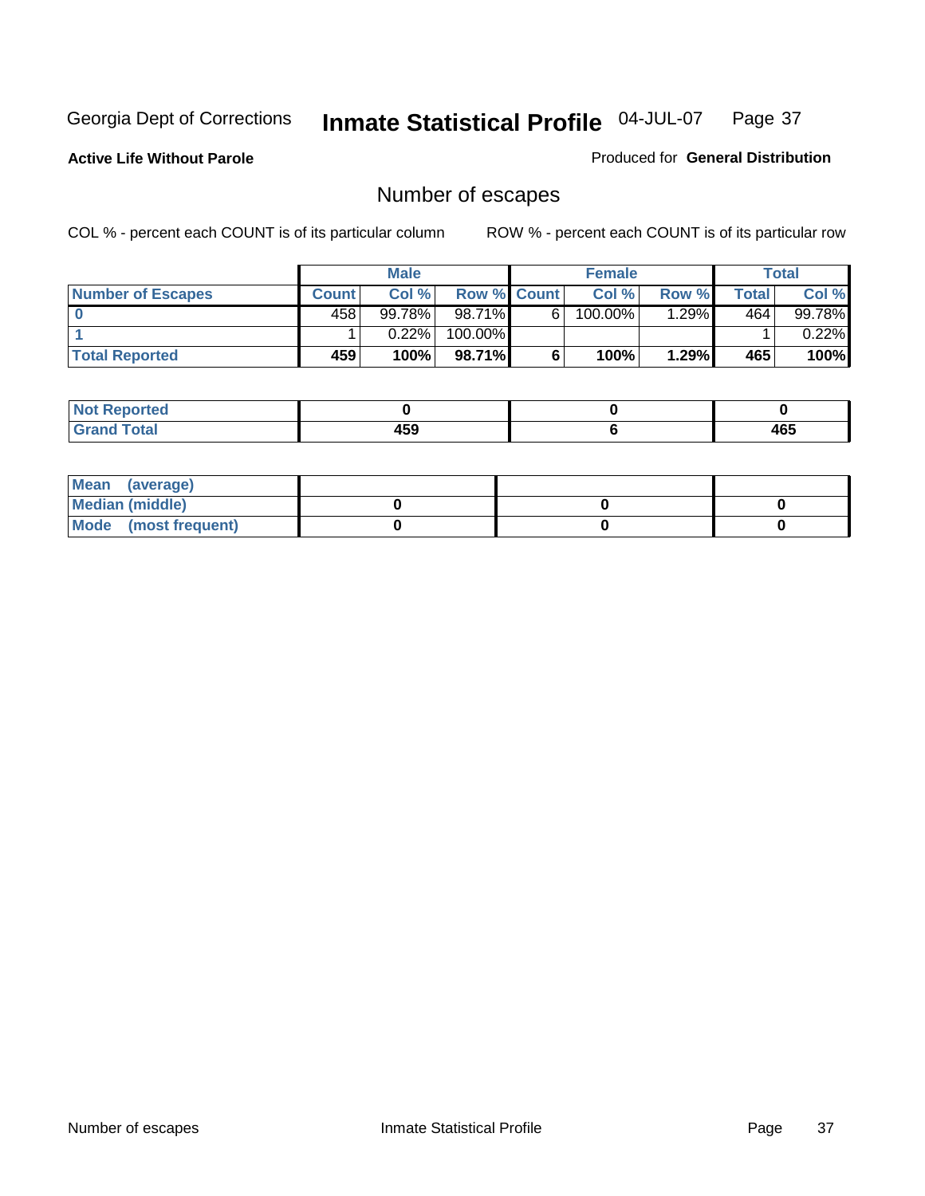Georgia Dept of Corrections **Inmate Statistical Profile** 04-JUL-07

**Active Life Without Parole**

Produced for **General Distribution**

## Number of escapes

COL % - percent each COUNT is of its particular column ROW % - percent each COUNT is of its particular row

| | Male | | | Female | | | Total | |
|---|---|---|---|---|---|---|---|---|
| **Number of Escapes** | **Count** | **Col %** | **Row %** | **Count** | **Col %** | **Row %** | **Total** | **Col %** |
| **0** | 458 | 99.78% | 98.71% | 6 | 100.00% | 1.29% | 464 | 99.78% |
| **1** | 1 | 0.22% | 100.00% | | | | 1 | 0.22% |
| **Total Reported** | **459** | **100%** | **98.71%** | **6** | **100%** | **1.29%** | **465** | **100%** |

| | Male | Female | Total |
|---|---|---|---|
| **Not Reported** | **0** | **0** | **0** |
| **Grand Total** | **459** | **6** | **465** |

| | Male | Female | Total |
|---|---|---|---|
| **Mean (average)** | | | |
| **Median (middle)** | **0** | **0** | **0** |
| **Mode (most frequent)** | **0** | **0** | **0** |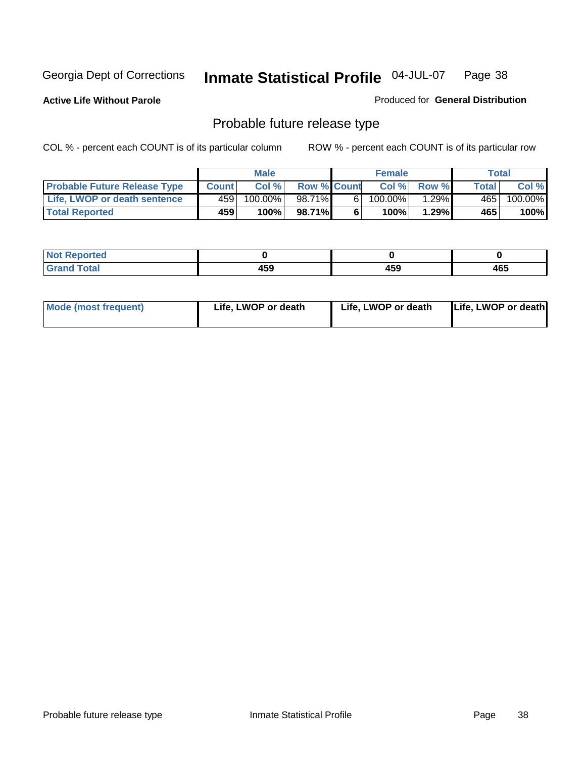Georgia Dept of Corrections **Inmate Statistical Profile** 04-JUL-07

**Active Life Without Parole**

Produced for **General Distribution**

## Probable future release type

COL % - percent each COUNT is of its particular column ROW % - percent each COUNT is of its particular row

| | Male | | | Female | | | Total | |
|---|---|---|---|---|---|---|---|---|
| **Probable Future Release Type** | **Count** | **Col %** | **Row %** | **Count** | **Col %** | **Row %** | **Total** | **Col %** |
| Life, LWOP or death sentence | 459 | 100.00% | 98.71% | 6 | 100.00% | 1.29% | 465 | 100.00% |
| **Total Reported** | **459** | **100%** | **98.71%** | **6** | **100%** | **1.29%** | **465** | **100%** |

| | Male | Female | Total |
|---|---|---|---|
| **Not Reported** | **0** | **0** | **0** |
| **Grand Total** | **459** | **459** | **465** |

| | Male | Female | Total |
|---|---|---|---|
| **Mode (most frequent)** | **Life, LWOP or death** | **Life, LWOP or death** | **Life, LWOP or death** |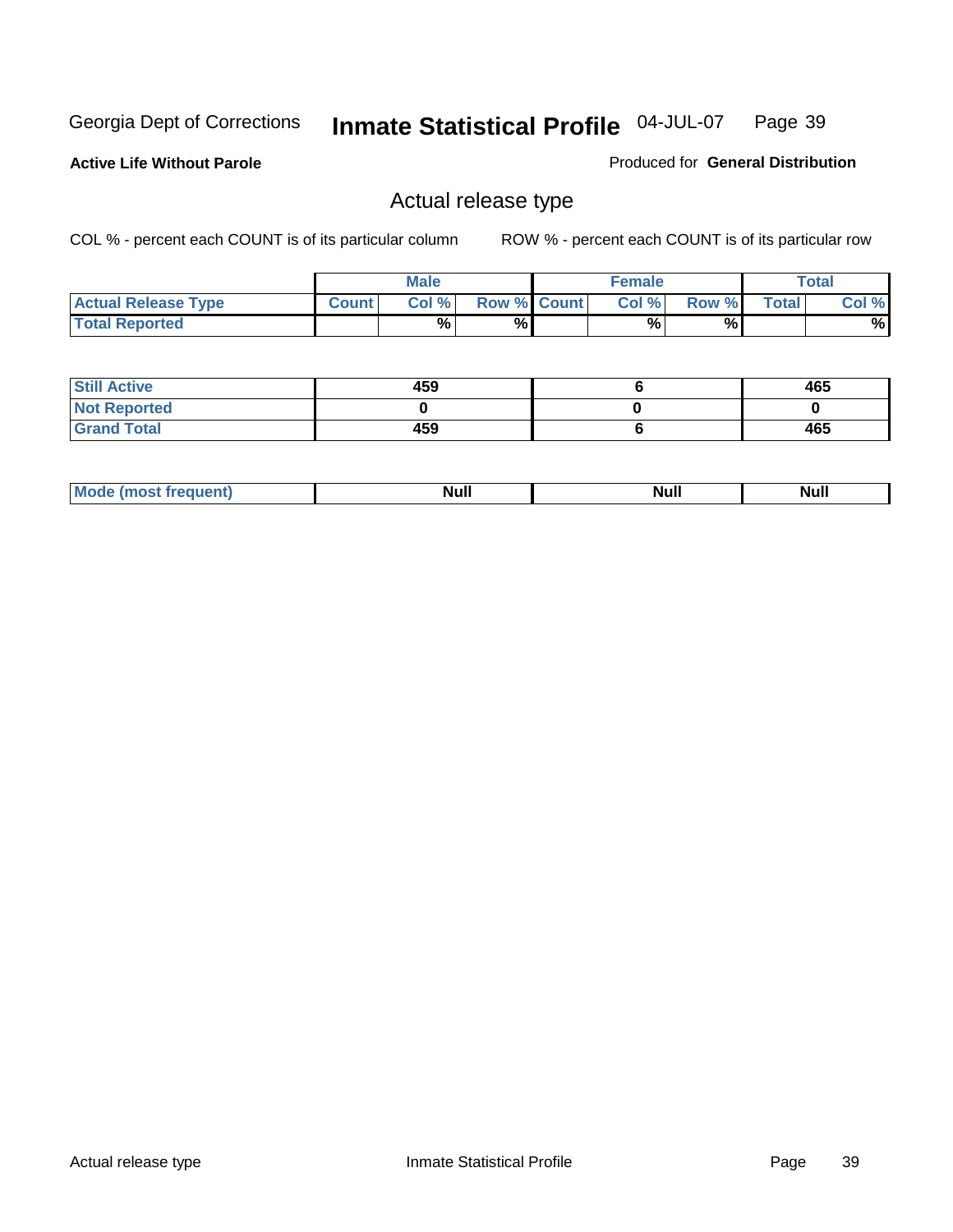Georgia Dept of Corrections **Inmate Statistical Profile** 04-JUL-07

**Active Life Without Parole**

Produced for **General Distribution**

## Actual release type

COL % - percent each COUNT is of its particular column

ROW % - percent each COUNT is of its particular row

| | Male | | | Female | | | Total | |
|---|---|---|---|---|---|---|---|---|
| **Actual Release Type** | **Count** | **Col %** | **Row %** | **Count** | **Col %** | **Row %** | **Total** | **Col %** |
| **Total Reported** | | **%** | **%** | | **%** | **%** | | **%** |

| | Male | Female | Total |
|---|---|---|---|
| **Still Active** | **459** | **6** | **465** |
| **Not Reported** | **0** | **0** | **0** |
| **Grand Total** | **459** | **6** | **465** |

| | Male | Female | Total |
|---|---|---|---|
| **Mode (most frequent)** | **Null** | **Null** | **Null** |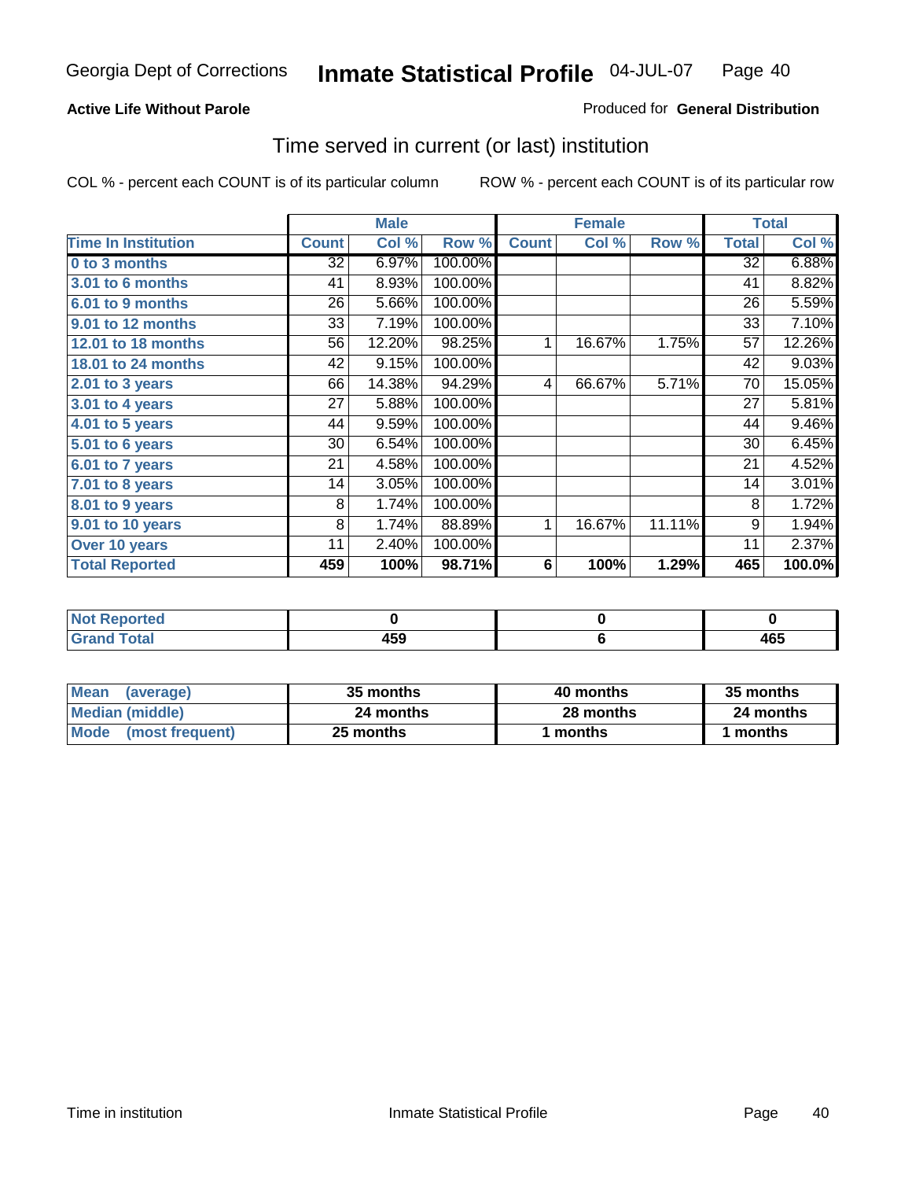Georgia Dept of Corrections **Inmate Statistical Profile** 04-JUL-07

**Active Life Without Parole**

Produced for **General Distribution**

## Time served in current (or last) institution

COL % - percent each COUNT is of its particular column

ROW % - percent each COUNT is of its particular row

| | Male | | | Female | | | Total | |
|---|---|---|---|---|---|---|---|---|
| **Time In Institution** | **Count** | **Col %** | **Row %** | **Count** | **Col %** | **Row %** | **Total** | **Col %** |
| **0 to 3 months** | 32 | 6.97% | 100.00% | | | | 32 | 6.88% |
| **3.01 to 6 months** | 41 | 8.93% | 100.00% | | | | 41 | 8.82% |
| **6.01 to 9 months** | 26 | 5.66% | 100.00% | | | | 26 | 5.59% |
| **9.01 to 12 months** | 33 | 7.19% | 100.00% | | | | 33 | 7.10% |
| **12.01 to 18 months** | 56 | 12.20% | 98.25% | 1 | 16.67% | 1.75% | 57 | 12.26% |
| **18.01 to 24 months** | 42 | 9.15% | 100.00% | | | | 42 | 9.03% |
| **2.01 to 3 years** | 66 | 14.38% | 94.29% | 4 | 66.67% | 5.71% | 70 | 15.05% |
| **3.01 to 4 years** | 27 | 5.88% | 100.00% | | | | 27 | 5.81% |
| **4.01 to 5 years** | 44 | 9.59% | 100.00% | | | | 44 | 9.46% |
| **5.01 to 6 years** | 30 | 6.54% | 100.00% | | | | 30 | 6.45% |
| **6.01 to 7 years** | 21 | 4.58% | 100.00% | | | | 21 | 4.52% |
| **7.01 to 8 years** | 14 | 3.05% | 100.00% | | | | 14 | 3.01% |
| **8.01 to 9 years** | 8 | 1.74% | 100.00% | | | | 8 | 1.72% |
| **9.01 to 10 years** | 8 | 1.74% | 88.89% | 1 | 16.67% | 11.11% | 9 | 1.94% |
| **Over 10 years** | 11 | 2.40% | 100.00% | | | | 11 | 2.37% |
| **Total Reported** | **459** | **100%** | **98.71%** | **6** | **100%** | **1.29%** | **465** | **100.0%** |

| | Male | Female | Total |
|---|---|---|---|
| **Not Reported** | **0** | **0** | **0** |
| **Grand Total** | **459** | **6** | **465** |

| | Male | Female | Total |
|---|---|---|---|
| **Mean (average)** | **35 months** | **40 months** | **35 months** |
| **Median (middle)** | **24 months** | **28 months** | **24 months** |
| **Mode (most frequent)** | **25 months** | **1 months** | **1 months** |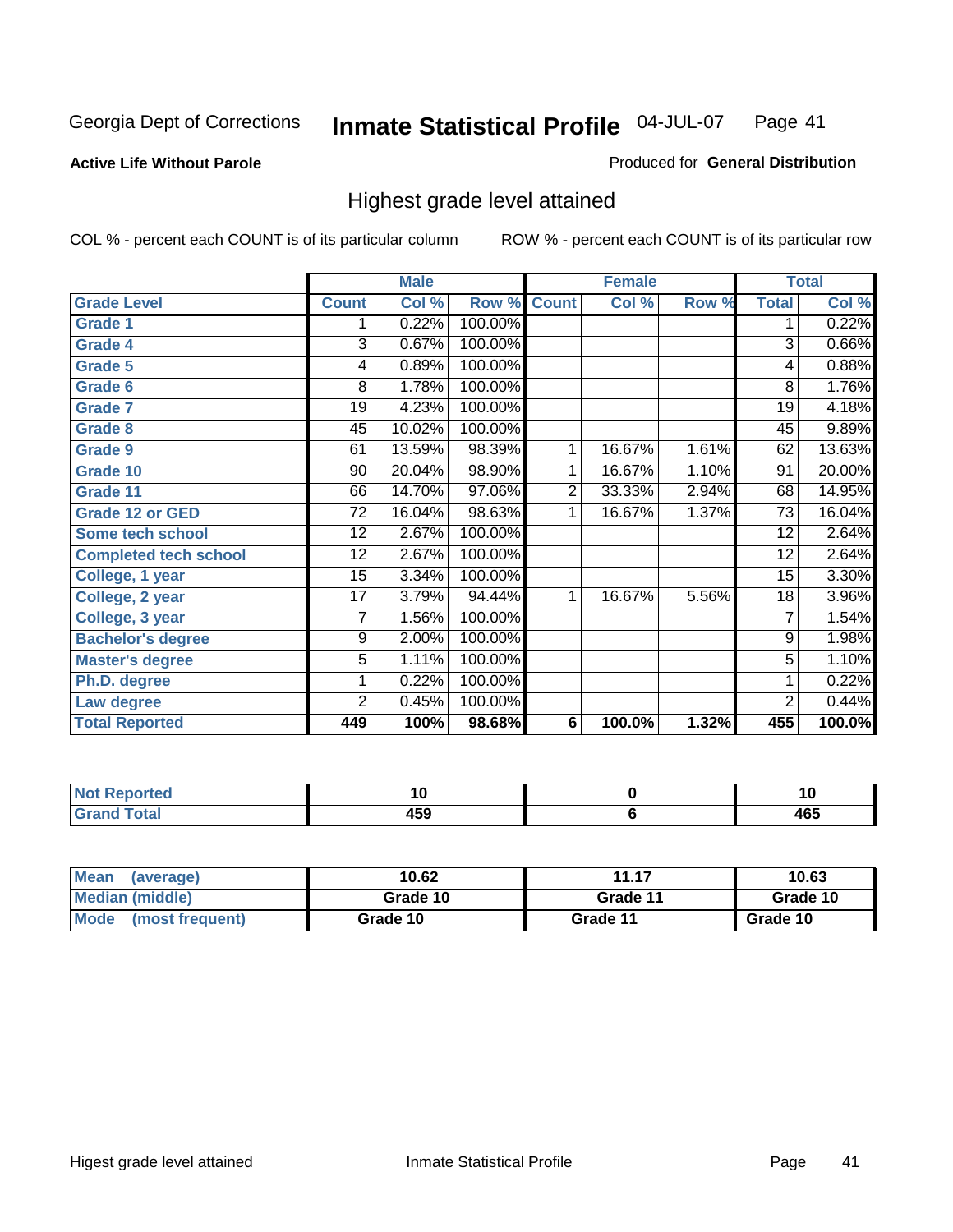Georgia Dept of Corrections **Inmate Statistical Profile** 04-JUL-07

**Active Life Without Parole**

Produced for **General Distribution**

## Highest grade level attained

COL % - percent each COUNT is of its particular column

ROW % - percent each COUNT is of its particular row

| | Male | | | Female | | | Total | |
|---|---|---|---|---|---|---|---|---|
| Grade Level | Count | Col % | Row % | Count | Col % | Row % | Total | Col % |
| Grade 1 | 1 | 0.22% | 100.00% | | | | 1 | 0.22% |
| Grade 4 | 3 | 0.67% | 100.00% | | | | 3 | 0.66% |
| Grade 5 | 4 | 0.89% | 100.00% | | | | 4 | 0.88% |
| Grade 6 | 8 | 1.78% | 100.00% | | | | 8 | 1.76% |
| Grade 7 | 19 | 4.23% | 100.00% | | | | 19 | 4.18% |
| Grade 8 | 45 | 10.02% | 100.00% | | | | 45 | 9.89% |
| Grade 9 | 61 | 13.59% | 98.39% | 1 | 16.67% | 1.61% | 62 | 13.63% |
| Grade 10 | 90 | 20.04% | 98.90% | 1 | 16.67% | 1.10% | 91 | 20.00% |
| Grade 11 | 66 | 14.70% | 97.06% | 2 | 33.33% | 2.94% | 68 | 14.95% |
| Grade 12 or GED | 72 | 16.04% | 98.63% | 1 | 16.67% | 1.37% | 73 | 16.04% |
| Some tech school | 12 | 2.67% | 100.00% | | | | 12 | 2.64% |
| Completed tech school | 12 | 2.67% | 100.00% | | | | 12 | 2.64% |
| College, 1 year | 15 | 3.34% | 100.00% | | | | 15 | 3.30% |
| College, 2 year | 17 | 3.79% | 94.44% | 1 | 16.67% | 5.56% | 18 | 3.96% |
| College, 3 year | 7 | 1.56% | 100.00% | | | | 7 | 1.54% |
| Bachelor's degree | 9 | 2.00% | 100.00% | | | | 9 | 1.98% |
| Master's degree | 5 | 1.11% | 100.00% | | | | 5 | 1.10% |
| Ph.D. degree | 1 | 0.22% | 100.00% | | | | 1 | 0.22% |
| Law degree | 2 | 0.45% | 100.00% | | | | 2 | 0.44% |
| **Total Reported** | **449** | **100%** | **98.68%** | **6** | **100.0%** | **1.32%** | **455** | **100.0%** |

| | Male | Female | Total |
|---|---|---|---|
| Not Reported | 10 | 0 | 10 |
| Grand Total | 459 | 6 | 465 |

| | Male | Female | Total |
|---|---|---|---|
| Mean (average) | 10.62 | 11.17 | 10.63 |
| Median (middle) | Grade 10 | Grade 11 | Grade 10 |
| Mode (most frequent) | Grade 10 | Grade 11 | Grade 10 |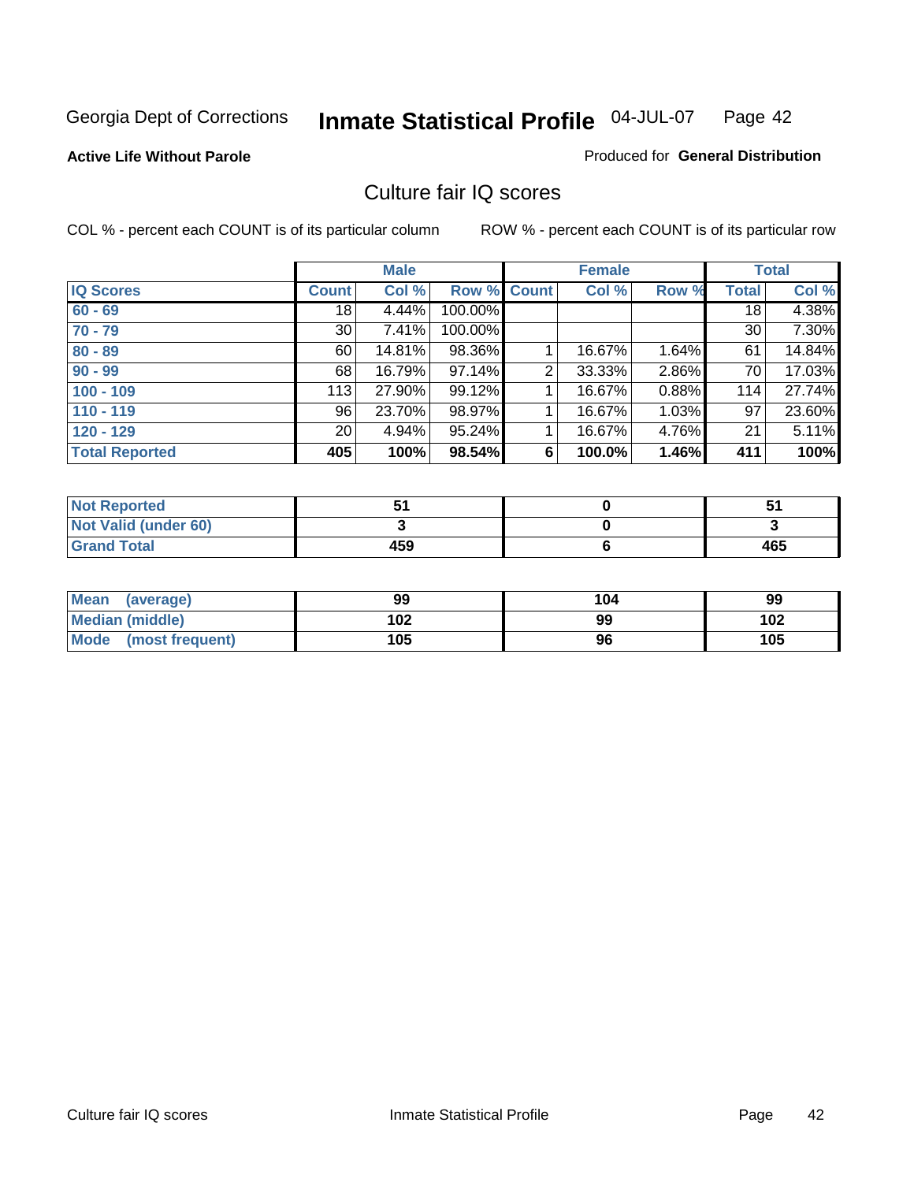Georgia Dept of Corrections **Inmate Statistical Profile** 04-JUL-07

**Active Life Without Parole**

Produced for **General Distribution**

## Culture fair IQ scores

COL % - percent each COUNT is of its particular column

ROW % - percent each COUNT is of its particular row

| | Male | | | Female | | | Total | |
|---|---|---|---|---|---|---|---|---|
| IQ Scores | Count | Col % | Row % | Count | Col % | Row % | Total | Col % |
| 60 - 69 | 18 | 4.44% | 100.00% | | | | 18 | 4.38% |
| 70 - 79 | 30 | 7.41% | 100.00% | | | | 30 | 7.30% |
| 80 - 89 | 60 | 14.81% | 98.36% | 1 | 16.67% | 1.64% | 61 | 14.84% |
| 90 - 99 | 68 | 16.79% | 97.14% | 2 | 33.33% | 2.86% | 70 | 17.03% |
| 100 - 109 | 113 | 27.90% | 99.12% | 1 | 16.67% | 0.88% | 114 | 27.74% |
| 110 - 119 | 96 | 23.70% | 98.97% | 1 | 16.67% | 1.03% | 97 | 23.60% |
| 120 - 129 | 20 | 4.94% | 95.24% | 1 | 16.67% | 4.76% | 21 | 5.11% |
| **Total Reported** | **405** | **100%** | **98.54%** | **6** | **100.0%** | **1.46%** | **411** | **100%** |

| | Male | Female | Total |
|---|---|---|---|
| Not Reported | 51 | 0 | 51 |
| Not Valid (under 60) | 3 | 0 | 3 |
| Grand Total | 459 | 6 | 465 |

| | Male | Female | Total |
|---|---|---|---|
| Mean (average) | 99 | 104 | 99 |
| Median (middle) | 102 | 99 | 102 |
| Mode (most frequent) | 105 | 96 | 105 |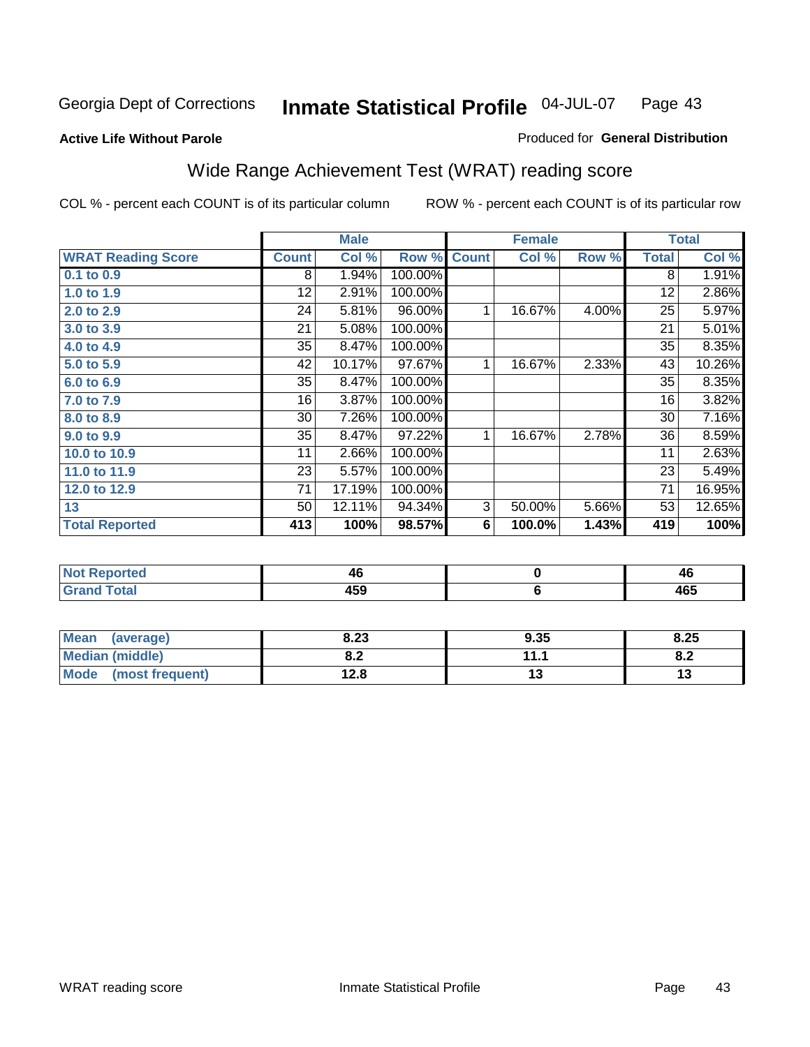Georgia Dept of Corrections **Inmate Statistical Profile** 04-JUL-07

**Active Life Without Parole**

Produced for **General Distribution**

## Wide Range Achievement Test (WRAT) reading score

COL % - percent each COUNT is of its particular column ROW % - percent each COUNT is of its particular row

| | Male | | | Female | | | Total | |
|---|---|---|---|---|---|---|---|---|
| **WRAT Reading Score** | **Count** | **Col %** | **Row %** | **Count** | **Col %** | **Row %** | **Total** | **Col %** |
| 0.1 to 0.9 | 8 | 1.94% | 100.00% | | | | 8 | 1.91% |
| 1.0 to 1.9 | 12 | 2.91% | 100.00% | | | | 12 | 2.86% |
| 2.0 to 2.9 | 24 | 5.81% | 96.00% | 1 | 16.67% | 4.00% | 25 | 5.97% |
| 3.0 to 3.9 | 21 | 5.08% | 100.00% | | | | 21 | 5.01% |
| 4.0 to 4.9 | 35 | 8.47% | 100.00% | | | | 35 | 8.35% |
| 5.0 to 5.9 | 42 | 10.17% | 97.67% | 1 | 16.67% | 2.33% | 43 | 10.26% |
| 6.0 to 6.9 | 35 | 8.47% | 100.00% | | | | 35 | 8.35% |
| 7.0 to 7.9 | 16 | 3.87% | 100.00% | | | | 16 | 3.82% |
| 8.0 to 8.9 | 30 | 7.26% | 100.00% | | | | 30 | 7.16% |
| 9.0 to 9.9 | 35 | 8.47% | 97.22% | 1 | 16.67% | 2.78% | 36 | 8.59% |
| 10.0 to 10.9 | 11 | 2.66% | 100.00% | | | | 11 | 2.63% |
| 11.0 to 11.9 | 23 | 5.57% | 100.00% | | | | 23 | 5.49% |
| 12.0 to 12.9 | 71 | 17.19% | 100.00% | | | | 71 | 16.95% |
| 13 | 50 | 12.11% | 94.34% | 3 | 50.00% | 5.66% | 53 | 12.65% |
| **Total Reported** | **413** | **100%** | **98.57%** | **6** | **100.0%** | **1.43%** | **419** | **100%** |

| | Male | Female | Total |
|---|---|---|---|
| Not Reported | 46 | 0 | 46 |
| Grand Total | 459 | 6 | 465 |

| | Male | Female | Total |
|---|---|---|---|
| Mean (average) | 8.23 | 9.35 | 8.25 |
| Median (middle) | 8.2 | 11.1 | 8.2 |
| Mode (most frequent) | 12.8 | 13 | 13 |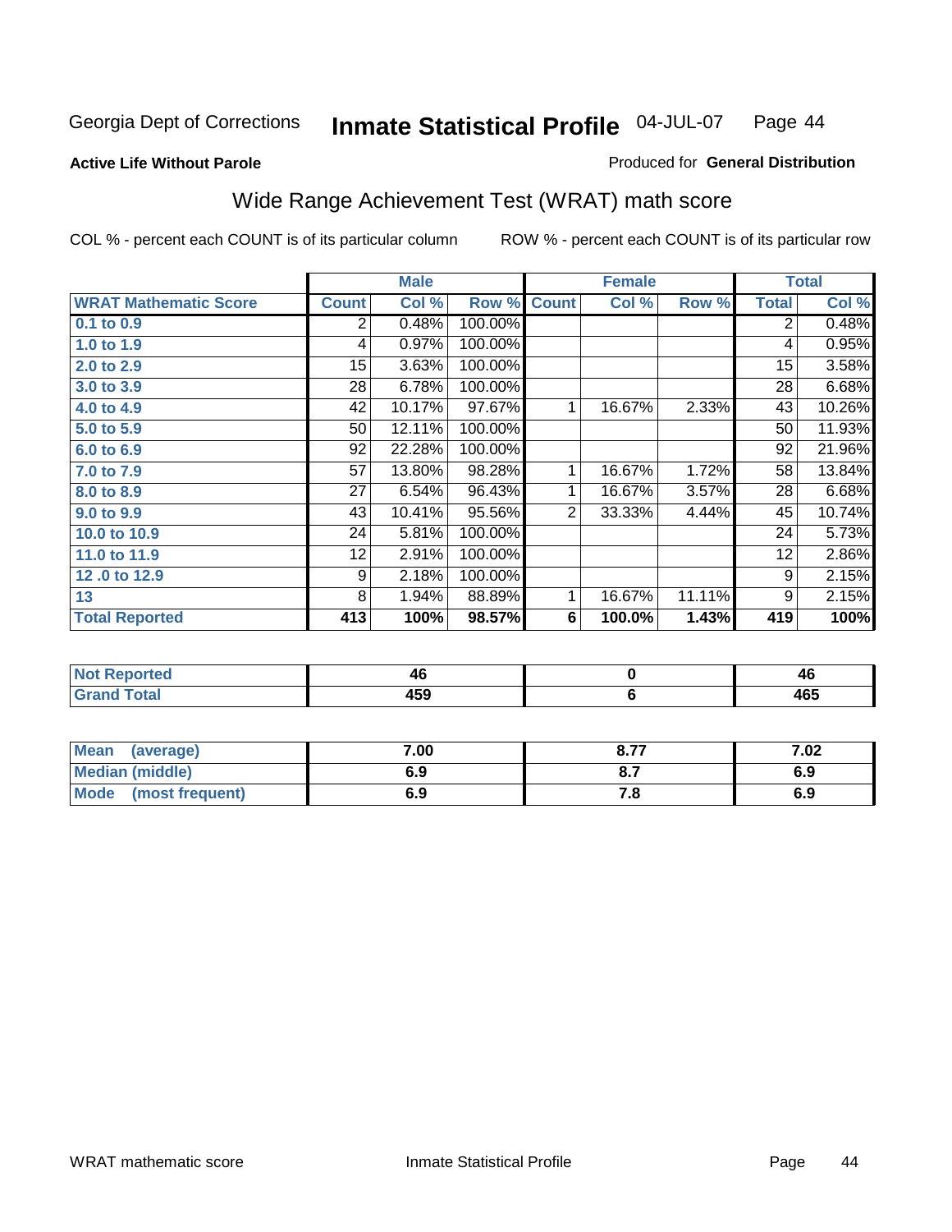Georgia Dept of Corrections **Inmate Statistical Profile** 04-JUL-07

**Active Life Without Parole**

Produced for **General Distribution**

## Wide Range Achievement Test (WRAT) math score

COL % - percent each COUNT is of its particular column

ROW % - percent each COUNT is of its particular row

| | Male | | | Female | | | Total | |
|---|---|---|---|---|---|---|---|---|
| **WRAT Mathematic Score** | **Count** | **Col %** | **Row %** | **Count** | **Col %** | **Row %** | **Total** | **Col %** |
| **0.1 to 0.9** | 2 | 0.48% | 100.00% | | | | 2 | 0.48% |
| **1.0 to 1.9** | 4 | 0.97% | 100.00% | | | | 4 | 0.95% |
| **2.0 to 2.9** | 15 | 3.63% | 100.00% | | | | 15 | 3.58% |
| **3.0 to 3.9** | 28 | 6.78% | 100.00% | | | | 28 | 6.68% |
| **4.0 to 4.9** | 42 | 10.17% | 97.67% | 1 | 16.67% | 2.33% | 43 | 10.26% |
| **5.0 to 5.9** | 50 | 12.11% | 100.00% | | | | 50 | 11.93% |
| **6.0 to 6.9** | 92 | 22.28% | 100.00% | | | | 92 | 21.96% |
| **7.0 to 7.9** | 57 | 13.80% | 98.28% | 1 | 16.67% | 1.72% | 58 | 13.84% |
| **8.0 to 8.9** | 27 | 6.54% | 96.43% | 1 | 16.67% | 3.57% | 28 | 6.68% |
| **9.0 to 9.9** | 43 | 10.41% | 95.56% | 2 | 33.33% | 4.44% | 45 | 10.74% |
| **10.0 to 10.9** | 24 | 5.81% | 100.00% | | | | 24 | 5.73% |
| **11.0 to 11.9** | 12 | 2.91% | 100.00% | | | | 12 | 2.86% |
| **12 .0 to 12.9** | 9 | 2.18% | 100.00% | | | | 9 | 2.15% |
| **13** | 8 | 1.94% | 88.89% | 1 | 16.67% | 11.11% | 9 | 2.15% |
| **Total Reported** | **413** | **100%** | **98.57%** | **6** | **100.0%** | **1.43%** | **419** | **100%** |

| | Male | Female | Total |
|---|---|---|---|
| **Not Reported** | **46** | **0** | **46** |
| **Grand Total** | **459** | **6** | **465** |

| | Male | Female | Total |
|---|---|---|---|
| **Mean (average)** | **7.00** | **8.77** | **7.02** |
| **Median (middle)** | **6.9** | **8.7** | **6.9** |
| **Mode (most frequent)** | **6.9** | **7.8** | **6.9** |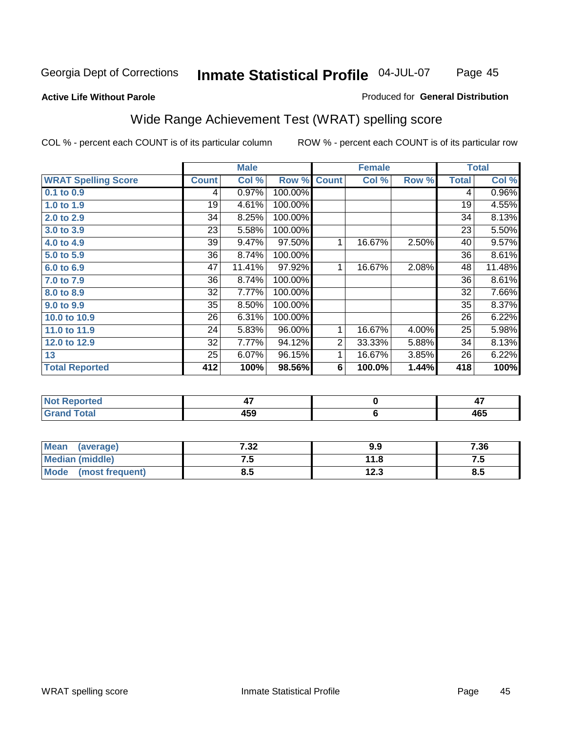Georgia Dept of Corrections **Inmate Statistical Profile** 04-JUL-07

**Active Life Without Parole**

Produced for **General Distribution**

## Wide Range Achievement Test (WRAT) spelling score

COL % - percent each COUNT is of its particular column

ROW % - percent each COUNT is of its particular row

| | Male | | | Female | | | Total | |
|---|---|---|---|---|---|---|---|---|
| **WRAT Spelling Score** | **Count** | **Col %** | **Row %** | **Count** | **Col %** | **Row %** | **Total** | **Col %** |
| 0.1 to 0.9 | 4 | 0.97% | 100.00% | | | | 4 | 0.96% |
| 1.0 to 1.9 | 19 | 4.61% | 100.00% | | | | 19 | 4.55% |
| 2.0 to 2.9 | 34 | 8.25% | 100.00% | | | | 34 | 8.13% |
| 3.0 to 3.9 | 23 | 5.58% | 100.00% | | | | 23 | 5.50% |
| 4.0 to 4.9 | 39 | 9.47% | 97.50% | 1 | 16.67% | 2.50% | 40 | 9.57% |
| 5.0 to 5.9 | 36 | 8.74% | 100.00% | | | | 36 | 8.61% |
| 6.0 to 6.9 | 47 | 11.41% | 97.92% | 1 | 16.67% | 2.08% | 48 | 11.48% |
| 7.0 to 7.9 | 36 | 8.74% | 100.00% | | | | 36 | 8.61% |
| 8.0 to 8.9 | 32 | 7.77% | 100.00% | | | | 32 | 7.66% |
| 9.0 to 9.9 | 35 | 8.50% | 100.00% | | | | 35 | 8.37% |
| 10.0 to 10.9 | 26 | 6.31% | 100.00% | | | | 26 | 6.22% |
| 11.0 to 11.9 | 24 | 5.83% | 96.00% | 1 | 16.67% | 4.00% | 25 | 5.98% |
| 12.0 to 12.9 | 32 | 7.77% | 94.12% | 2 | 33.33% | 5.88% | 34 | 8.13% |
| 13 | 25 | 6.07% | 96.15% | 1 | 16.67% | 3.85% | 26 | 6.22% |
| **Total Reported** | **412** | **100%** | **98.56%** | **6** | **100.0%** | **1.44%** | **418** | **100%** |

| | Male | Female | Total |
|---|---|---|---|
| Not Reported | 47 | 0 | 47 |
| Grand Total | 459 | 6 | 465 |

| | Male | Female | Total |
|---|---|---|---|
| Mean (average) | 7.32 | 9.9 | 7.36 |
| Median (middle) | 7.5 | 11.8 | 7.5 |
| Mode (most frequent) | 8.5 | 12.3 | 8.5 |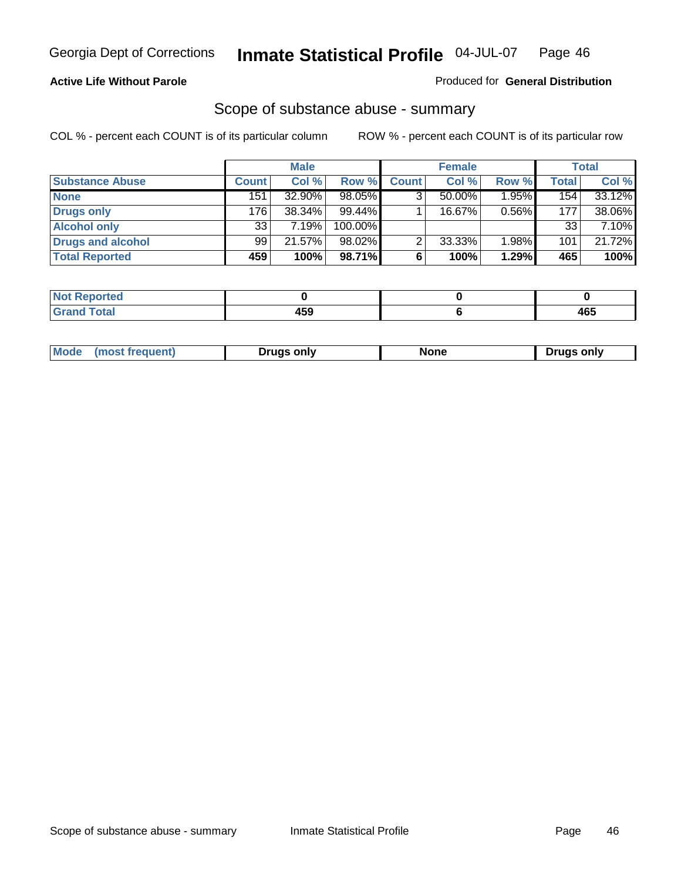**Active Life Without Parole**

Produced for **General Distribution**

## Scope of substance abuse - summary

COL % - percent each COUNT is of its particular column

ROW % - percent each COUNT is of its particular row

| | Male | | | Female | | | Total | |
|---|---|---|---|---|---|---|---|---|
| **Substance Abuse** | **Count** | **Col %** | **Row %** | **Count** | **Col %** | **Row %** | **Total** | **Col %** |
| **None** | 151 | 32.90% | 98.05% | 3 | 50.00% | 1.95% | 154 | 33.12% |
| **Drugs only** | 176 | 38.34% | 99.44% | 1 | 16.67% | 0.56% | 177 | 38.06% |
| **Alcohol only** | 33 | 7.19% | 100.00% | | | | 33 | 7.10% |
| **Drugs and alcohol** | 99 | 21.57% | 98.02% | 2 | 33.33% | 1.98% | 101 | 21.72% |
| **Total Reported** | **459** | **100%** | **98.71%** | **6** | **100%** | **1.29%** | **465** | **100%** |

| | Male | Female | Total |
|---|---|---|---|
| **Not Reported** | **0** | **0** | **0** |
| **Grand Total** | **459** | **6** | **465** |

| | Male | Female | Total |
|---|---|---|---|
| **Mode (most frequent)** | **Drugs only** | **None** | **Drugs only** |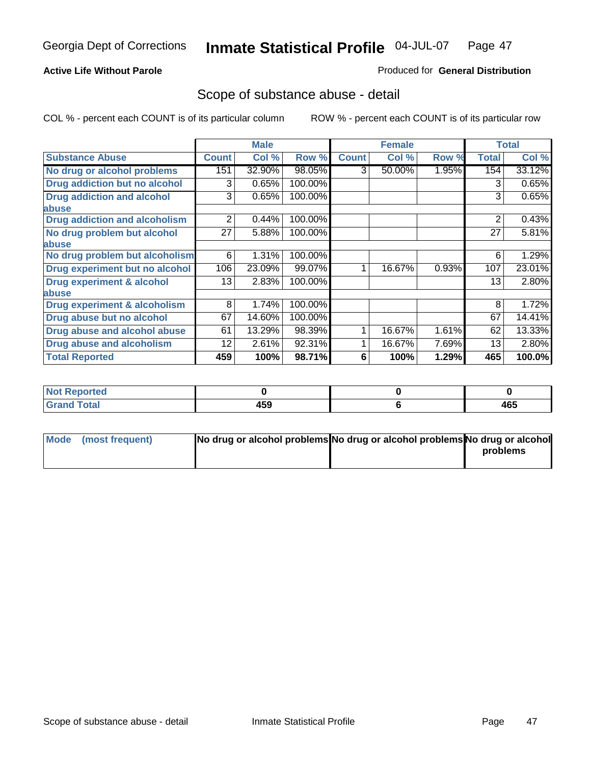Georgia Dept of Corrections **Inmate Statistical Profile** 04-JUL-07

**Active Life Without Parole**

Produced for **General Distribution**

## Scope of substance abuse - detail

COL % - percent each COUNT is of its particular column ROW % - percent each COUNT is of its particular row

| | Male | | | Female | | | Total | |
|---|---|---|---|---|---|---|---|---|
| **Substance Abuse** | **Count** | **Col %** | **Row %** | **Count** | **Col %** | **Row %** | **Total** | **Col %** |
| **No drug or alcohol problems** | 151 | 32.90% | 98.05% | 3 | 50.00% | 1.95% | 154 | 33.12% |
| **Drug addiction but no alcohol** | 3 | 0.65% | 100.00% | | | | 3 | 0.65% |
| **Drug addiction and alcohol abuse** | 3 | 0.65% | 100.00% | | | | 3 | 0.65% |
| **Drug addiction and alcoholism** | 2 | 0.44% | 100.00% | | | | 2 | 0.43% |
| **No drug problem but alcohol abuse** | 27 | 5.88% | 100.00% | | | | 27 | 5.81% |
| **No drug problem but alcoholism** | 6 | 1.31% | 100.00% | | | | 6 | 1.29% |
| **Drug experiment but no alcohol** | 106 | 23.09% | 99.07% | 1 | 16.67% | 0.93% | 107 | 23.01% |
| **Drug experiment & alcohol abuse** | 13 | 2.83% | 100.00% | | | | 13 | 2.80% |
| **Drug experiment & alcoholism** | 8 | 1.74% | 100.00% | | | | 8 | 1.72% |
| **Drug abuse but no alcohol** | 67 | 14.60% | 100.00% | | | | 67 | 14.41% |
| **Drug abuse and alcohol abuse** | 61 | 13.29% | 98.39% | 1 | 16.67% | 1.61% | 62 | 13.33% |
| **Drug abuse and alcoholism** | 12 | 2.61% | 92.31% | 1 | 16.67% | 7.69% | 13 | 2.80% |
| **Total Reported** | **459** | **100%** | **98.71%** | **6** | **100%** | **1.29%** | **465** | **100.0%** |

| | Male | Female | Total |
|---|---|---|---|
| **Not Reported** | **0** | **0** | **0** |
| **Grand Total** | **459** | **6** | **465** |

| | Male | Female | Total |
|---|---|---|---|
| **Mode (most frequent)** | **No drug or alcohol problems** | **No drug or alcohol problems** | **No drug or alcohol problems** |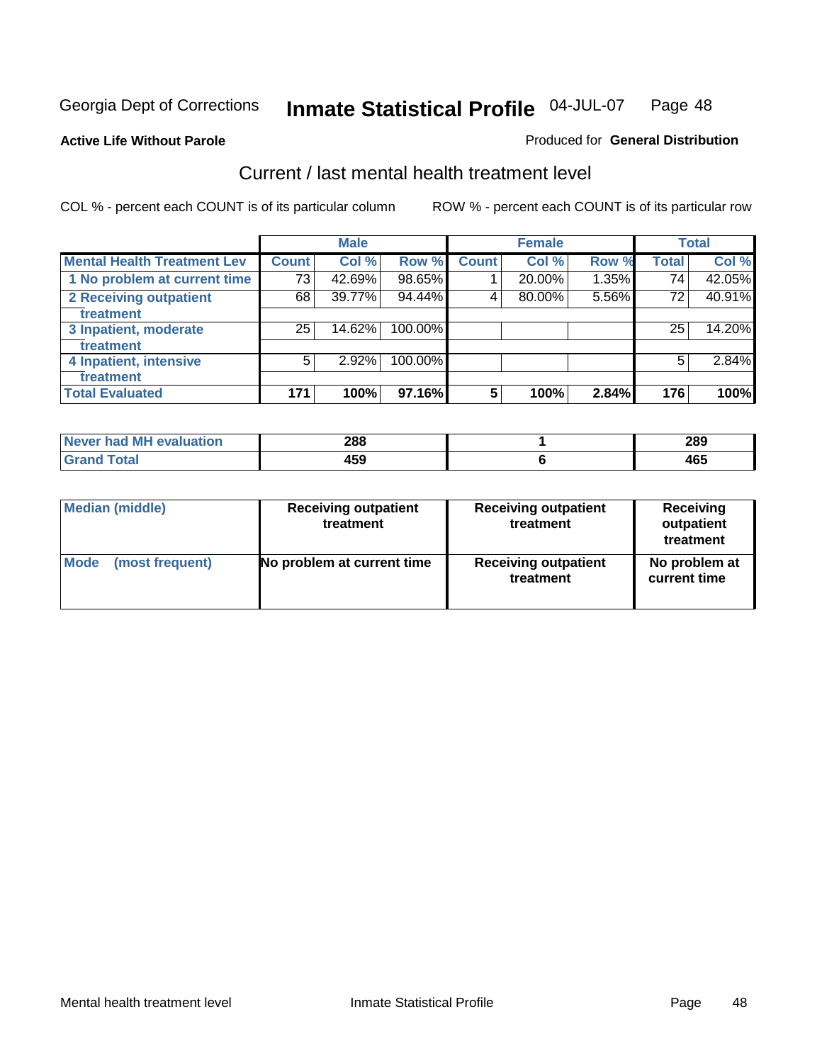Georgia Dept of Corrections **Inmate Statistical Profile** 04-JUL-07

**Active Life Without Parole**

Produced for **General Distribution**

## Current / last mental health treatment level

COL % - percent each COUNT is of its particular column

ROW % - percent each COUNT is of its particular row

| | Male | | | Female | | | Total | |
|---|---|---|---|---|---|---|---|---|
| **Mental Health Treatment Lev** | **Count** | **Col %** | **Row %** | **Count** | **Col %** | **Row %** | **Total** | **Col %** |
| 1 No problem at current time | 73 | 42.69% | 98.65% | 1 | 20.00% | 1.35% | 74 | 42.05% |
| 2 Receiving outpatient treatment | 68 | 39.77% | 94.44% | 4 | 80.00% | 5.56% | 72 | 40.91% |
| 3 Inpatient, moderate treatment | 25 | 14.62% | 100.00% | | | | 25 | 14.20% |
| 4 Inpatient, intensive treatment | 5 | 2.92% | 100.00% | | | | 5 | 2.84% |
| **Total Evaluated** | **171** | **100%** | **97.16%** | **5** | **100%** | **2.84%** | **176** | **100%** |

| | Male | Female | Total |
|---|---|---|---|
| Never had MH evaluation | 288 | 1 | 289 |
| Grand Total | 459 | 6 | 465 |

| | Male | Female | Total |
|---|---|---|---|
| Median (middle) | Receiving outpatient treatment | Receiving outpatient treatment | Receiving outpatient treatment |
| Mode (most frequent) | No problem at current time | Receiving outpatient treatment | No problem at current time |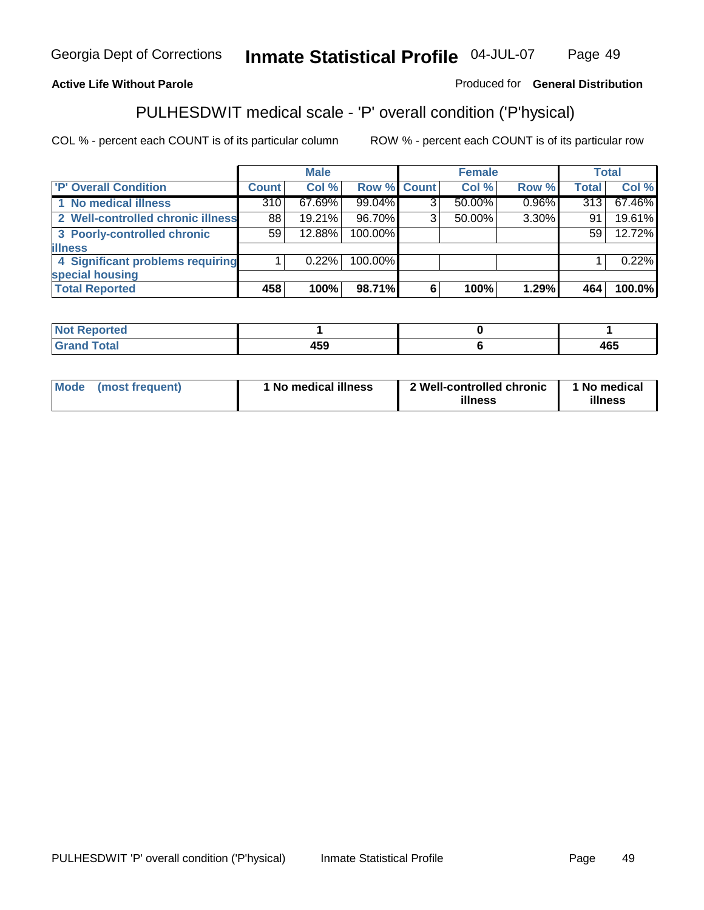**Active Life Without Parole**

Produced for **General Distribution**

## PULHESDWIT medical scale - 'P' overall condition ('P'hysical)

COL % - percent each COUNT is of its particular column

ROW % - percent each COUNT is of its particular row

| | Male | | | Female | | | Total | |
|---|---|---|---|---|---|---|---|---|
| 'P' Overall Condition | Count | Col % | Row % | Count | Col % | Row % | Total | Col % |
| 1 No medical illness | 310 | 67.69% | 99.04% | 3 | 50.00% | 0.96% | 313 | 67.46% |
| 2 Well-controlled chronic illness | 88 | 19.21% | 96.70% | 3 | 50.00% | 3.30% | 91 | 19.61% |
| 3 Poorly-controlled chronic illness | 59 | 12.88% | 100.00% | | | | 59 | 12.72% |
| 4 Significant problems requiring special housing | 1 | 0.22% | 100.00% | | | | 1 | 0.22% |
| **Total Reported** | **458** | **100%** | **98.71%** | **6** | **100%** | **1.29%** | **464** | **100.0%** |

| | Male | Female | Total |
|---|---|---|---|
| Not Reported | 1 | 0 | 1 |
| Grand Total | 459 | 6 | 465 |

| | Male | Female | Total |
|---|---|---|---|
| Mode (most frequent) | 1 No medical illness | 2 Well-controlled chronic illness | 1 No medical illness |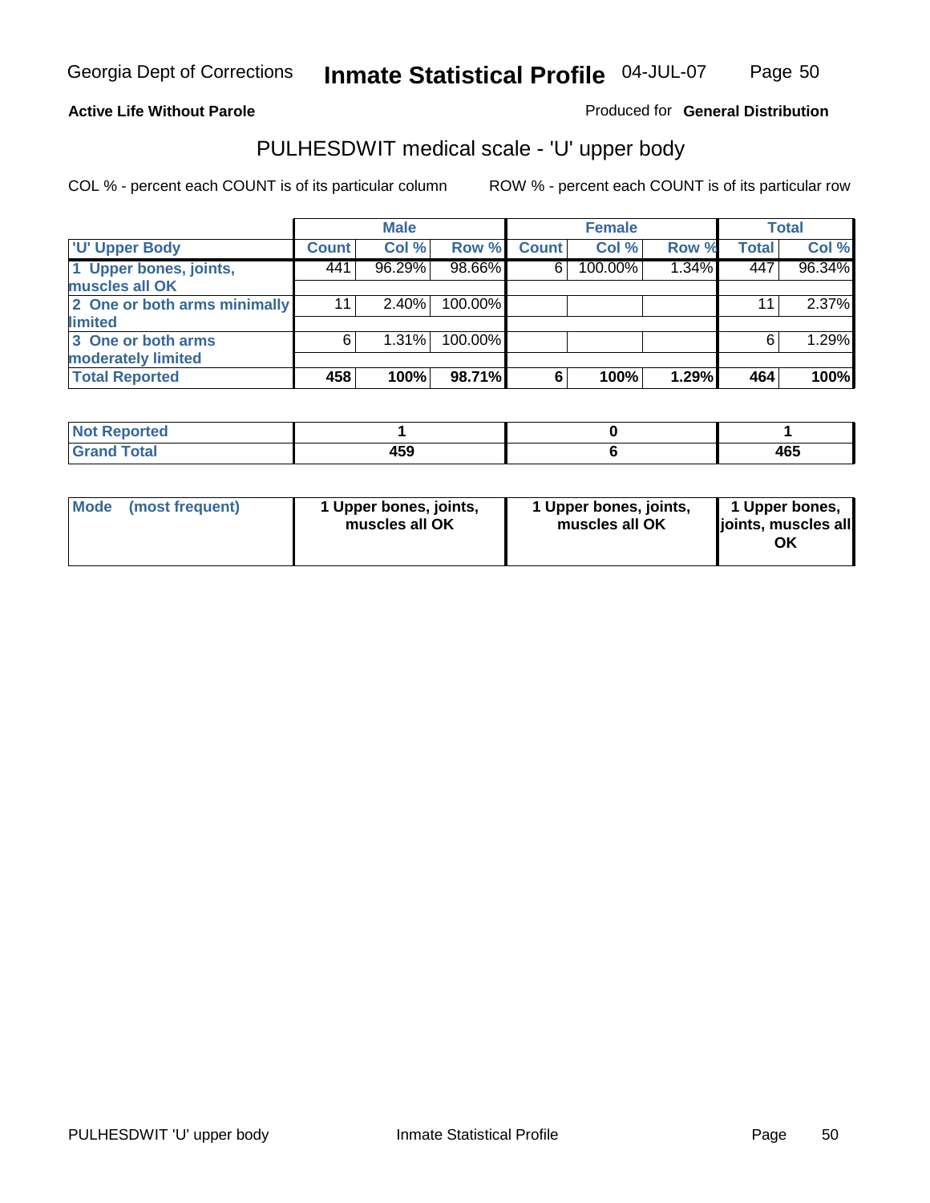Georgia Dept of Corrections **Inmate Statistical Profile** 04-JUL-07

**Active Life Without Parole**

Produced for **General Distribution**

## PULHESDWIT medical scale - 'U' upper body

COL % - percent each COUNT is of its particular column

ROW % - percent each COUNT is of its particular row

| | Male | | | Female | | | Total | |
|---|---|---|---|---|---|---|---|---|
| 'U' Upper Body | Count | Col % | Row % | Count | Col % | Row % | Total | Col % |
| 1 Upper bones, joints, muscles all OK | 441 | 96.29% | 98.66% | 6 | 100.00% | 1.34% | 447 | 96.34% |
| 2 One or both arms minimally limited | 11 | 2.40% | 100.00% | | | | 11 | 2.37% |
| 3 One or both arms moderately limited | 6 | 1.31% | 100.00% | | | | 6 | 1.29% |
| **Total Reported** | **458** | **100%** | **98.71%** | **6** | **100%** | **1.29%** | **464** | **100%** |

| | Male | Female | Total |
|---|---|---|---|
| Not Reported | 1 | 0 | 1 |
| Grand Total | 459 | 6 | 465 |

| | Male | Female | Total |
|---|---|---|---|
| Mode (most frequent) | 1 Upper bones, joints, muscles all OK | 1 Upper bones, joints, muscles all OK | 1 Upper bones, joints, muscles all OK |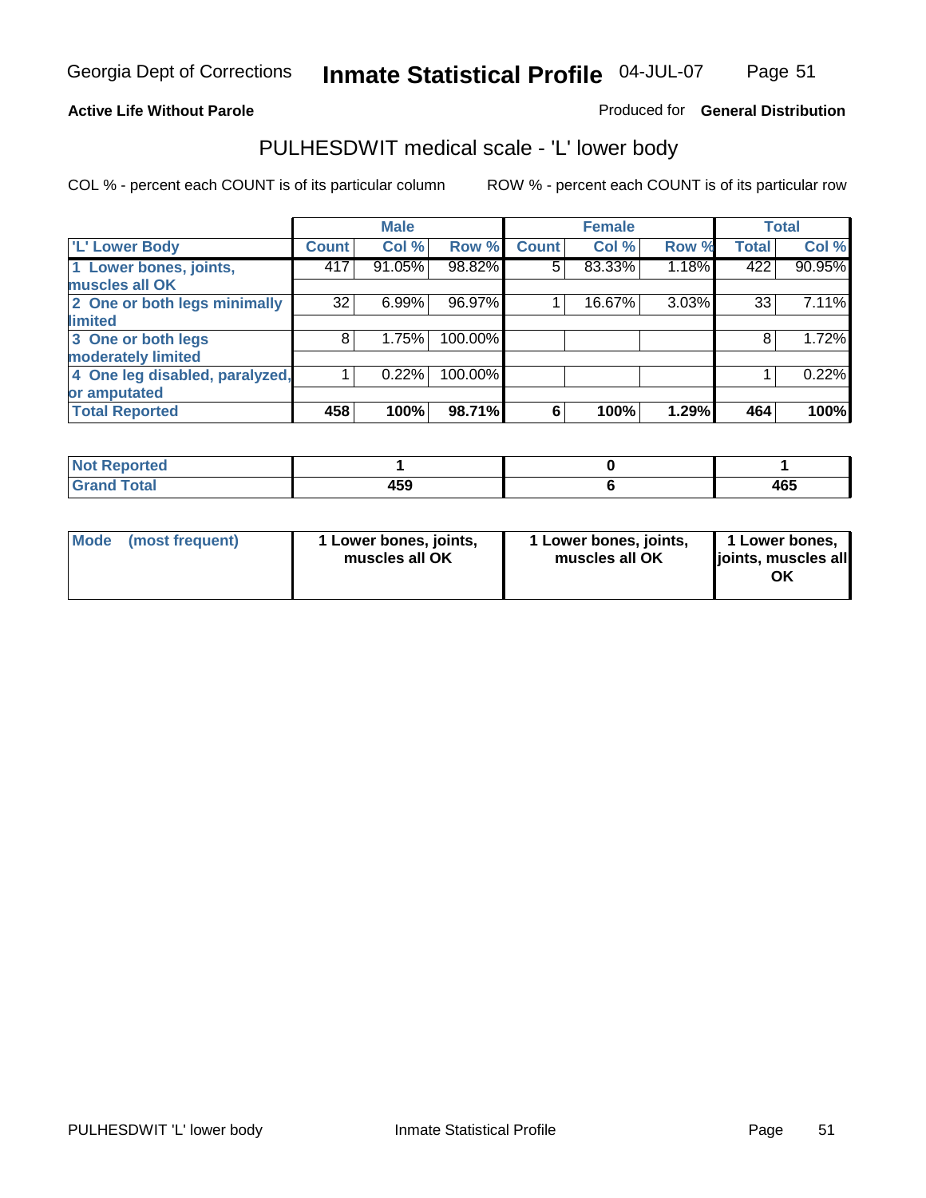Georgia Dept of Corrections **Inmate Statistical Profile** 04-JUL-07

**Active Life Without Parole**

Produced for **General Distribution**

## PULHESDWIT medical scale - 'L' lower body

COL % - percent each COUNT is of its particular column ROW % - percent each COUNT is of its particular row

| | Male | | | Female | | | Total | |
|---|---|---|---|---|---|---|---|---|
| 'L' Lower Body | Count | Col % | Row % | Count | Col % | Row % | Total | Col % |
| 1 Lower bones, joints, muscles all OK | 417 | 91.05% | 98.82% | 5 | 83.33% | 1.18% | 422 | 90.95% |
| 2 One or both legs minimally limited | 32 | 6.99% | 96.97% | 1 | 16.67% | 3.03% | 33 | 7.11% |
| 3 One or both legs moderately limited | 8 | 1.75% | 100.00% | | | | 8 | 1.72% |
| 4 One leg disabled, paralyzed, or amputated | 1 | 0.22% | 100.00% | | | | 1 | 0.22% |
| **Total Reported** | **458** | **100%** | **98.71%** | **6** | **100%** | **1.29%** | **464** | **100%** |

| | Male | Female | Total |
|---|---|---|---|
| Not Reported | 1 | 0 | 1 |
| Grand Total | 459 | 6 | 465 |

| | Male | Female | Total |
|---|---|---|---|
| Mode (most frequent) | 1 Lower bones, joints, muscles all OK | 1 Lower bones, joints, muscles all OK | 1 Lower bones, joints, muscles all OK |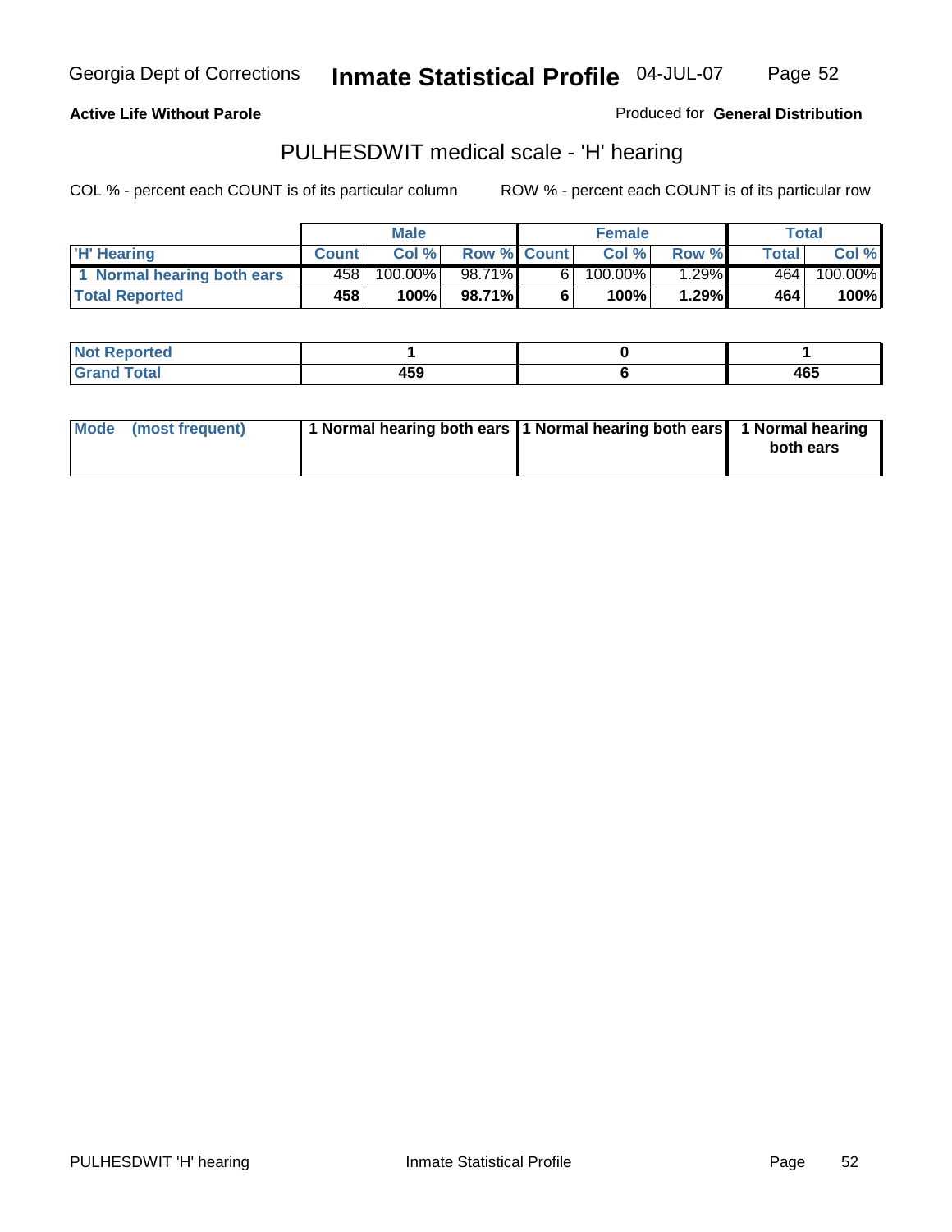Georgia Dept of Corrections **Inmate Statistical Profile** 04-JUL-07

**Active Life Without Parole**

Produced for **General Distribution**

## PULHESDWIT medical scale - 'H' hearing

COL % - percent each COUNT is of its particular column    ROW % - percent each COUNT is of its particular row

| | Male | | | Female | | | Total | |
|---|---|---|---|---|---|---|---|---|
| 'H' Hearing | Count | Col % | Row % | Count | Col % | Row % | Total | Col % |
| 1 Normal hearing both ears | 458 | 100.00% | 98.71% | 6 | 100.00% | 1.29% | 464 | 100.00% |
| **Total Reported** | **458** | **100%** | **98.71%** | **6** | **100%** | **1.29%** | **464** | **100%** |

| | Male | Female | Total |
|---|---|---|---|
| Not Reported | 1 | 0 | 1 |
| Grand Total | 459 | 6 | 465 |

| | Male | Female | Total |
|---|---|---|---|
| Mode (most frequent) | 1 Normal hearing both ears | 1 Normal hearing both ears | 1 Normal hearing both ears |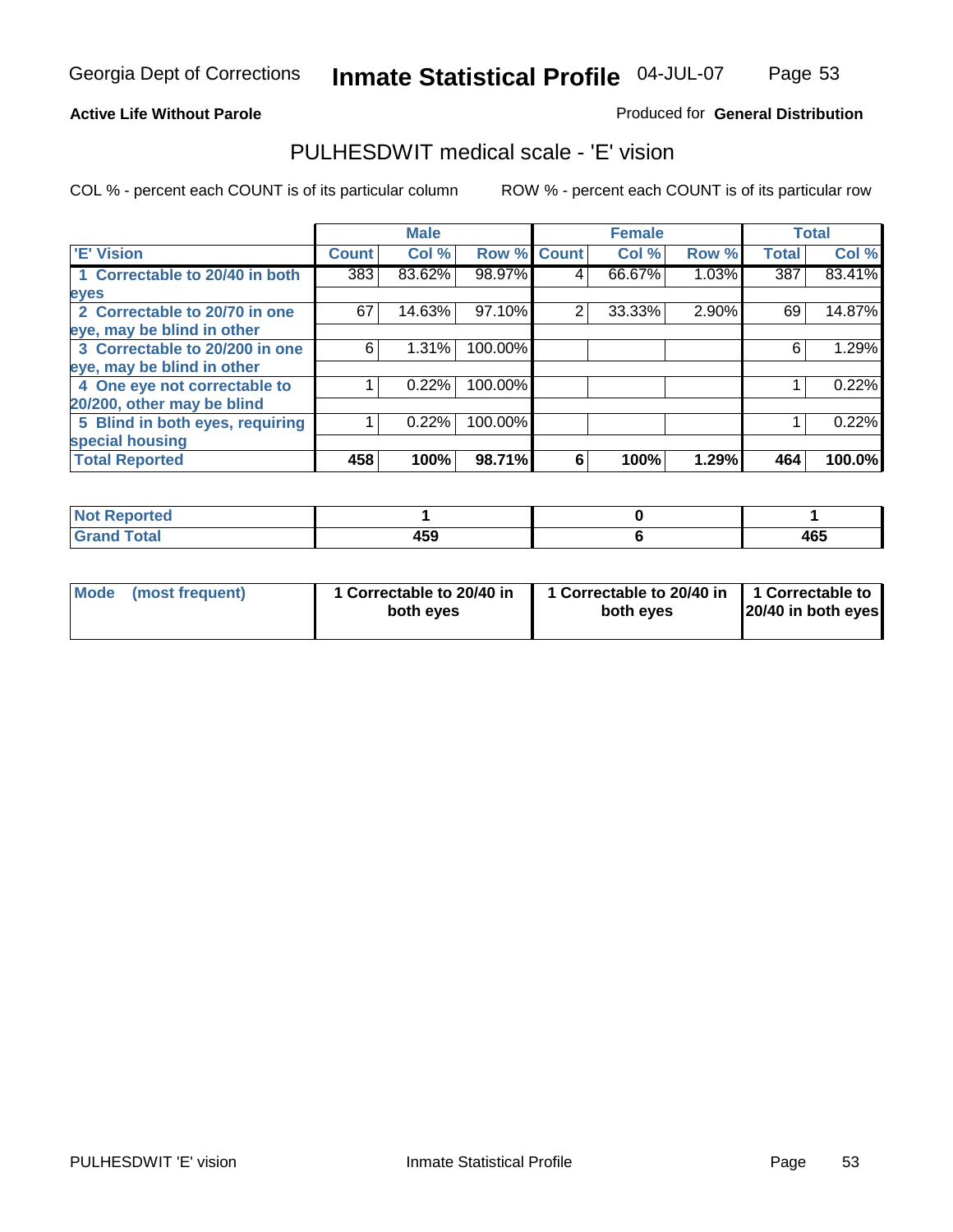Georgia Dept of Corrections **Inmate Statistical Profile** 04-JUL-07

**Active Life Without Parole**

Produced for **General Distribution**

## PULHESDWIT medical scale - 'E' vision

COL % - percent each COUNT is of its particular column

ROW % - percent each COUNT is of its particular row

| | Male | | | Female | | | Total | |
|---|---|---|---|---|---|---|---|---|
| 'E' Vision | Count | Col % | Row % | Count | Col % | Row % | Total | Col % |
| 1 Correctable to 20/40 in both eyes | 383 | 83.62% | 98.97% | 4 | 66.67% | 1.03% | 387 | 83.41% |
| 2 Correctable to 20/70 in one eye, may be blind in other | 67 | 14.63% | 97.10% | 2 | 33.33% | 2.90% | 69 | 14.87% |
| 3 Correctable to 20/200 in one eye, may be blind in other | 6 | 1.31% | 100.00% | | | | 6 | 1.29% |
| 4 One eye not correctable to 20/200, other may be blind | 1 | 0.22% | 100.00% | | | | 1 | 0.22% |
| 5 Blind in both eyes, requiring special housing | 1 | 0.22% | 100.00% | | | | 1 | 0.22% |
| **Total Reported** | **458** | **100%** | **98.71%** | **6** | **100%** | **1.29%** | **464** | **100.0%** |

| | Male | Female | Total |
|---|---|---|---|
| Not Reported | 1 | 0 | 1 |
| Grand Total | 459 | 6 | 465 |

| | Male | Female | Total |
|---|---|---|---|
| Mode (most frequent) | 1 Correctable to 20/40 in both eyes | 1 Correctable to 20/40 in both eyes | 1 Correctable to 20/40 in both eyes |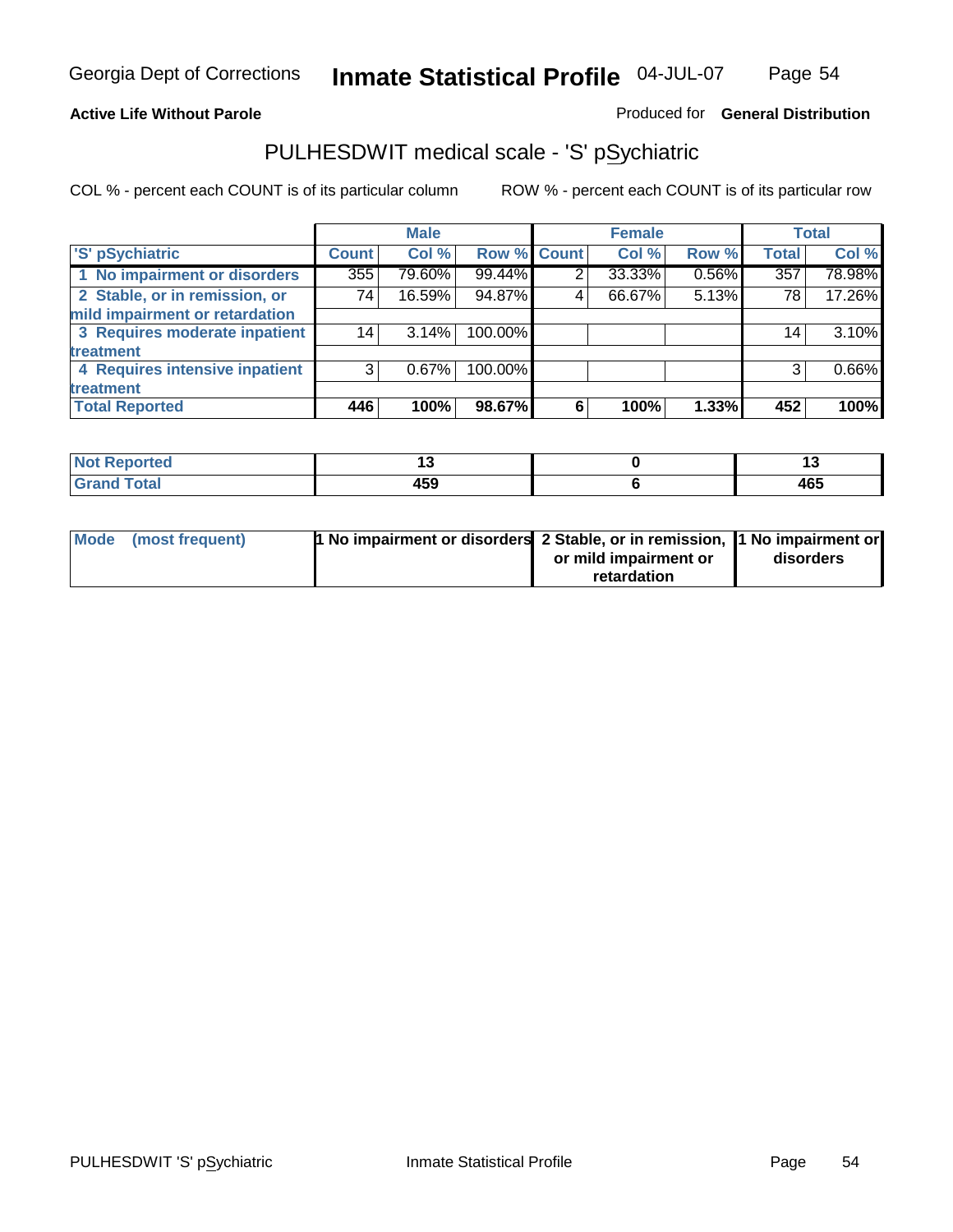**Active Life Without Parole**

Produced for **General Distribution**

## PULHESDWIT medical scale - 'S' pSychiatric

COL % - percent each COUNT is of its particular column

ROW % - percent each COUNT is of its particular row

| | Male | | | Female | | | Total | |
|---|---|---|---|---|---|---|---|---|
| 'S' pSychiatric | Count | Col % | Row % | Count | Col % | Row % | Total | Col % |
| 1 No impairment or disorders | 355 | 79.60% | 99.44% | 2 | 33.33% | 0.56% | 357 | 78.98% |
| 2 Stable, or in remission, or mild impairment or retardation | 74 | 16.59% | 94.87% | 4 | 66.67% | 5.13% | 78 | 17.26% |
| 3 Requires moderate inpatient treatment | 14 | 3.14% | 100.00% | | | | 14 | 3.10% |
| 4 Requires intensive inpatient treatment | 3 | 0.67% | 100.00% | | | | 3 | 0.66% |
| **Total Reported** | **446** | **100%** | **98.67%** | **6** | **100%** | **1.33%** | **452** | **100%** |

| | Male | Female | Total |
|---|---|---|---|
| Not Reported | 13 | 0 | 13 |
| Grand Total | 459 | 6 | 465 |

| | Male | Female | Total |
|---|---|---|---|
| Mode (most frequent) | 1 No impairment or disorders | 2 Stable, or in remission, or mild impairment or retardation | 1 No impairment or disorders |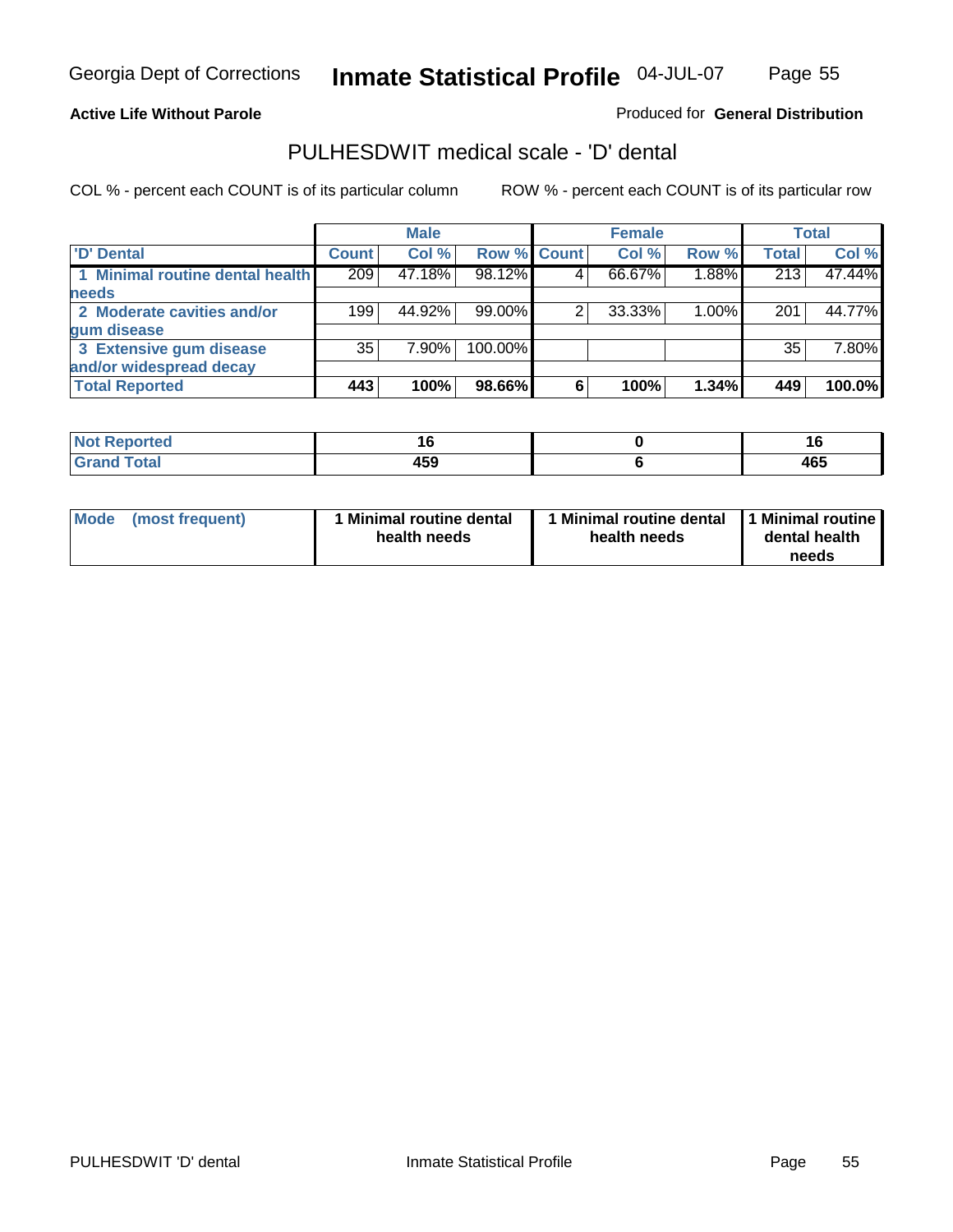Georgia Dept of Corrections **Inmate Statistical Profile** 04-JUL-07

**Active Life Without Parole**

Produced for **General Distribution**

## PULHESDWIT medical scale - 'D' dental

COL % - percent each COUNT is of its particular column ROW % - percent each COUNT is of its particular row

| | Male | | | Female | | | Total | |
|---|---|---|---|---|---|---|---|---|
| **'D' Dental** | **Count** | **Col %** | **Row %** | **Count** | **Col %** | **Row %** | **Total** | **Col %** |
| **1 Minimal routine dental health needs** | 209 | 47.18% | 98.12% | 4 | 66.67% | 1.88% | 213 | 47.44% |
| **2 Moderate cavities and/or gum disease** | 199 | 44.92% | 99.00% | 2 | 33.33% | 1.00% | 201 | 44.77% |
| **3 Extensive gum disease and/or widespread decay** | 35 | 7.90% | 100.00% | | | | 35 | 7.80% |
| **Total Reported** | **443** | **100%** | **98.66%** | **6** | **100%** | **1.34%** | **449** | **100.0%** |

| | Male | Female | Total |
|---|---|---|---|
| **Not Reported** | **16** | **0** | **16** |
| **Grand Total** | **459** | **6** | **465** |

| | Male | Female | Total |
|---|---|---|---|
| **Mode (most frequent)** | **1 Minimal routine dental health needs** | **1 Minimal routine dental health needs** | **1 Minimal routine dental health needs** |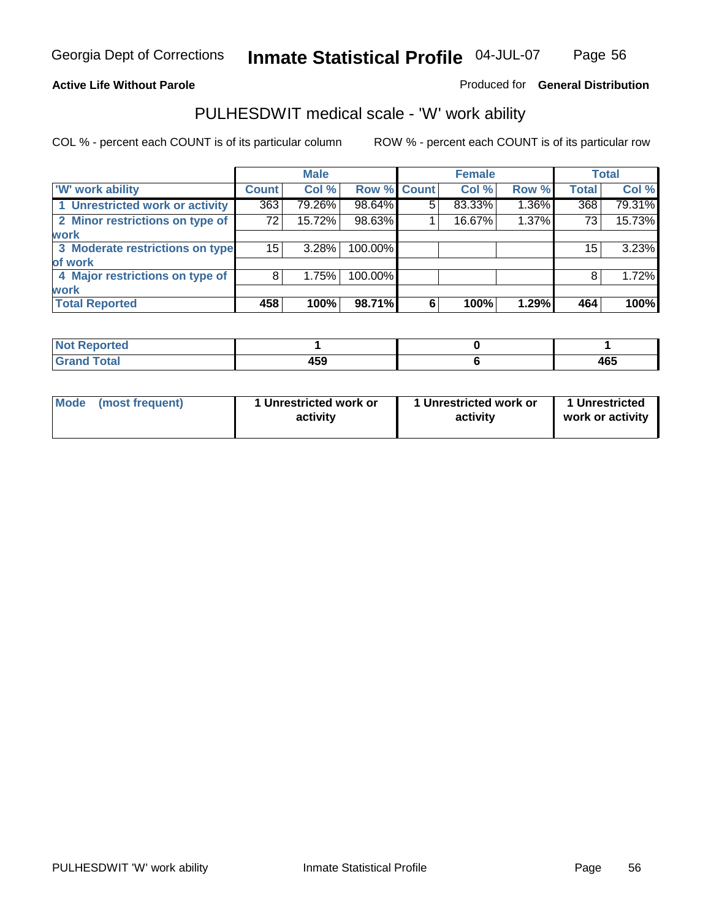Georgia Dept of Corrections **Inmate Statistical Profile** 04-JUL-07

**Active Life Without Parole** Produced for **General Distribution**

## PULHESDWIT medical scale - 'W' work ability

COL % - percent each COUNT is of its particular column ROW % - percent each COUNT is of its particular row

| | Male | | | Female | | | Total | |
|---|---|---|---|---|---|---|---|---|
| 'W' work ability | Count | Col % | Row % | Count | Col % | Row % | Total | Col % |
| 1 Unrestricted work or activity | 363 | 79.26% | 98.64% | 5 | 83.33% | 1.36% | 368 | 79.31% |
| 2 Minor restrictions on type of work | 72 | 15.72% | 98.63% | 1 | 16.67% | 1.37% | 73 | 15.73% |
| 3 Moderate restrictions on type of work | 15 | 3.28% | 100.00% | | | | 15 | 3.23% |
| 4 Major restrictions on type of work | 8 | 1.75% | 100.00% | | | | 8 | 1.72% |
| **Total Reported** | **458** | **100%** | **98.71%** | **6** | **100%** | **1.29%** | **464** | **100%** |

| | Male | Female | Total |
|---|---|---|---|
| Not Reported | 1 | 0 | 1 |
| Grand Total | 459 | 6 | 465 |

| | Male | Female | Total |
|---|---|---|---|
| Mode (most frequent) | 1 Unrestricted work or activity | 1 Unrestricted work or activity | 1 Unrestricted work or activity |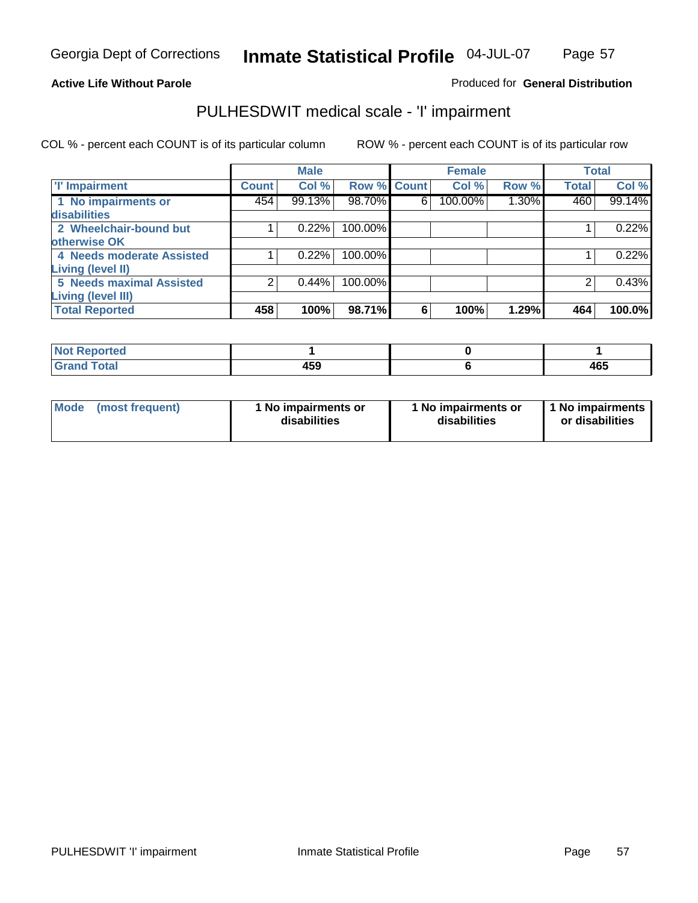Georgia Dept of Corrections **Inmate Statistical Profile** 04-JUL-07

**Active Life Without Parole**

Produced for **General Distribution**

## PULHESDWIT medical scale - 'I' impairment

COL % - percent each COUNT is of its particular column ROW % - percent each COUNT is of its particular row

| | Male | | | Female | | | Total | |
|---|---|---|---|---|---|---|---|---|
| 'I' Impairment | Count | Col % | Row % | Count | Col % | Row % | Total | Col % |
| 1 No impairments or disabilities | 454 | 99.13% | 98.70% | 6 | 100.00% | 1.30% | 460 | 99.14% |
| 2 Wheelchair-bound but otherwise OK | 1 | 0.22% | 100.00% | | | | 1 | 0.22% |
| 4 Needs moderate Assisted Living (level II) | 1 | 0.22% | 100.00% | | | | 1 | 0.22% |
| 5 Needs maximal Assisted Living (level III) | 2 | 0.44% | 100.00% | | | | 2 | 0.43% |
| **Total Reported** | **458** | **100%** | **98.71%** | **6** | **100%** | **1.29%** | **464** | **100.0%** |

| | Male | Female | Total |
|---|---|---|---|
| Not Reported | 1 | 0 | 1 |
| Grand Total | 459 | 6 | 465 |

| | Male | Female | Total |
|---|---|---|---|
| Mode (most frequent) | 1 No impairments or disabilities | 1 No impairments or disabilities | 1 No impairments or disabilities |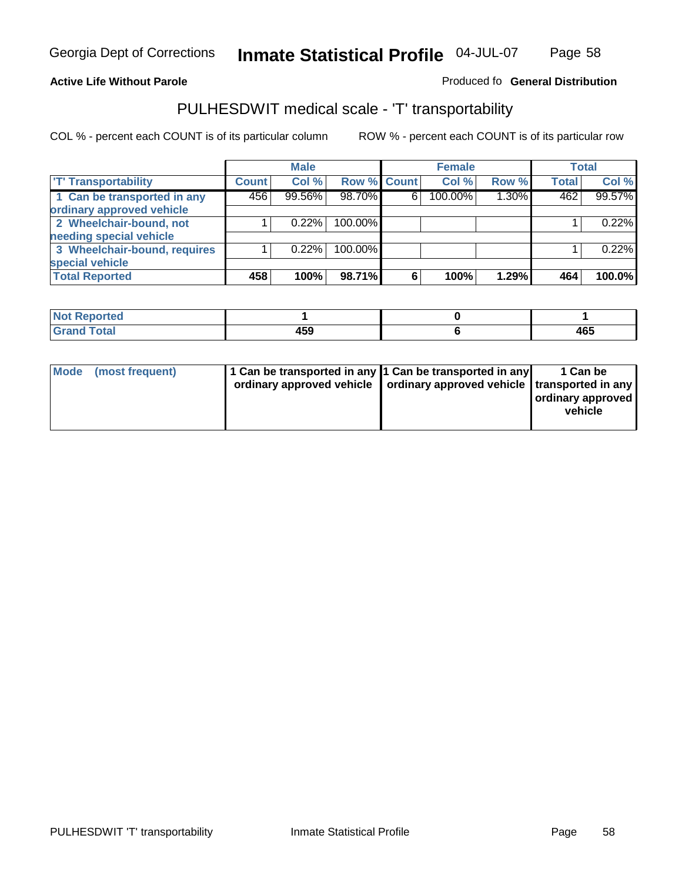Georgia Dept of Corrections **Inmate Statistical Profile** 04-JUL-07

**Active Life Without Parole**

Produced fo **General Distribution**

## PULHESDWIT medical scale - 'T' transportability

COL % - percent each COUNT is of its particular column

ROW % - percent each COUNT is of its particular row

| | Male | | | Female | | | Total | |
|---|---|---|---|---|---|---|---|---|
| 'T' Transportability | Count | Col % | Row % | Count | Col % | Row % | Total | Col % |
| 1 Can be transported in any ordinary approved vehicle | 456 | 99.56% | 98.70% | 6 | 100.00% | 1.30% | 462 | 99.57% |
| 2 Wheelchair-bound, not needing special vehicle | 1 | 0.22% | 100.00% | | | | 1 | 0.22% |
| 3 Wheelchair-bound, requires special vehicle | 1 | 0.22% | 100.00% | | | | 1 | 0.22% |
| **Total Reported** | **458** | **100%** | **98.71%** | **6** | **100%** | **1.29%** | **464** | **100.0%** |

| | Male | Female | Total |
|---|---|---|---|
| Not Reported | 1 | 0 | 1 |
| Grand Total | 459 | 6 | 465 |

| | Male | Female | Total |
|---|---|---|---|
| Mode (most frequent) | 1 Can be transported in any ordinary approved vehicle | 1 Can be transported in any ordinary approved vehicle | 1 Can be transported in any ordinary approved vehicle |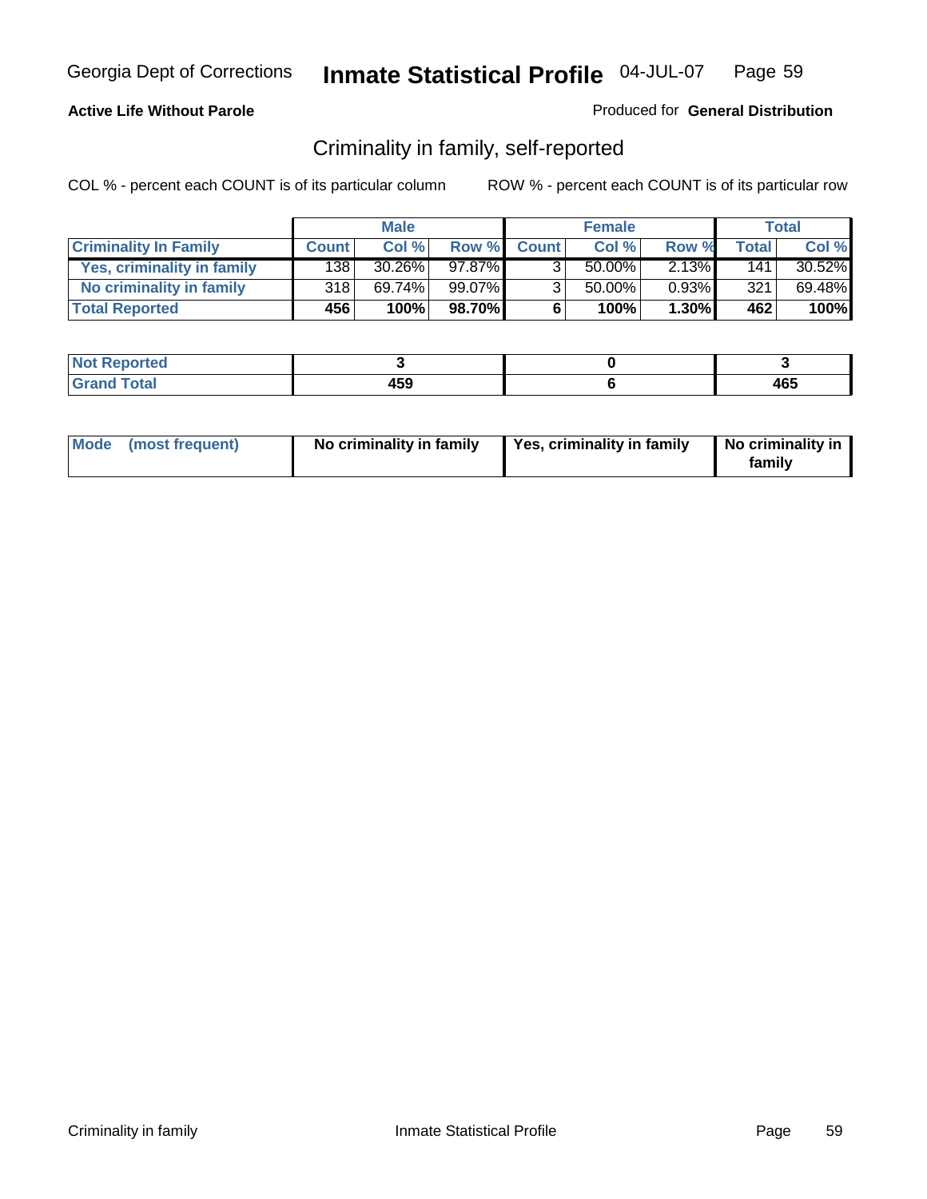**Active Life Without Parole**

Produced for **General Distribution**

## Criminality in family, self-reported

COL % - percent each COUNT is of its particular column

ROW % - percent each COUNT is of its particular row

| | Male | | | Female | | | Total | |
|---|---|---|---|---|---|---|---|---|
| **Criminality In Family** | **Count** | **Col %** | **Row %** | **Count** | **Col %** | **Row %** | **Total** | **Col %** |
| **Yes, criminality in family** | 138 | 30.26% | 97.87% | 3 | 50.00% | 2.13% | 141 | 30.52% |
| **No criminality in family** | 318 | 69.74% | 99.07% | 3 | 50.00% | 0.93% | 321 | 69.48% |
| **Total Reported** | **456** | **100%** | **98.70%** | **6** | **100%** | **1.30%** | **462** | **100%** |

| | Male | Female | Total |
|---|---|---|---|
| **Not Reported** | **3** | **0** | **3** |
| **Grand Total** | **459** | **6** | **465** |

| | Male | Female | Total |
|---|---|---|---|
| **Mode (most frequent)** | **No criminality in family** | **Yes, criminality in family** | **No criminality in family** |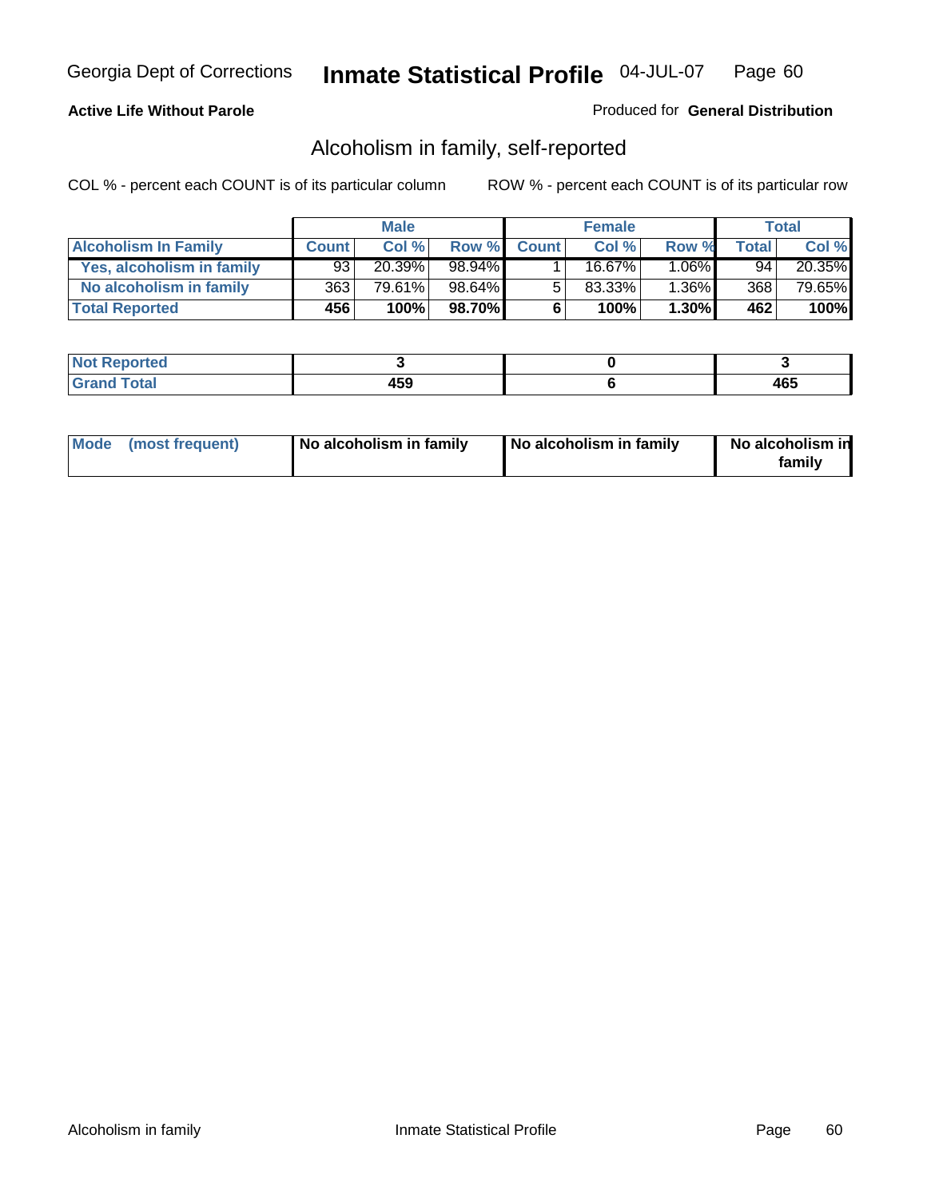Georgia Dept of Corrections **Inmate Statistical Profile** 04-JUL-07

**Active Life Without Parole**

Produced for **General Distribution**

## Alcoholism in family, self-reported

COL % - percent each COUNT is of its particular column    ROW % - percent each COUNT is of its particular row

| | Male | | | Female | | | Total | |
|---|---|---|---|---|---|---|---|---|
| **Alcoholism In Family** | **Count** | **Col %** | **Row %** | **Count** | **Col %** | **Row %** | **Total** | **Col %** |
| **Yes, alcoholism in family** | 93 | 20.39% | 98.94% | 1 | 16.67% | 1.06% | 94 | 20.35% |
| **No alcoholism in family** | 363 | 79.61% | 98.64% | 5 | 83.33% | 1.36% | 368 | 79.65% |
| **Total Reported** | **456** | **100%** | **98.70%** | **6** | **100%** | **1.30%** | **462** | **100%** |

| | Male | Female | Total |
|---|---|---|---|
| **Not Reported** | **3** | **0** | **3** |
| **Grand Total** | **459** | **6** | **465** |

| | Male | Female | Total |
|---|---|---|---|
| **Mode (most frequent)** | **No alcoholism in family** | **No alcoholism in family** | **No alcoholism in family** |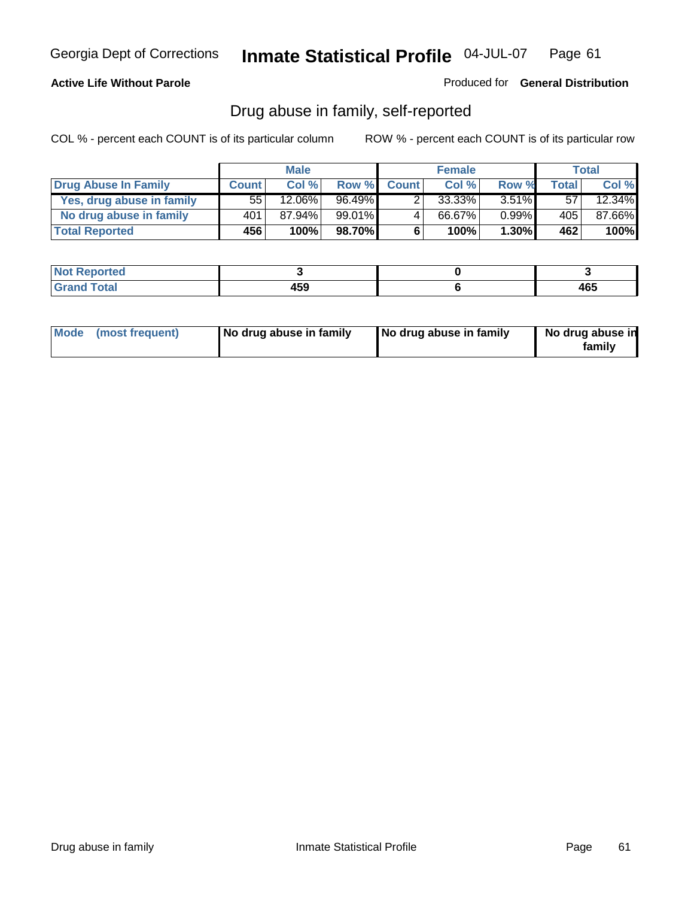Georgia Dept of Corrections **Inmate Statistical Profile** 04-JUL-07

**Active Life Without Parole**

Produced for **General Distribution**

## Drug abuse in family, self-reported

COL % - percent each COUNT is of its particular column ROW % - percent each COUNT is of its particular row

| | Male | | | Female | | | Total | |
|---|---|---|---|---|---|---|---|---|
| **Drug Abuse In Family** | **Count** | **Col %** | **Row %** | **Count** | **Col %** | **Row %** | **Total** | **Col %** |
| **Yes, drug abuse in family** | 55 | 12.06% | 96.49% | 2 | 33.33% | 3.51% | 57 | 12.34% |
| **No drug abuse in family** | 401 | 87.94% | 99.01% | 4 | 66.67% | 0.99% | 405 | 87.66% |
| **Total Reported** | **456** | **100%** | **98.70%** | **6** | **100%** | **1.30%** | **462** | **100%** |

| | Male | Female | Total |
|---|---|---|---|
| **Not Reported** | **3** | **0** | **3** |
| **Grand Total** | **459** | **6** | **465** |

| | Male | Female | Total |
|---|---|---|---|
| **Mode (most frequent)** | **No drug abuse in family** | **No drug abuse in family** | **No drug abuse in family** |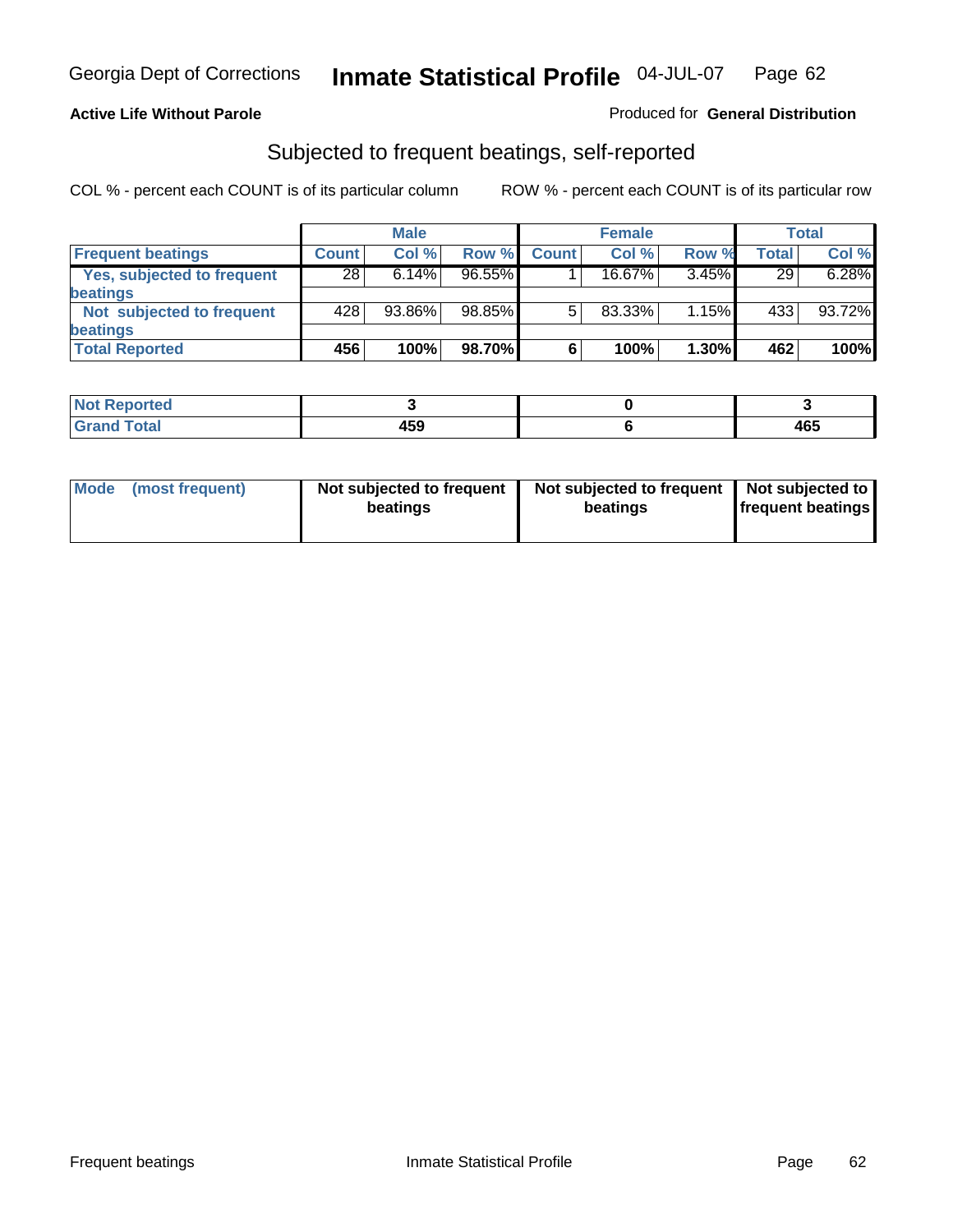Georgia Dept of Corrections **Inmate Statistical Profile** 04-JUL-07 Page 62

**Active Life Without Parole**

Produced for **General Distribution**

## Subjected to frequent beatings, self-reported

COL % - percent each COUNT is of its particular column

ROW % - percent each COUNT is of its particular row

| | Male | | | Female | | | Total | |
|---|---|---|---|---|---|---|---|---|
| **Frequent beatings** | **Count** | **Col %** | **Row %** | **Count** | **Col %** | **Row %** | **Total** | **Col %** |
| **Yes, subjected to frequent beatings** | 28 | 6.14% | 96.55% | 1 | 16.67% | 3.45% | 29 | 6.28% |
| **Not subjected to frequent beatings** | 428 | 93.86% | 98.85% | 5 | 83.33% | 1.15% | 433 | 93.72% |
| **Total Reported** | **456** | **100%** | **98.70%** | **6** | **100%** | **1.30%** | **462** | **100%** |

| | Male | Female | Total |
|---|---|---|---|
| **Not Reported** | **3** | **0** | **3** |
| **Grand Total** | **459** | **6** | **465** |

| | Male | Female | Total |
|---|---|---|---|
| **Mode (most frequent)** | **Not subjected to frequent beatings** | **Not subjected to frequent beatings** | **Not subjected to frequent beatings** |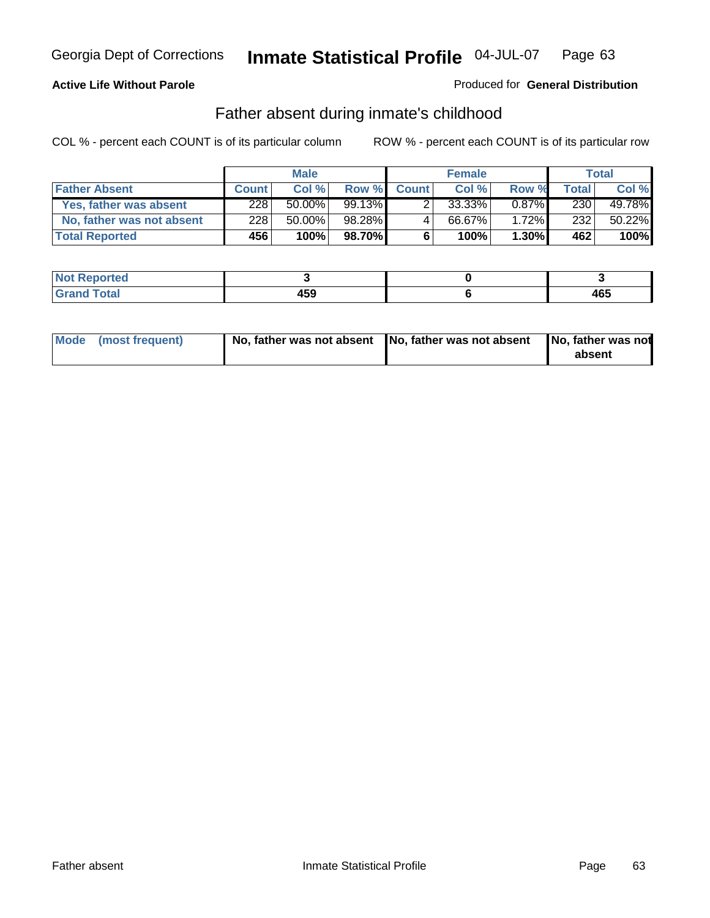Georgia Dept of Corrections **Inmate Statistical Profile** 04-JUL-07

**Active Life Without Parole**

Produced for **General Distribution**

## Father absent during inmate's childhood

COL % - percent each COUNT is of its particular column     ROW % - percent each COUNT is of its particular row

| | Male | | | Female | | | Total | |
|---|---|---|---|---|---|---|---|---|
| **Father Absent** | **Count** | **Col %** | **Row %** | **Count** | **Col %** | **Row %** | **Total** | **Col %** |
| Yes, father was absent | 228 | 50.00% | 99.13% | 2 | 33.33% | 0.87% | 230 | 49.78% |
| No, father was not absent | 228 | 50.00% | 98.28% | 4 | 66.67% | 1.72% | 232 | 50.22% |
| **Total Reported** | **456** | **100%** | **98.70%** | **6** | **100%** | **1.30%** | **462** | **100%** |

| | Male | Female | Total |
|---|---|---|---|
| Not Reported | 3 | 0 | 3 |
| Grand Total | 459 | 6 | 465 |

| | Male | Female | Total |
|---|---|---|---|
| Mode (most frequent) | No, father was not absent | No, father was not absent | No, father was not absent |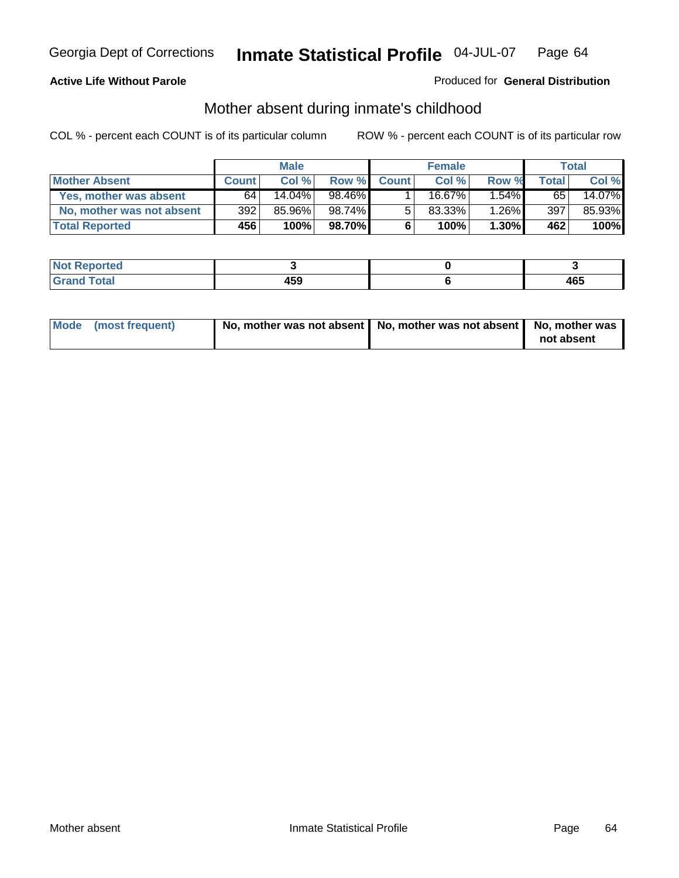**Active Life Without Parole**

Produced for **General Distribution**

## Mother absent during inmate's childhood

COL % - percent each COUNT is of its particular column

ROW % - percent each COUNT is of its particular row

| | Male | | | Female | | | Total | |
|---|---|---|---|---|---|---|---|---|
| **Mother Absent** | **Count** | **Col %** | **Row %** | **Count** | **Col %** | **Row %** | **Total** | **Col %** |
| **Yes, mother was absent** | 64 | 14.04% | 98.46% | 1 | 16.67% | 1.54% | 65 | 14.07% |
| **No, mother was not absent** | 392 | 85.96% | 98.74% | 5 | 83.33% | 1.26% | 397 | 85.93% |
| **Total Reported** | **456** | **100%** | **98.70%** | **6** | **100%** | **1.30%** | **462** | **100%** |

| | Male | Female | Total |
|---|---|---|---|
| **Not Reported** | **3** | **0** | **3** |
| **Grand Total** | **459** | **6** | **465** |

| | Male | Female | Total |
|---|---|---|---|
| **Mode (most frequent)** | **No, mother was not absent** | **No, mother was not absent** | **No, mother was not absent** |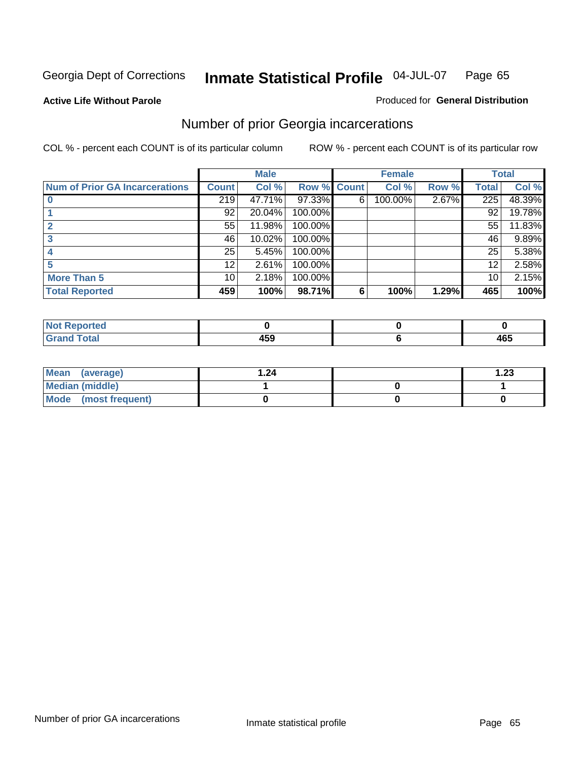Georgia Dept of Corrections **Inmate Statistical Profile** 04-JUL-07

**Active Life Without Parole**

Produced for **General Distribution**

## Number of prior Georgia incarcerations

COL % - percent each COUNT is of its particular column

ROW % - percent each COUNT is of its particular row

| | Male | | | Female | | | Total | |
|---|---|---|---|---|---|---|---|---|
| **Num of Prior GA Incarcerations** | **Count** | **Col %** | **Row %** | **Count** | **Col %** | **Row %** | **Total** | **Col %** |
| **0** | 219 | 47.71% | 97.33% | 6 | 100.00% | 2.67% | 225 | 48.39% |
| **1** | 92 | 20.04% | 100.00% | | | | 92 | 19.78% |
| **2** | 55 | 11.98% | 100.00% | | | | 55 | 11.83% |
| **3** | 46 | 10.02% | 100.00% | | | | 46 | 9.89% |
| **4** | 25 | 5.45% | 100.00% | | | | 25 | 5.38% |
| **5** | 12 | 2.61% | 100.00% | | | | 12 | 2.58% |
| **More Than 5** | 10 | 2.18% | 100.00% | | | | 10 | 2.15% |
| **Total Reported** | **459** | **100%** | **98.71%** | **6** | **100%** | **1.29%** | **465** | **100%** |

| | Male | Female | Total |
|---|---|---|---|
| **Not Reported** | **0** | **0** | **0** |
| **Grand Total** | **459** | **6** | **465** |

| | Male | Female | Total |
|---|---|---|---|
| **Mean (average)** | **1.24** | | **1.23** |
| **Median (middle)** | **1** | **0** | **1** |
| **Mode (most frequent)** | **0** | **0** | **0** |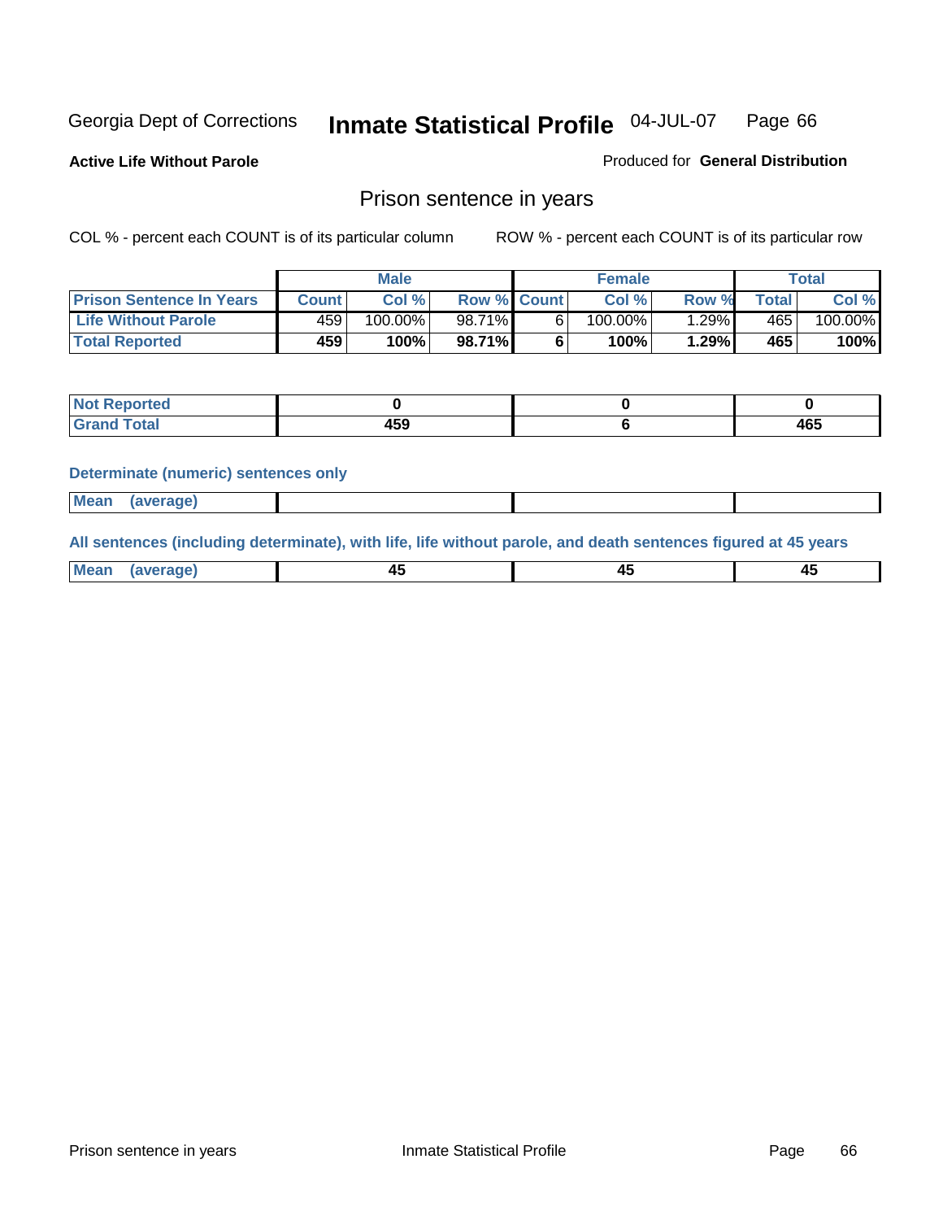Georgia Dept of Corrections **Inmate Statistical Profile** 04-JUL-07

**Active Life Without Parole**

Produced for **General Distribution**

## Prison sentence in years

COL % - percent each COUNT is of its particular column

ROW % - percent each COUNT is of its particular row

| | Male | | | Female | | | Total | |
|---|---|---|---|---|---|---|---|---|
| **Prison Sentence In Years** | **Count** | **Col %** | **Row %** | **Count** | **Col %** | **Row %** | **Total** | **Col %** |
| **Life Without Parole** | 459 | 100.00% | 98.71% | 6 | 100.00% | 1.29% | 465 | 100.00% |
| **Total Reported** | **459** | **100%** | **98.71%** | **6** | **100%** | **1.29%** | **465** | **100%** |

| | Male | Female | Total |
|---|---|---|---|
| **Not Reported** | **0** | **0** | **0** |
| **Grand Total** | **459** | **6** | **465** |

**Determinate (numeric) sentences only**

| | Male | Female | Total |
|---|---|---|---|
| **Mean (average)** | | | |

**All sentences (including determinate), with life, life without parole, and death sentences figured at 45 years**

| | Male | Female | Total |
|---|---|---|---|
| **Mean (average)** | **45** | **45** | **45** |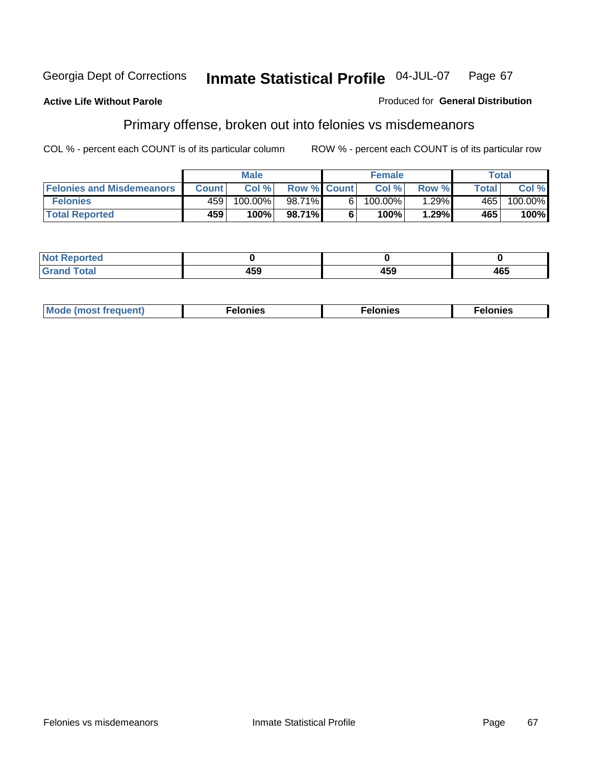Georgia Dept of Corrections **Inmate Statistical Profile** 04-JUL-07

**Active Life Without Parole**

Produced for **General Distribution**

## Primary offense, broken out into felonies vs misdemeanors

COL % - percent each COUNT is of its particular column

ROW % - percent each COUNT is of its particular row

| | Male | | | Female | | | Total | |
|---|---|---|---|---|---|---|---|---|
| **Felonies and Misdemeanors** | **Count** | **Col %** | **Row %** | **Count** | **Col %** | **Row %** | **Total** | **Col %** |
| **Felonies** | 459 | 100.00% | 98.71% | 6 | 100.00% | 1.29% | 465 | 100.00% |
| **Total Reported** | **459** | **100%** | **98.71%** | **6** | **100%** | **1.29%** | **465** | **100%** |

| | Male | Female | Total |
|---|---|---|---|
| **Not Reported** | **0** | **0** | **0** |
| **Grand Total** | **459** | **459** | **465** |

| | Male | Female | Total |
|---|---|---|---|
| **Mode (most frequent)** | **Felonies** | **Felonies** | **Felonies** |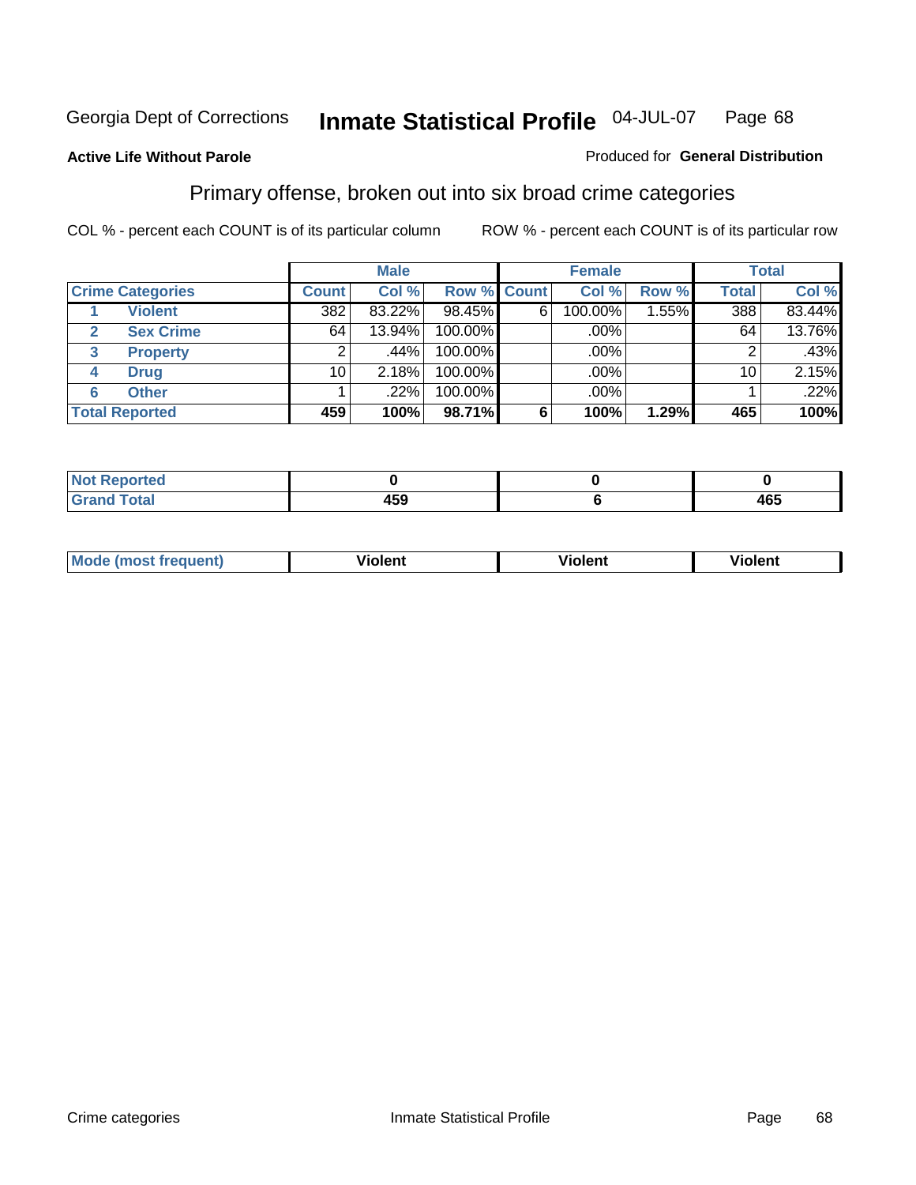Georgia Dept of Corrections **Inmate Statistical Profile** 04-JUL-07

**Active Life Without Parole**

Produced for **General Distribution**

## Primary offense, broken out into six broad crime categories

COL % - percent each COUNT is of its particular column

ROW % - percent each COUNT is of its particular row

| Crime Categories | | Male | | | Female | | | Total | |
|---|---|---|---|---|---|---|---|---|---|
| | | Count | Col % | Row % | Count | Col % | Row % | Total | Col % |
| 1 | Violent | 382 | 83.22% | 98.45% | 6 | 100.00% | 1.55% | 388 | 83.44% |
| 2 | Sex Crime | 64 | 13.94% | 100.00% | | .00% | | 64 | 13.76% |
| 3 | Property | 2 | .44% | 100.00% | | .00% | | 2 | .43% |
| 4 | Drug | 10 | 2.18% | 100.00% | | .00% | | 10 | 2.15% |
| 6 | Other | 1 | .22% | 100.00% | | .00% | | 1 | .22% |
| **Total Reported** | | **459** | **100%** | **98.71%** | **6** | **100%** | **1.29%** | **465** | **100%** |

| | Male | Female | Total |
|---|---|---|---|
| Not Reported | 0 | 0 | 0 |
| Grand Total | 459 | 6 | 465 |

| | Male | Female | Total |
|---|---|---|---|
| Mode (most frequent) | Violent | Violent | Violent |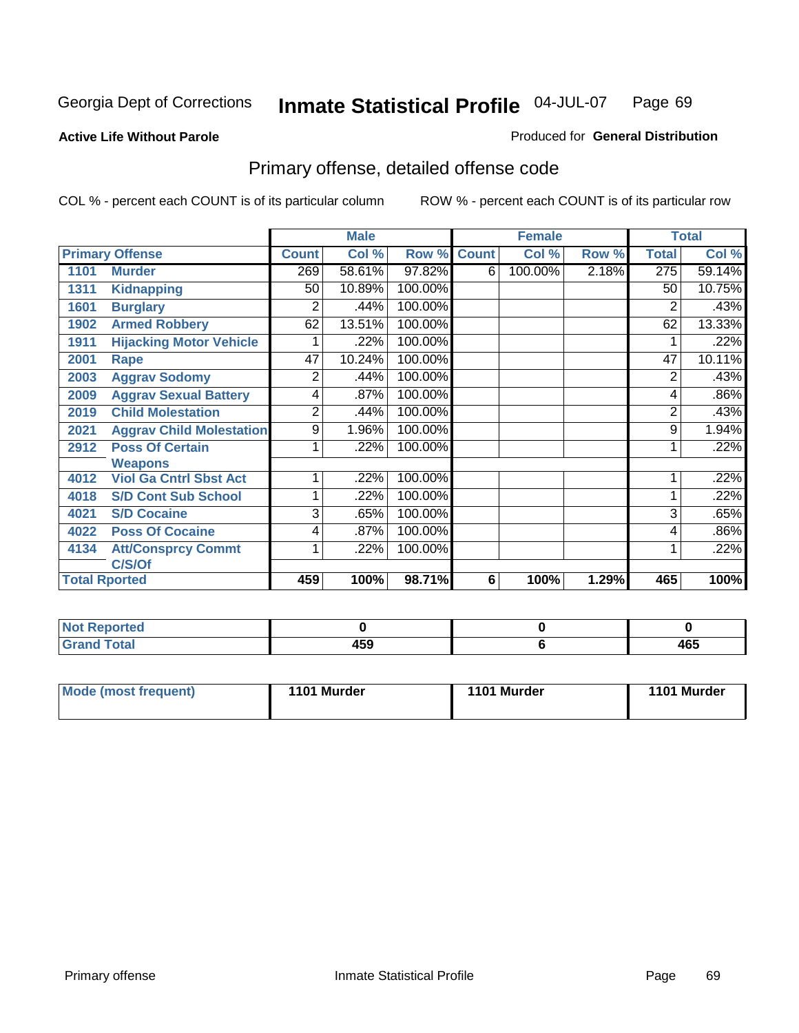Georgia Dept of Corrections **Inmate Statistical Profile** 04-JUL-07

**Active Life Without Parole**

Produced for **General Distribution**

# Primary offense, detailed offense code

COL % - percent each COUNT is of its particular column

ROW % - percent each COUNT is of its particular row

| Primary Offense | | Male | | | Female | | | Total | |
|---|---|---|---|---|---|---|---|---|---|
| | | Count | Col % | Row % | Count | Col % | Row % | Total | Col % |
| 1101 | Murder | 269 | 58.61% | 97.82% | 6 | 100.00% | 2.18% | 275 | 59.14% |
| 1311 | Kidnapping | 50 | 10.89% | 100.00% | | | | 50 | 10.75% |
| 1601 | Burglary | 2 | .44% | 100.00% | | | | 2 | .43% |
| 1902 | Armed Robbery | 62 | 13.51% | 100.00% | | | | 62 | 13.33% |
| 1911 | Hijacking Motor Vehicle | 1 | .22% | 100.00% | | | | 1 | .22% |
| 2001 | Rape | 47 | 10.24% | 100.00% | | | | 47 | 10.11% |
| 2003 | Aggrav Sodomy | 2 | .44% | 100.00% | | | | 2 | .43% |
| 2009 | Aggrav Sexual Battery | 4 | .87% | 100.00% | | | | 4 | .86% |
| 2019 | Child Molestation | 2 | .44% | 100.00% | | | | 2 | .43% |
| 2021 | Aggrav Child Molestation | 9 | 1.96% | 100.00% | | | | 9 | 1.94% |
| 2912 | Poss Of Certain Weapons | 1 | .22% | 100.00% | | | | 1 | .22% |
| 4012 | Viol Ga Cntrl Sbst Act | 1 | .22% | 100.00% | | | | 1 | .22% |
| 4018 | S/D Cont Sub School | 1 | .22% | 100.00% | | | | 1 | .22% |
| 4021 | S/D Cocaine | 3 | .65% | 100.00% | | | | 3 | .65% |
| 4022 | Poss Of Cocaine | 4 | .87% | 100.00% | | | | 4 | .86% |
| 4134 | Att/Consprcy Commt C/S/Of | 1 | .22% | 100.00% | | | | 1 | .22% |
| Total Rported | | 459 | 100% | 98.71% | 6 | 100% | 1.29% | 465 | 100% |

| | Male | Female | Total |
|---|---|---|---|
| Not Reported | 0 | 0 | 0 |
| Grand Total | 459 | 6 | 465 |

| | Male | Female | Total |
|---|---|---|---|
| Mode (most frequent) | 1101 Murder | 1101 Murder | 1101 Murder |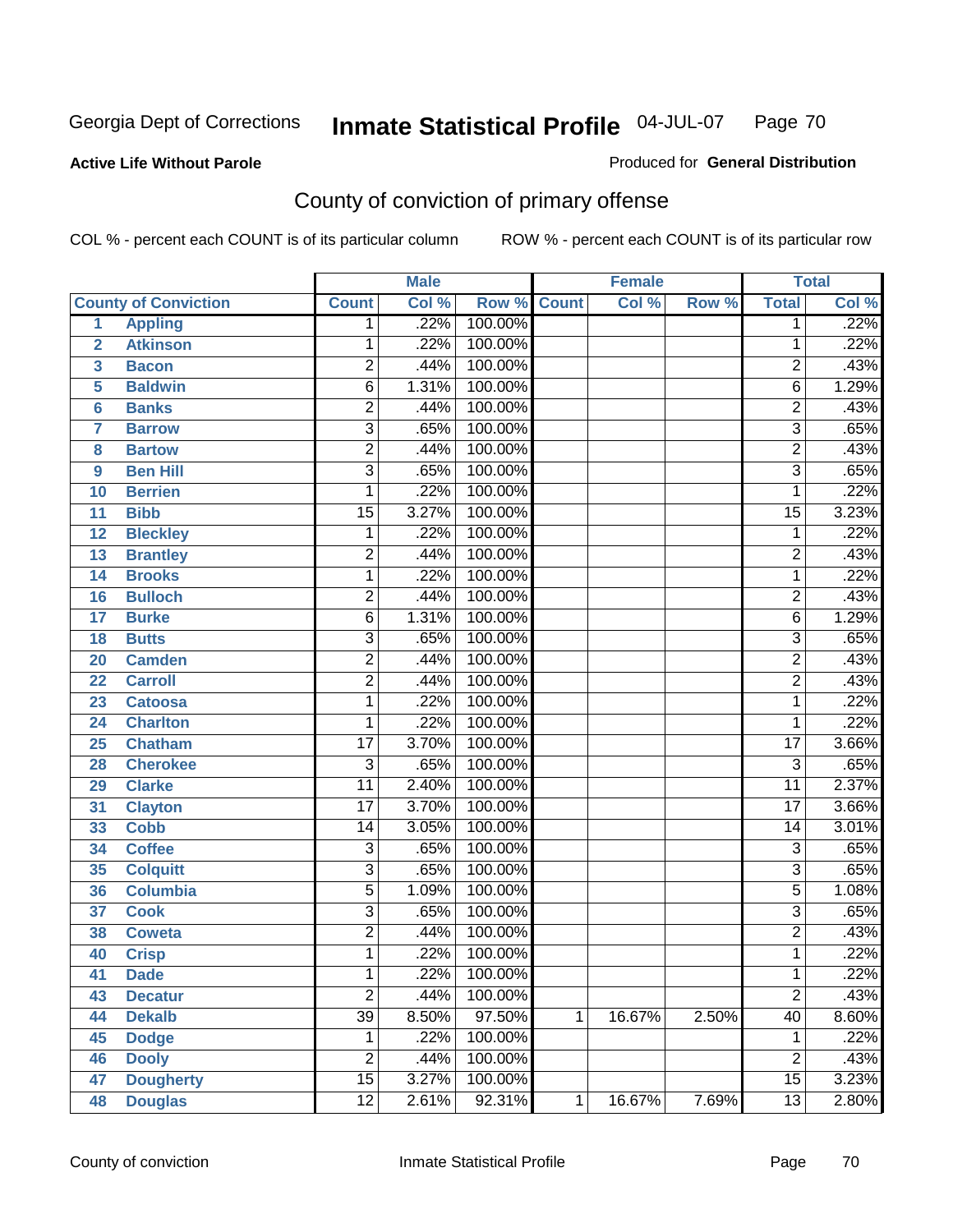Georgia Dept of Corrections **Inmate Statistical Profile** 04-JUL-07

**Active Life Without Parole** Produced for **General Distribution**

## County of conviction of primary offense

COL % - percent each COUNT is of its particular column ROW % - percent each COUNT is of its particular row

| County of Conviction | | Male | | | Female | | | Total | |
|---|---|---|---|---|---|---|---|---|---|
| | | Count | Col % | Row % | Count | Col % | Row % | Total | Col % |
| 1 | Appling | 1 | .22% | 100.00% | | | | 1 | .22% |
| 2 | Atkinson | 1 | .22% | 100.00% | | | | 1 | .22% |
| 3 | Bacon | 2 | .44% | 100.00% | | | | 2 | .43% |
| 5 | Baldwin | 6 | 1.31% | 100.00% | | | | 6 | 1.29% |
| 6 | Banks | 2 | .44% | 100.00% | | | | 2 | .43% |
| 7 | Barrow | 3 | .65% | 100.00% | | | | 3 | .65% |
| 8 | Bartow | 2 | .44% | 100.00% | | | | 2 | .43% |
| 9 | Ben Hill | 3 | .65% | 100.00% | | | | 3 | .65% |
| 10 | Berrien | 1 | .22% | 100.00% | | | | 1 | .22% |
| 11 | Bibb | 15 | 3.27% | 100.00% | | | | 15 | 3.23% |
| 12 | Bleckley | 1 | .22% | 100.00% | | | | 1 | .22% |
| 13 | Brantley | 2 | .44% | 100.00% | | | | 2 | .43% |
| 14 | Brooks | 1 | .22% | 100.00% | | | | 1 | .22% |
| 16 | Bulloch | 2 | .44% | 100.00% | | | | 2 | .43% |
| 17 | Burke | 6 | 1.31% | 100.00% | | | | 6 | 1.29% |
| 18 | Butts | 3 | .65% | 100.00% | | | | 3 | .65% |
| 20 | Camden | 2 | .44% | 100.00% | | | | 2 | .43% |
| 22 | Carroll | 2 | .44% | 100.00% | | | | 2 | .43% |
| 23 | Catoosa | 1 | .22% | 100.00% | | | | 1 | .22% |
| 24 | Charlton | 1 | .22% | 100.00% | | | | 1 | .22% |
| 25 | Chatham | 17 | 3.70% | 100.00% | | | | 17 | 3.66% |
| 28 | Cherokee | 3 | .65% | 100.00% | | | | 3 | .65% |
| 29 | Clarke | 11 | 2.40% | 100.00% | | | | 11 | 2.37% |
| 31 | Clayton | 17 | 3.70% | 100.00% | | | | 17 | 3.66% |
| 33 | Cobb | 14 | 3.05% | 100.00% | | | | 14 | 3.01% |
| 34 | Coffee | 3 | .65% | 100.00% | | | | 3 | .65% |
| 35 | Colquitt | 3 | .65% | 100.00% | | | | 3 | .65% |
| 36 | Columbia | 5 | 1.09% | 100.00% | | | | 5 | 1.08% |
| 37 | Cook | 3 | .65% | 100.00% | | | | 3 | .65% |
| 38 | Coweta | 2 | .44% | 100.00% | | | | 2 | .43% |
| 40 | Crisp | 1 | .22% | 100.00% | | | | 1 | .22% |
| 41 | Dade | 1 | .22% | 100.00% | | | | 1 | .22% |
| 43 | Decatur | 2 | .44% | 100.00% | | | | 2 | .43% |
| 44 | Dekalb | 39 | 8.50% | 97.50% | 1 | 16.67% | 2.50% | 40 | 8.60% |
| 45 | Dodge | 1 | .22% | 100.00% | | | | 1 | .22% |
| 46 | Dooly | 2 | .44% | 100.00% | | | | 2 | .43% |
| 47 | Dougherty | 15 | 3.27% | 100.00% | | | | 15 | 3.23% |
| 48 | Douglas | 12 | 2.61% | 92.31% | 1 | 16.67% | 7.69% | 13 | 2.80% |

County of conviction Inmate Statistical Profile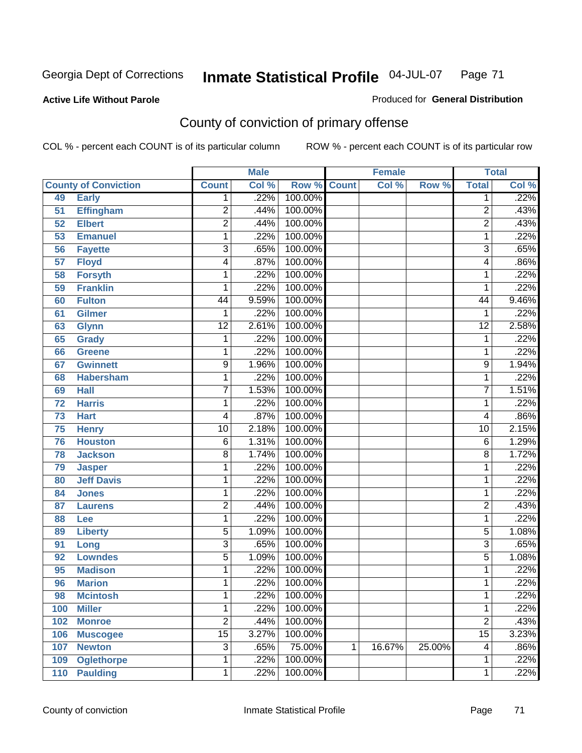Georgia Dept of Corrections **Inmate Statistical Profile** 04-JUL-07

**Active Life Without Parole**

Produced for **General Distribution**

## County of conviction of primary offense

COL % - percent each COUNT is of its particular column    ROW % - percent each COUNT is of its particular row

| County of Conviction | | Male | | | Female | | | Total | |
|---|---|---|---|---|---|---|---|---|---|
| | | Count | Col % | Row % | Count | Col % | Row % | Total | Col % |
| 49 | Early | 1 | .22% | 100.00% | | | | 1 | .22% |
| 51 | Effingham | 2 | .44% | 100.00% | | | | 2 | .43% |
| 52 | Elbert | 2 | .44% | 100.00% | | | | 2 | .43% |
| 53 | Emanuel | 1 | .22% | 100.00% | | | | 1 | .22% |
| 56 | Fayette | 3 | .65% | 100.00% | | | | 3 | .65% |
| 57 | Floyd | 4 | .87% | 100.00% | | | | 4 | .86% |
| 58 | Forsyth | 1 | .22% | 100.00% | | | | 1 | .22% |
| 59 | Franklin | 1 | .22% | 100.00% | | | | 1 | .22% |
| 60 | Fulton | 44 | 9.59% | 100.00% | | | | 44 | 9.46% |
| 61 | Gilmer | 1 | .22% | 100.00% | | | | 1 | .22% |
| 63 | Glynn | 12 | 2.61% | 100.00% | | | | 12 | 2.58% |
| 65 | Grady | 1 | .22% | 100.00% | | | | 1 | .22% |
| 66 | Greene | 1 | .22% | 100.00% | | | | 1 | .22% |
| 67 | Gwinnett | 9 | 1.96% | 100.00% | | | | 9 | 1.94% |
| 68 | Habersham | 1 | .22% | 100.00% | | | | 1 | .22% |
| 69 | Hall | 7 | 1.53% | 100.00% | | | | 7 | 1.51% |
| 72 | Harris | 1 | .22% | 100.00% | | | | 1 | .22% |
| 73 | Hart | 4 | .87% | 100.00% | | | | 4 | .86% |
| 75 | Henry | 10 | 2.18% | 100.00% | | | | 10 | 2.15% |
| 76 | Houston | 6 | 1.31% | 100.00% | | | | 6 | 1.29% |
| 78 | Jackson | 8 | 1.74% | 100.00% | | | | 8 | 1.72% |
| 79 | Jasper | 1 | .22% | 100.00% | | | | 1 | .22% |
| 80 | Jeff Davis | 1 | .22% | 100.00% | | | | 1 | .22% |
| 84 | Jones | 1 | .22% | 100.00% | | | | 1 | .22% |
| 87 | Laurens | 2 | .44% | 100.00% | | | | 2 | .43% |
| 88 | Lee | 1 | .22% | 100.00% | | | | 1 | .22% |
| 89 | Liberty | 5 | 1.09% | 100.00% | | | | 5 | 1.08% |
| 91 | Long | 3 | .65% | 100.00% | | | | 3 | .65% |
| 92 | Lowndes | 5 | 1.09% | 100.00% | | | | 5 | 1.08% |
| 95 | Madison | 1 | .22% | 100.00% | | | | 1 | .22% |
| 96 | Marion | 1 | .22% | 100.00% | | | | 1 | .22% |
| 98 | Mcintosh | 1 | .22% | 100.00% | | | | 1 | .22% |
| 100 | Miller | 1 | .22% | 100.00% | | | | 1 | .22% |
| 102 | Monroe | 2 | .44% | 100.00% | | | | 2 | .43% |
| 106 | Muscogee | 15 | 3.27% | 100.00% | | | | 15 | 3.23% |
| 107 | Newton | 3 | .65% | 75.00% | 1 | 16.67% | 25.00% | 4 | .86% |
| 109 | Oglethorpe | 1 | .22% | 100.00% | | | | 1 | .22% |
| 110 | Paulding | 1 | .22% | 100.00% | | | | 1 | .22% |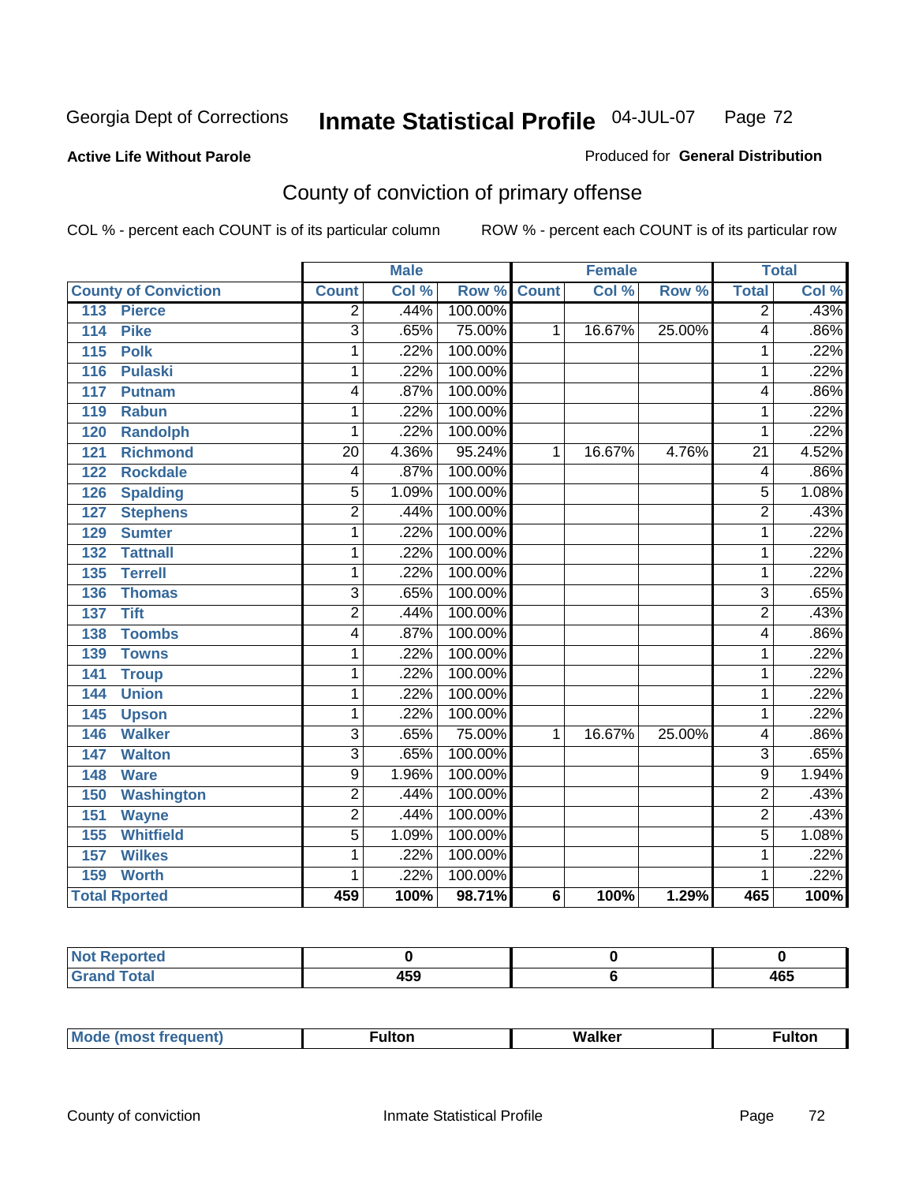Georgia Dept of Corrections **Inmate Statistical Profile** 04-JUL-07

**Active Life Without Parole**

Produced for **General Distribution**

## County of conviction of primary offense

COL % - percent each COUNT is of its particular column

ROW % - percent each COUNT is of its particular row

| County of Conviction | Male | | | Female | | | Total | |
|---|---|---|---|---|---|---|---|---|
| | Count | Col % | Row % | Count | Col % | Row % | Total | Col % |
| 113 Pierce | 2 | .44% | 100.00% | | | | 2 | .43% |
| 114 Pike | 3 | .65% | 75.00% | 1 | 16.67% | 25.00% | 4 | .86% |
| 115 Polk | 1 | .22% | 100.00% | | | | 1 | .22% |
| 116 Pulaski | 1 | .22% | 100.00% | | | | 1 | .22% |
| 117 Putnam | 4 | .87% | 100.00% | | | | 4 | .86% |
| 119 Rabun | 1 | .22% | 100.00% | | | | 1 | .22% |
| 120 Randolph | 1 | .22% | 100.00% | | | | 1 | .22% |
| 121 Richmond | 20 | 4.36% | 95.24% | 1 | 16.67% | 4.76% | 21 | 4.52% |
| 122 Rockdale | 4 | .87% | 100.00% | | | | 4 | .86% |
| 126 Spalding | 5 | 1.09% | 100.00% | | | | 5 | 1.08% |
| 127 Stephens | 2 | .44% | 100.00% | | | | 2 | .43% |
| 129 Sumter | 1 | .22% | 100.00% | | | | 1 | .22% |
| 132 Tattnall | 1 | .22% | 100.00% | | | | 1 | .22% |
| 135 Terrell | 1 | .22% | 100.00% | | | | 1 | .22% |
| 136 Thomas | 3 | .65% | 100.00% | | | | 3 | .65% |
| 137 Tift | 2 | .44% | 100.00% | | | | 2 | .43% |
| 138 Toombs | 4 | .87% | 100.00% | | | | 4 | .86% |
| 139 Towns | 1 | .22% | 100.00% | | | | 1 | .22% |
| 141 Troup | 1 | .22% | 100.00% | | | | 1 | .22% |
| 144 Union | 1 | .22% | 100.00% | | | | 1 | .22% |
| 145 Upson | 1 | .22% | 100.00% | | | | 1 | .22% |
| 146 Walker | 3 | .65% | 75.00% | 1 | 16.67% | 25.00% | 4 | .86% |
| 147 Walton | 3 | .65% | 100.00% | | | | 3 | .65% |
| 148 Ware | 9 | 1.96% | 100.00% | | | | 9 | 1.94% |
| 150 Washington | 2 | .44% | 100.00% | | | | 2 | .43% |
| 151 Wayne | 2 | .44% | 100.00% | | | | 2 | .43% |
| 155 Whitfield | 5 | 1.09% | 100.00% | | | | 5 | 1.08% |
| 157 Wilkes | 1 | .22% | 100.00% | | | | 1 | .22% |
| 159 Worth | 1 | .22% | 100.00% | | | | 1 | .22% |
| **Total Rported** | **459** | **100%** | **98.71%** | **6** | **100%** | **1.29%** | **465** | **100%** |

| | Male | Female | Total |
|---|---|---|---|
| Not Reported | 0 | 0 | 0 |
| Grand Total | 459 | 6 | 465 |

| | Male | Female | Total |
|---|---|---|---|
| Mode (most frequent) | Fulton | Walker | Fulton |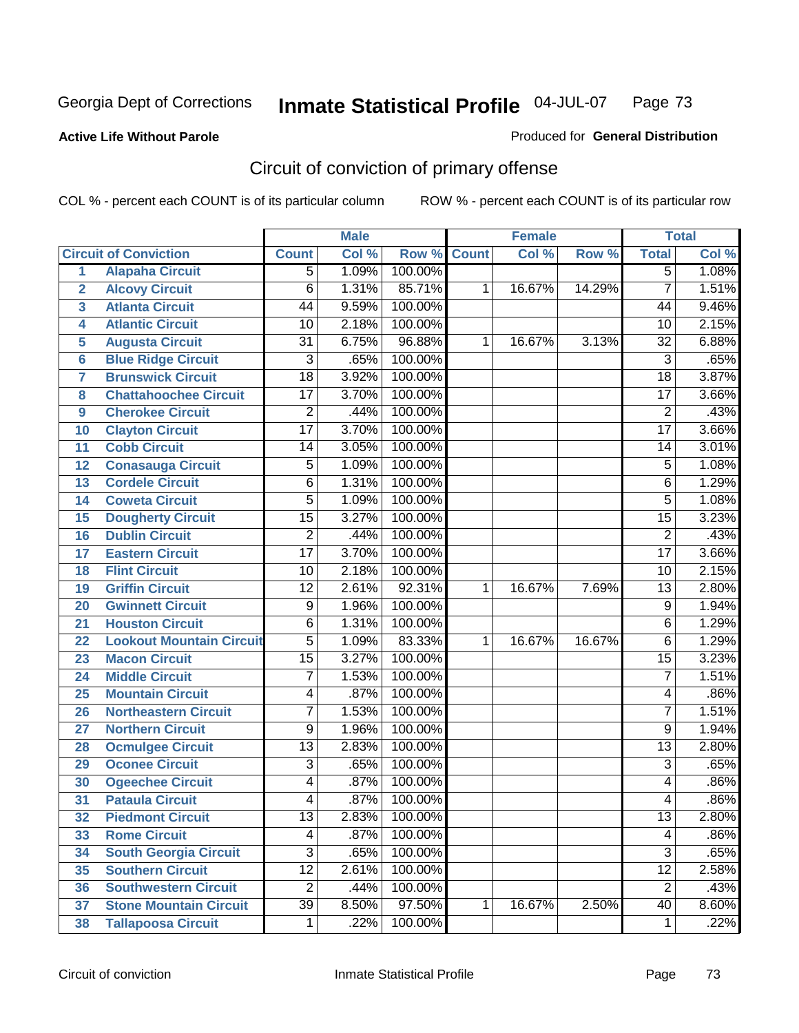Georgia Dept of Corrections **Inmate Statistical Profile** 04-JUL-07

**Active Life Without Parole**

Produced for **General Distribution**

## Circuit of conviction of primary offense

COL % - percent each COUNT is of its particular column ROW % - percent each COUNT is of its particular row

| | | Male | | | Female | | | Total | |
|---|---|---|---|---|---|---|---|---|---|
| **Circuit of Conviction** | | **Count** | **Col %** | **Row %** | **Count** | **Col %** | **Row %** | **Total** | **Col %** |
| **1** | **Alapaha Circuit** | 5 | 1.09% | 100.00% | | | | 5 | 1.08% |
| **2** | **Alcovy Circuit** | 6 | 1.31% | 85.71% | 1 | 16.67% | 14.29% | 7 | 1.51% |
| **3** | **Atlanta Circuit** | 44 | 9.59% | 100.00% | | | | 44 | 9.46% |
| **4** | **Atlantic Circuit** | 10 | 2.18% | 100.00% | | | | 10 | 2.15% |
| **5** | **Augusta Circuit** | 31 | 6.75% | 96.88% | 1 | 16.67% | 3.13% | 32 | 6.88% |
| **6** | **Blue Ridge Circuit** | 3 | .65% | 100.00% | | | | 3 | .65% |
| **7** | **Brunswick Circuit** | 18 | 3.92% | 100.00% | | | | 18 | 3.87% |
| **8** | **Chattahoochee Circuit** | 17 | 3.70% | 100.00% | | | | 17 | 3.66% |
| **9** | **Cherokee Circuit** | 2 | .44% | 100.00% | | | | 2 | .43% |
| **10** | **Clayton Circuit** | 17 | 3.70% | 100.00% | | | | 17 | 3.66% |
| **11** | **Cobb Circuit** | 14 | 3.05% | 100.00% | | | | 14 | 3.01% |
| **12** | **Conasauga Circuit** | 5 | 1.09% | 100.00% | | | | 5 | 1.08% |
| **13** | **Cordele Circuit** | 6 | 1.31% | 100.00% | | | | 6 | 1.29% |
| **14** | **Coweta Circuit** | 5 | 1.09% | 100.00% | | | | 5 | 1.08% |
| **15** | **Dougherty Circuit** | 15 | 3.27% | 100.00% | | | | 15 | 3.23% |
| **16** | **Dublin Circuit** | 2 | .44% | 100.00% | | | | 2 | .43% |
| **17** | **Eastern Circuit** | 17 | 3.70% | 100.00% | | | | 17 | 3.66% |
| **18** | **Flint Circuit** | 10 | 2.18% | 100.00% | | | | 10 | 2.15% |
| **19** | **Griffin Circuit** | 12 | 2.61% | 92.31% | 1 | 16.67% | 7.69% | 13 | 2.80% |
| **20** | **Gwinnett Circuit** | 9 | 1.96% | 100.00% | | | | 9 | 1.94% |
| **21** | **Houston Circuit** | 6 | 1.31% | 100.00% | | | | 6 | 1.29% |
| **22** | **Lookout Mountain Circuit** | 5 | 1.09% | 83.33% | 1 | 16.67% | 16.67% | 6 | 1.29% |
| **23** | **Macon Circuit** | 15 | 3.27% | 100.00% | | | | 15 | 3.23% |
| **24** | **Middle Circuit** | 7 | 1.53% | 100.00% | | | | 7 | 1.51% |
| **25** | **Mountain Circuit** | 4 | .87% | 100.00% | | | | 4 | .86% |
| **26** | **Northeastern Circuit** | 7 | 1.53% | 100.00% | | | | 7 | 1.51% |
| **27** | **Northern Circuit** | 9 | 1.96% | 100.00% | | | | 9 | 1.94% |
| **28** | **Ocmulgee Circuit** | 13 | 2.83% | 100.00% | | | | 13 | 2.80% |
| **29** | **Oconee Circuit** | 3 | .65% | 100.00% | | | | 3 | .65% |
| **30** | **Ogeechee Circuit** | 4 | .87% | 100.00% | | | | 4 | .86% |
| **31** | **Pataula Circuit** | 4 | .87% | 100.00% | | | | 4 | .86% |
| **32** | **Piedmont Circuit** | 13 | 2.83% | 100.00% | | | | 13 | 2.80% |
| **33** | **Rome Circuit** | 4 | .87% | 100.00% | | | | 4 | .86% |
| **34** | **South Georgia Circuit** | 3 | .65% | 100.00% | | | | 3 | .65% |
| **35** | **Southern Circuit** | 12 | 2.61% | 100.00% | | | | 12 | 2.58% |
| **36** | **Southwestern Circuit** | 2 | .44% | 100.00% | | | | 2 | .43% |
| **37** | **Stone Mountain Circuit** | 39 | 8.50% | 97.50% | 1 | 16.67% | 2.50% | 40 | 8.60% |
| **38** | **Tallapoosa Circuit** | 1 | .22% | 100.00% | | | | 1 | .22% |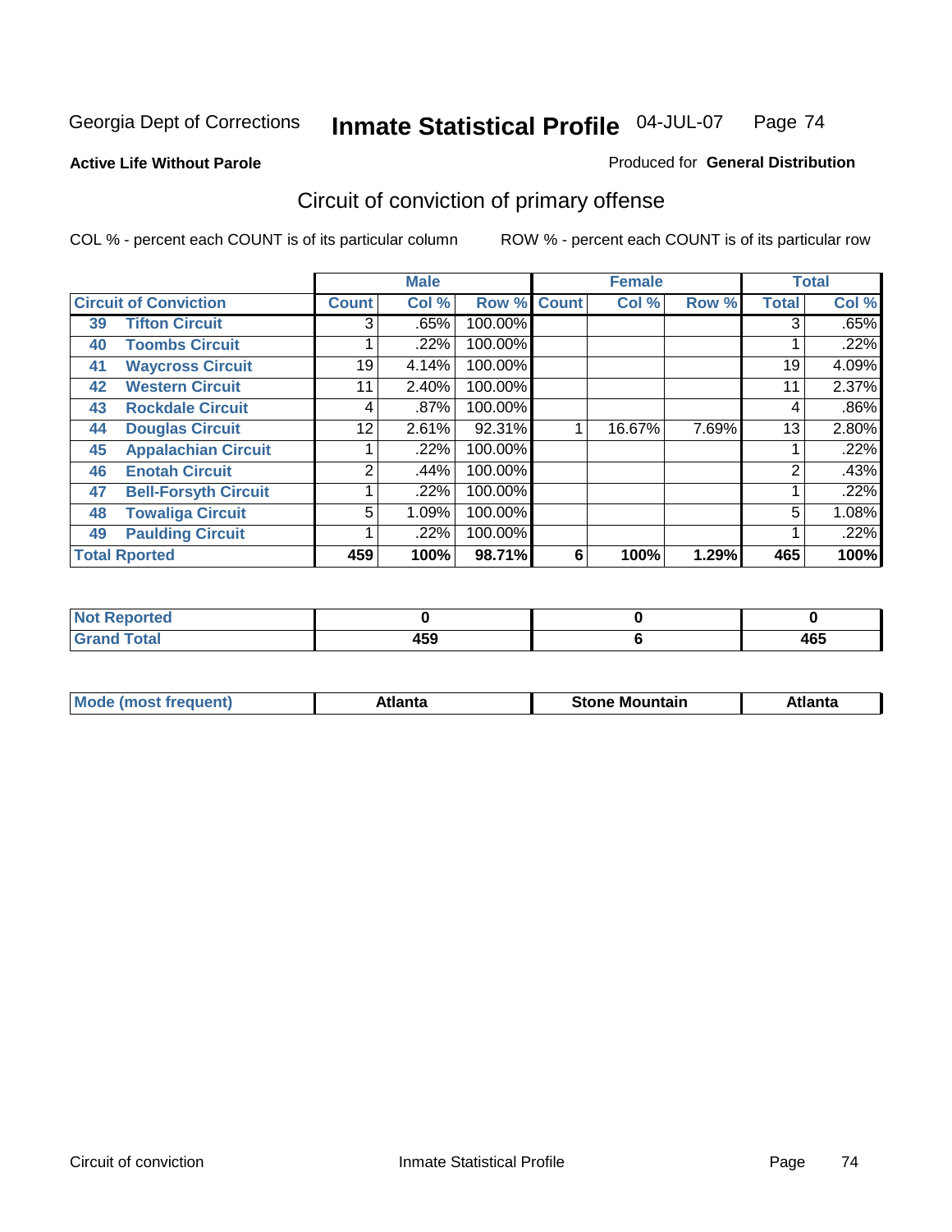Georgia Dept of Corrections **Inmate Statistical Profile** 04-JUL-07

**Active Life Without Parole**

Produced for **General Distribution**

## Circuit of conviction of primary offense

COL % - percent each COUNT is of its particular column ROW % - percent each COUNT is of its particular row

| Circuit of Conviction | | Male | | | Female | | | Total | |
|---|---|---|---|---|---|---|---|---|---|
| | | Count | Col % | Row % | Count | Col % | Row % | Total | Col % |
| 39 | Tifton Circuit | 3 | .65% | 100.00% | | | | 3 | .65% |
| 40 | Toombs Circuit | 1 | .22% | 100.00% | | | | 1 | .22% |
| 41 | Waycross Circuit | 19 | 4.14% | 100.00% | | | | 19 | 4.09% |
| 42 | Western Circuit | 11 | 2.40% | 100.00% | | | | 11 | 2.37% |
| 43 | Rockdale Circuit | 4 | .87% | 100.00% | | | | 4 | .86% |
| 44 | Douglas Circuit | 12 | 2.61% | 92.31% | 1 | 16.67% | 7.69% | 13 | 2.80% |
| 45 | Appalachian Circuit | 1 | .22% | 100.00% | | | | 1 | .22% |
| 46 | Enotah Circuit | 2 | .44% | 100.00% | | | | 2 | .43% |
| 47 | Bell-Forsyth Circuit | 1 | .22% | 100.00% | | | | 1 | .22% |
| 48 | Towaliga Circuit | 5 | 1.09% | 100.00% | | | | 5 | 1.08% |
| 49 | Paulding Circuit | 1 | .22% | 100.00% | | | | 1 | .22% |
| **Total Rported** | | **459** | **100%** | **98.71%** | **6** | **100%** | **1.29%** | **465** | **100%** |

| | Male | Female | Total |
|---|---|---|---|
| Not Reported | 0 | 0 | 0 |
| Grand Total | 459 | 6 | 465 |

| | Male | Female | Total |
|---|---|---|---|
| Mode (most frequent) | Atlanta | Stone Mountain | Atlanta |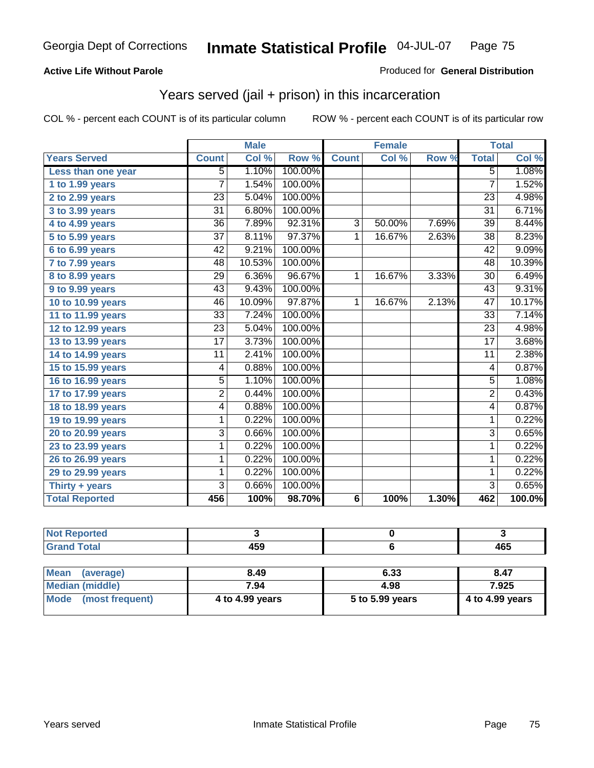Georgia Dept of Corrections **Inmate Statistical Profile** 04-JUL-07

**Active Life Without Parole**

Produced for **General Distribution**

## Years served (jail + prison) in this incarceration

COL % - percent each COUNT is of its particular column

ROW % - percent each COUNT is of its particular row

| | Male | | | Female | | | Total | |
|---|---|---|---|---|---|---|---|---|
| **Years Served** | **Count** | **Col %** | **Row %** | **Count** | **Col %** | **Row %** | **Total** | **Col %** |
| **Less than one year** | 5 | 1.10% | 100.00% | | | | 5 | 1.08% |
| **1 to 1.99 years** | 7 | 1.54% | 100.00% | | | | 7 | 1.52% |
| **2 to 2.99 years** | 23 | 5.04% | 100.00% | | | | 23 | 4.98% |
| **3 to 3.99 years** | 31 | 6.80% | 100.00% | | | | 31 | 6.71% |
| **4 to 4.99 years** | 36 | 7.89% | 92.31% | 3 | 50.00% | 7.69% | 39 | 8.44% |
| **5 to 5.99 years** | 37 | 8.11% | 97.37% | 1 | 16.67% | 2.63% | 38 | 8.23% |
| **6 to 6.99 years** | 42 | 9.21% | 100.00% | | | | 42 | 9.09% |
| **7 to 7.99 years** | 48 | 10.53% | 100.00% | | | | 48 | 10.39% |
| **8 to 8.99 years** | 29 | 6.36% | 96.67% | 1 | 16.67% | 3.33% | 30 | 6.49% |
| **9 to 9.99 years** | 43 | 9.43% | 100.00% | | | | 43 | 9.31% |
| **10 to 10.99 years** | 46 | 10.09% | 97.87% | 1 | 16.67% | 2.13% | 47 | 10.17% |
| **11 to 11.99 years** | 33 | 7.24% | 100.00% | | | | 33 | 7.14% |
| **12 to 12.99 years** | 23 | 5.04% | 100.00% | | | | 23 | 4.98% |
| **13 to 13.99 years** | 17 | 3.73% | 100.00% | | | | 17 | 3.68% |
| **14 to 14.99 years** | 11 | 2.41% | 100.00% | | | | 11 | 2.38% |
| **15 to 15.99 years** | 4 | 0.88% | 100.00% | | | | 4 | 0.87% |
| **16 to 16.99 years** | 5 | 1.10% | 100.00% | | | | 5 | 1.08% |
| **17 to 17.99 years** | 2 | 0.44% | 100.00% | | | | 2 | 0.43% |
| **18 to 18.99 years** | 4 | 0.88% | 100.00% | | | | 4 | 0.87% |
| **19 to 19.99 years** | 1 | 0.22% | 100.00% | | | | 1 | 0.22% |
| **20 to 20.99 years** | 3 | 0.66% | 100.00% | | | | 3 | 0.65% |
| **23 to 23.99 years** | 1 | 0.22% | 100.00% | | | | 1 | 0.22% |
| **26 to 26.99 years** | 1 | 0.22% | 100.00% | | | | 1 | 0.22% |
| **29 to 29.99 years** | 1 | 0.22% | 100.00% | | | | 1 | 0.22% |
| **Thirty + years** | 3 | 0.66% | 100.00% | | | | 3 | 0.65% |
| **Total Reported** | **456** | **100%** | **98.70%** | **6** | **100%** | **1.30%** | **462** | **100.0%** |

| | Male | Female | Total |
|---|---|---|---|
| **Not Reported** | 3 | 0 | 3 |
| **Grand Total** | 459 | 6 | 465 |

| | Male | Female | Total |
|---|---|---|---|
| **Mean (average)** | 8.49 | 6.33 | 8.47 |
| **Median (middle)** | 7.94 | 4.98 | 7.925 |
| **Mode (most frequent)** | 4 to 4.99 years | 5 to 5.99 years | 4 to 4.99 years |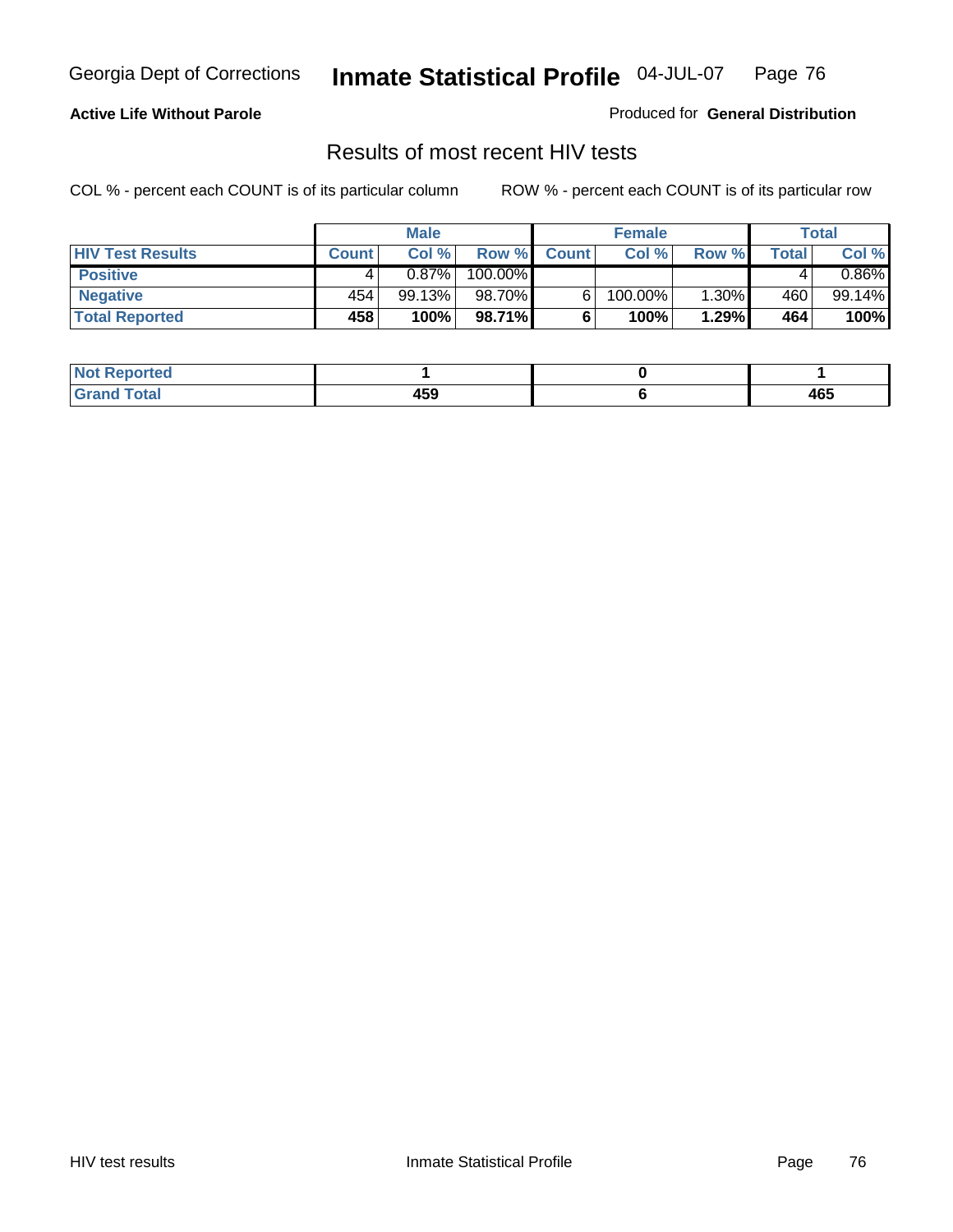**Active Life Without Parole**

Produced for **General Distribution**

## Results of most recent HIV tests

COL % - percent each COUNT is of its particular column

ROW % - percent each COUNT is of its particular row

| | Male | | | Female | | | Total | |
|---|---|---|---|---|---|---|---|---|
| **HIV Test Results** | **Count** | **Col %** | **Row %** | **Count** | **Col %** | **Row %** | **Total** | **Col %** |
| **Positive** | 4 | 0.87% | 100.00% | | | | 4 | 0.86% |
| **Negative** | 454 | 99.13% | 98.70% | 6 | 100.00% | 1.30% | 460 | 99.14% |
| **Total Reported** | **458** | **100%** | **98.71%** | **6** | **100%** | **1.29%** | **464** | **100%** |

| | Male | Female | Total |
|---|---|---|---|
| **Not Reported** | **1** | **0** | **1** |
| **Grand Total** | **459** | **6** | **465** |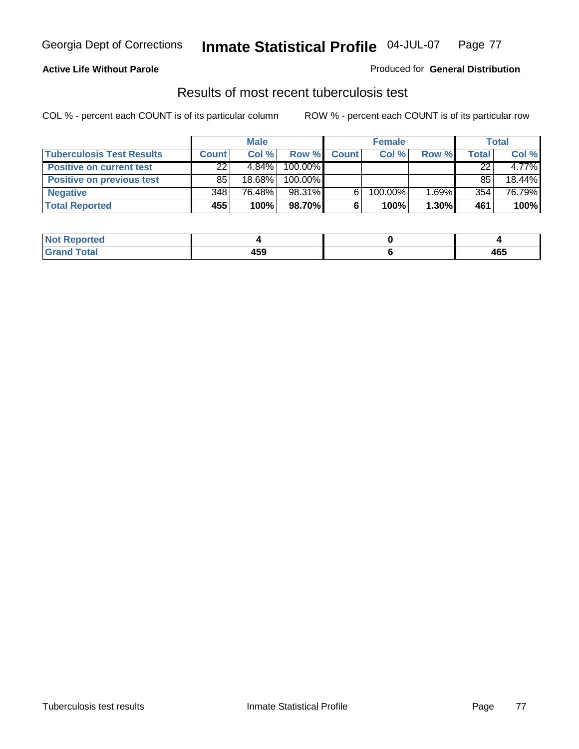Georgia Dept of Corrections **Inmate Statistical Profile** 04-JUL-07

**Active Life Without Parole**

Produced for **General Distribution**

## Results of most recent tuberculosis test

COL % - percent each COUNT is of its particular column

ROW % - percent each COUNT is of its particular row

| | Male | | | Female | | | Total | |
|---|---|---|---|---|---|---|---|---|
| **Tuberculosis Test Results** | **Count** | **Col %** | **Row %** | **Count** | **Col %** | **Row %** | **Total** | **Col %** |
| **Positive on current test** | 22 | 4.84% | 100.00% | | | | 22 | 4.77% |
| **Positive on previous test** | 85 | 18.68% | 100.00% | | | | 85 | 18.44% |
| **Negative** | 348 | 76.48% | 98.31% | 6 | 100.00% | 1.69% | 354 | 76.79% |
| **Total Reported** | **455** | **100%** | **98.70%** | **6** | **100%** | **1.30%** | **461** | **100%** |

| | Male | Female | Total |
|---|---|---|---|
| **Not Reported** | **4** | **0** | **4** |
| **Grand Total** | **459** | **6** | **465** |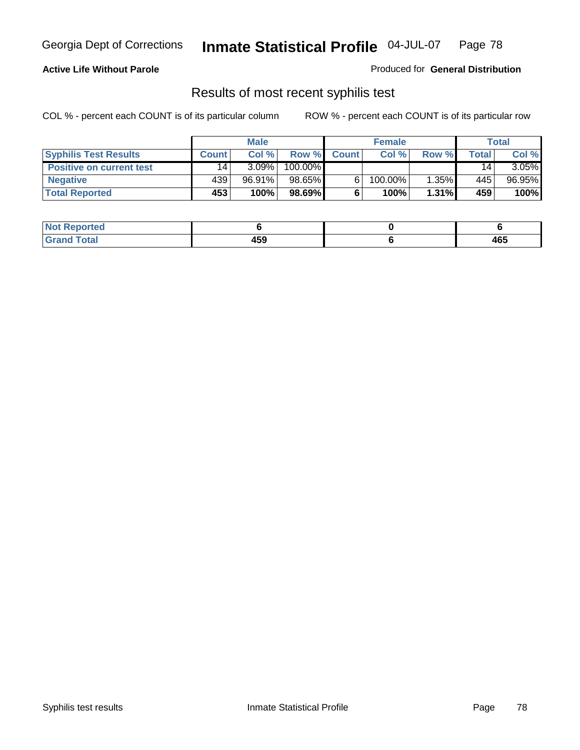Georgia Dept of Corrections **Inmate Statistical Profile** 04-JUL-07

**Active Life Without Parole**

Produced for **General Distribution**

## Results of most recent syphilis test

COL % - percent each COUNT is of its particular column ROW % - percent each COUNT is of its particular row

| | Male | | | Female | | | Total | |
|---|---|---|---|---|---|---|---|---|
| **Syphilis Test Results** | **Count** | **Col %** | **Row %** | **Count** | **Col %** | **Row %** | **Total** | **Col %** |
| **Positive on current test** | 14 | 3.09% | 100.00% | | | | 14 | 3.05% |
| **Negative** | 439 | 96.91% | 98.65% | 6 | 100.00% | 1.35% | 445 | 96.95% |
| **Total Reported** | **453** | **100%** | **98.69%** | **6** | **100%** | **1.31%** | **459** | **100%** |

| | Male | Female | Total |
|---|---|---|---|
| **Not Reported** | **6** | **0** | **6** |
| **Grand Total** | **459** | **6** | **465** |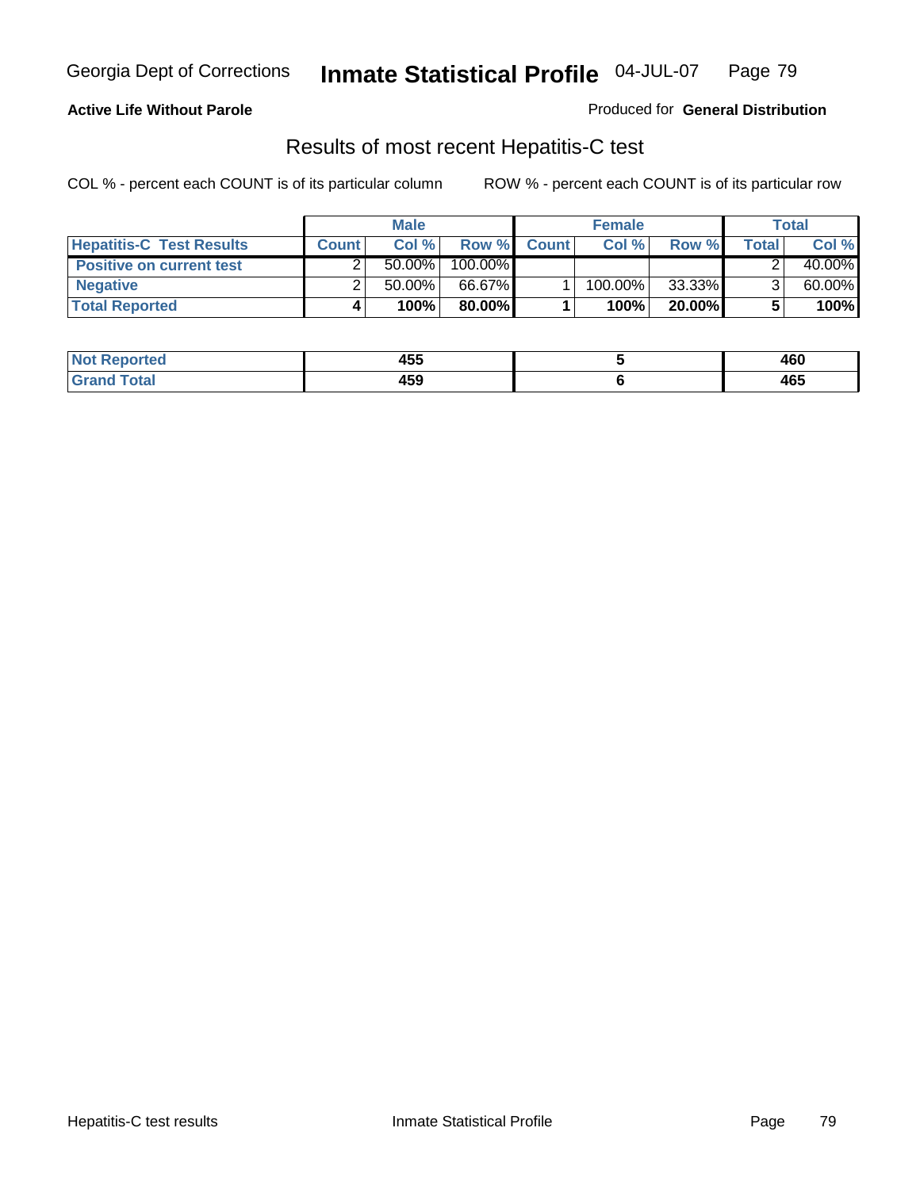**Active Life Without Parole**

Produced for **General Distribution**

## Results of most recent Hepatitis-C test

COL % - percent each COUNT is of its particular column

ROW % - percent each COUNT is of its particular row

| | Male | | | Female | | | Total | |
|---|---|---|---|---|---|---|---|---|
| **Hepatitis-C Test Results** | **Count** | **Col %** | **Row %** | **Count** | **Col %** | **Row %** | **Total** | **Col %** |
| **Positive on current test** | 2 | 50.00% | 100.00% | | | | 2 | 40.00% |
| **Negative** | 2 | 50.00% | 66.67% | 1 | 100.00% | 33.33% | 3 | 60.00% |
| **Total Reported** | **4** | **100%** | **80.00%** | **1** | **100%** | **20.00%** | **5** | **100%** |

| | Male | Female | Total |
|---|---|---|---|
| **Not Reported** | **455** | **5** | **460** |
| **Grand Total** | **459** | **6** | **465** |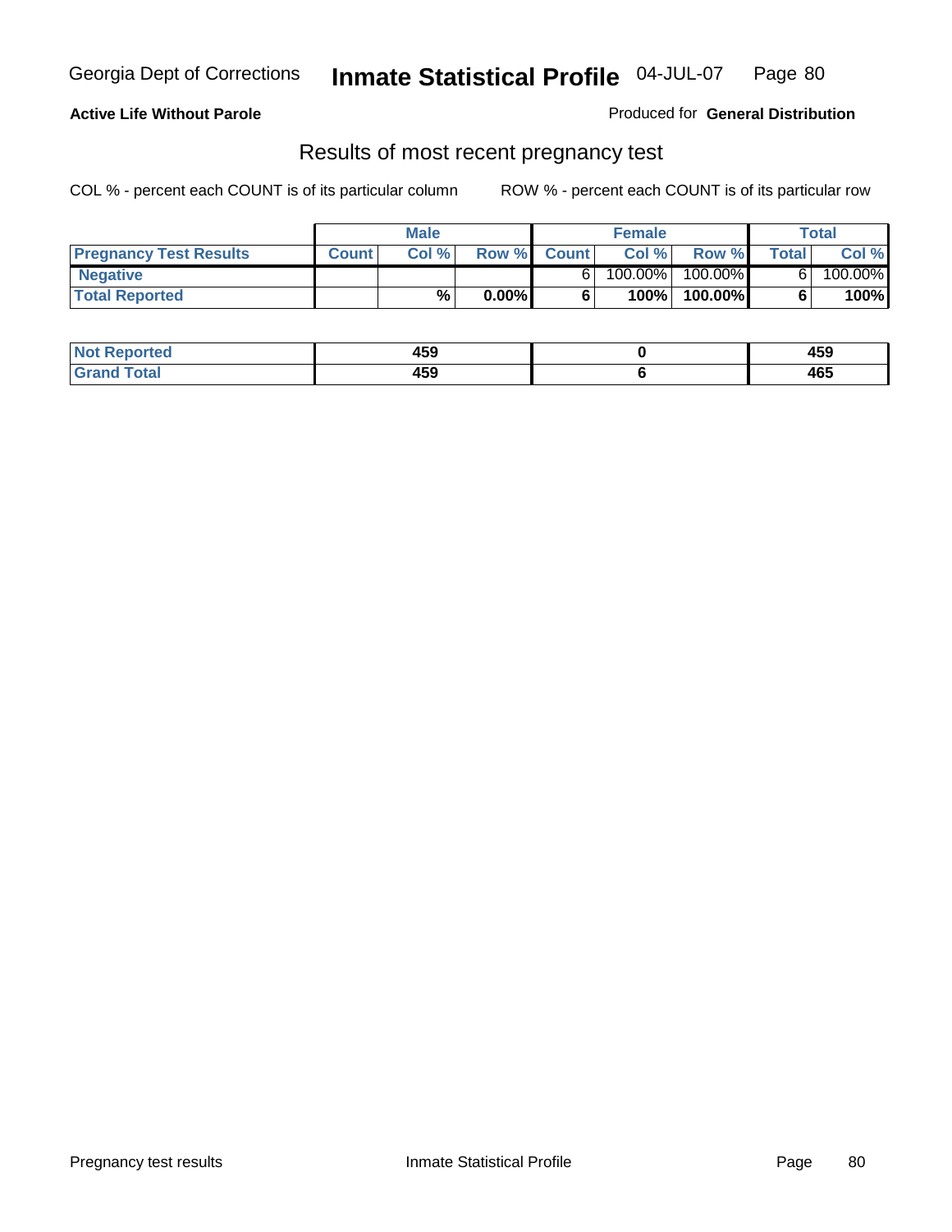Georgia Dept of Corrections **Inmate Statistical Profile** 04-JUL-07

**Active Life Without Parole**

Produced for **General Distribution**

## Results of most recent pregnancy test

COL % - percent each COUNT is of its particular column

ROW % - percent each COUNT is of its particular row

| | Male | | | Female | | | Total | |
|---|---|---|---|---|---|---|---|---|
| **Pregnancy Test Results** | **Count** | **Col %** | **Row %** | **Count** | **Col %** | **Row %** | **Total** | **Col %** |
| **Negative** | | | | 6 | 100.00% | 100.00% | 6 | 100.00% |
| **Total Reported** | | **%** | **0.00%** | **6** | **100%** | **100.00%** | **6** | **100%** |

| | Male | Female | Total |
|---|---|---|---|
| **Not Reported** | **459** | **0** | **459** |
| **Grand Total** | **459** | **6** | **465** |

Pregnancy test results Inmate Statistical Profile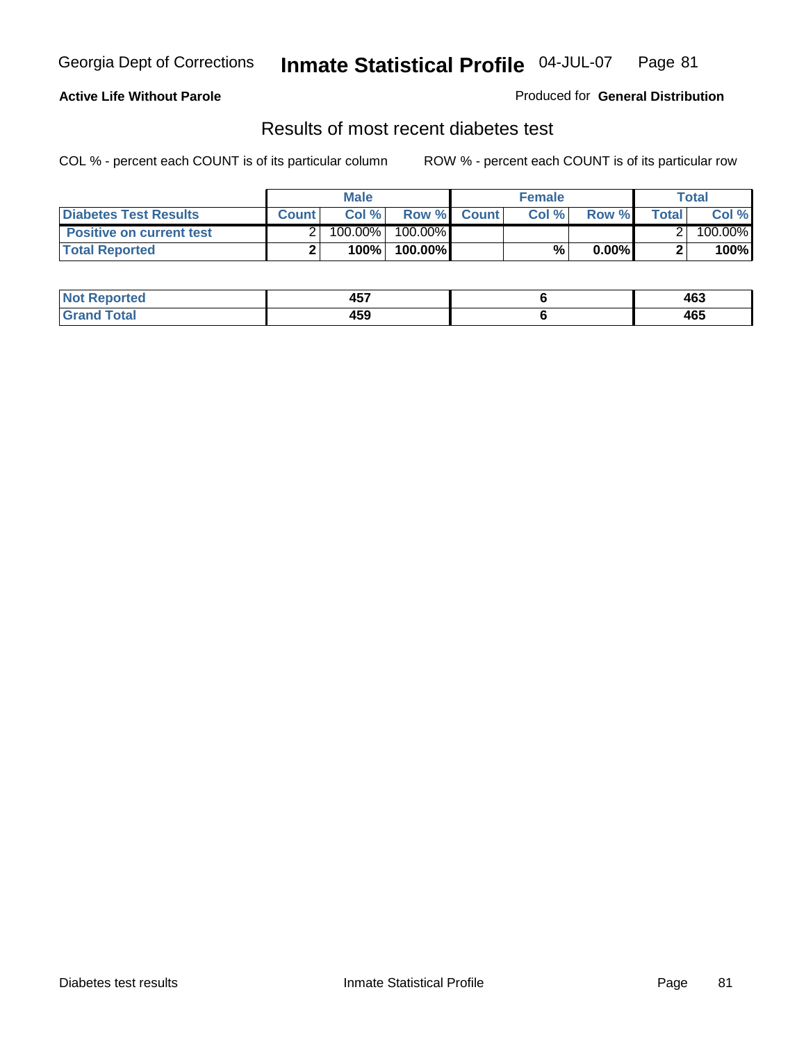**Active Life Without Parole**

Produced for **General Distribution**

## Results of most recent diabetes test

COL % - percent each COUNT is of its particular column ROW % - percent each COUNT is of its particular row

| | Male | | | Female | | | Total | |
|---|---|---|---|---|---|---|---|---|
| **Diabetes Test Results** | **Count** | **Col %** | **Row %** | **Count** | **Col %** | **Row %** | **Total** | **Col %** |
| **Positive on current test** | 2 | 100.00% | 100.00% | | | | 2 | 100.00% |
| **Total Reported** | **2** | **100%** | **100.00%** | | **%** | **0.00%** | **2** | **100%** |

| | Male | Female | Total |
|---|---|---|---|
| **Not Reported** | **457** | **6** | **463** |
| **Grand Total** | **459** | **6** | **465** |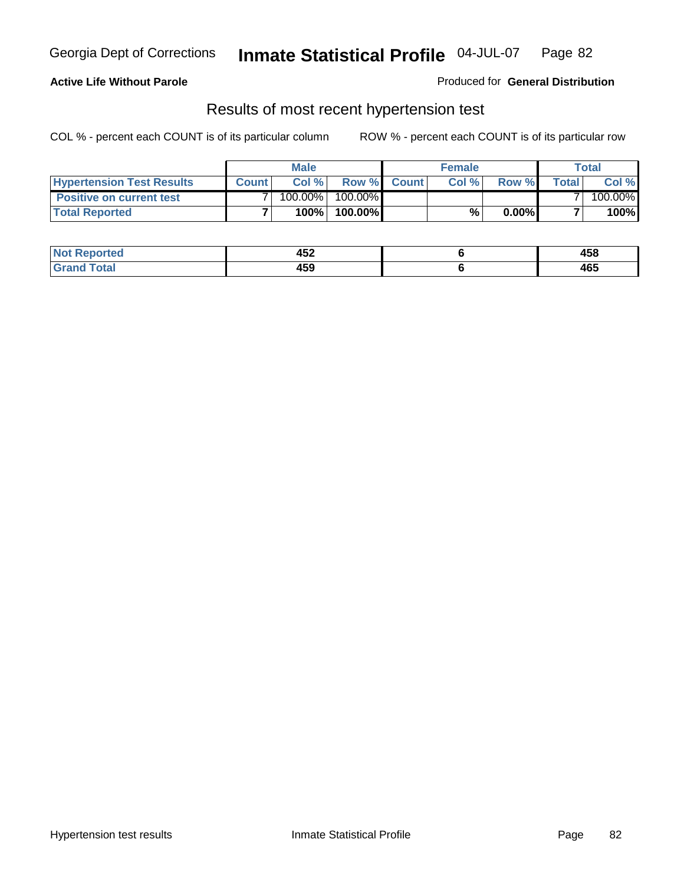**Active Life Without Parole**

Produced for **General Distribution**

## Results of most recent hypertension test

COL % - percent each COUNT is of its particular column

ROW % - percent each COUNT is of its particular row

| | Male | | | Female | | | Total | |
|---|---|---|---|---|---|---|---|---|
| **Hypertension Test Results** | **Count** | **Col %** | **Row %** | **Count** | **Col %** | **Row %** | **Total** | **Col %** |
| **Positive on current test** | 7 | 100.00% | 100.00% | | | | 7 | 100.00% |
| **Total Reported** | **7** | **100%** | **100.00%** | | **%** | **0.00%** | **7** | **100%** |

| | Male | Female | Total |
|---|---|---|---|
| **Not Reported** | **452** | **6** | **458** |
| **Grand Total** | **459** | **6** | **465** |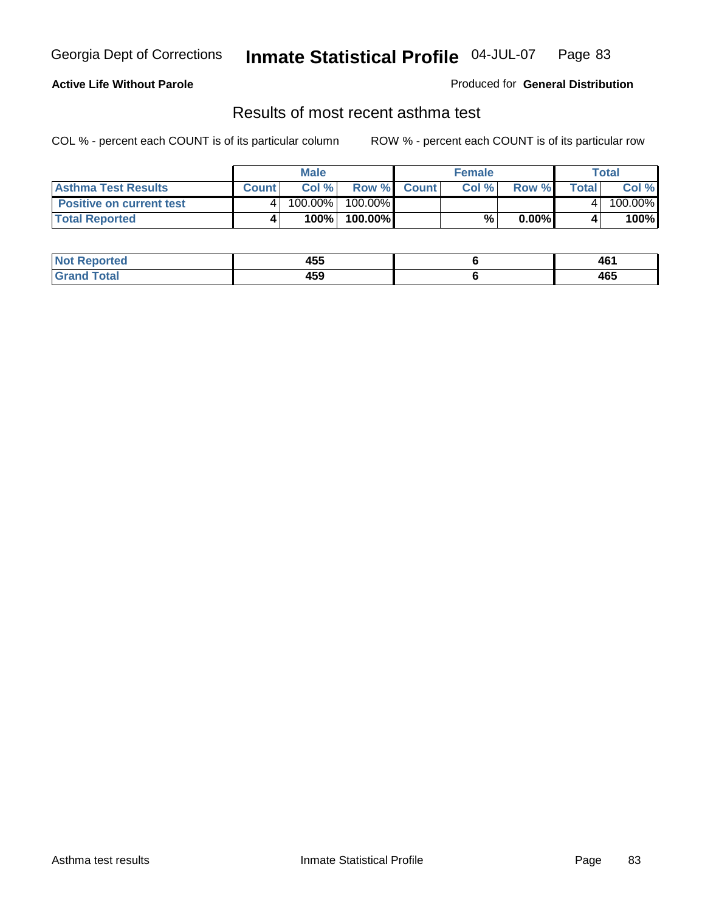Georgia Dept of Corrections **Inmate Statistical Profile** 04-JUL-07

**Active Life Without Parole**

Produced for **General Distribution**

## Results of most recent asthma test

COL % - percent each COUNT is of its particular column    ROW % - percent each COUNT is of its particular row

| | Male | | | Female | | | Total | |
|---|---|---|---|---|---|---|---|---|
| **Asthma Test Results** | **Count** | **Col %** | **Row %** | **Count** | **Col %** | **Row %** | **Total** | **Col %** |
| **Positive on current test** | 4 | 100.00% | 100.00% | | | | 4 | 100.00% |
| **Total Reported** | **4** | **100%** | **100.00%** | | **%** | **0.00%** | **4** | **100%** |

| | Male | Female | Total |
|---|---|---|---|
| **Not Reported** | **455** | **6** | **461** |
| **Grand Total** | **459** | **6** | **465** |